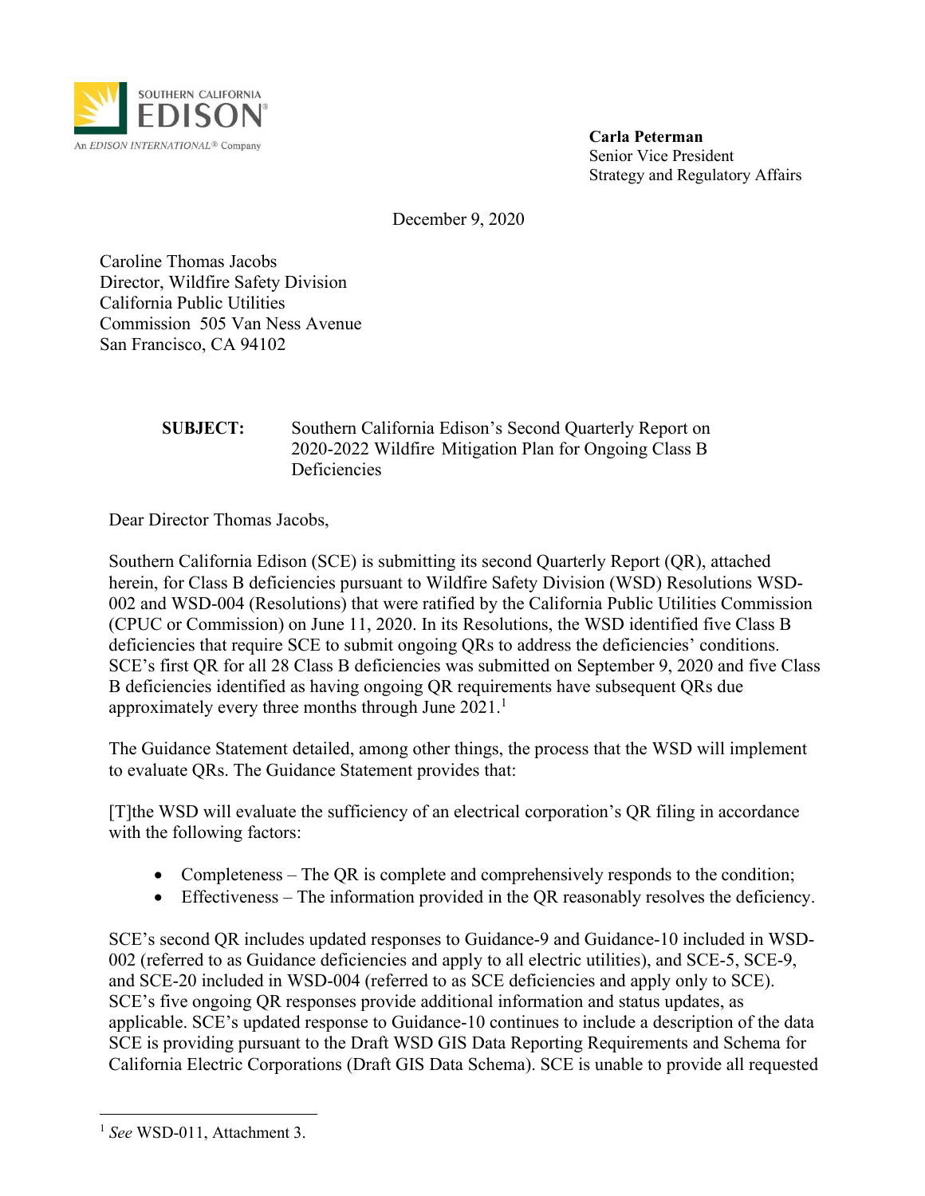SOUTHERN CALIFORNIA
EDISON®
An EDISON INTERNATIONAL® Company

**Carla Peterman**
Senior Vice President
Strategy and Regulatory Affairs

December 9, 2020

Caroline Thomas Jacobs
Director, Wildfire Safety Division
California Public Utilities
Commission 505 Van Ness Avenue
San Francisco, CA 94102

**SUBJECT:** Southern California Edison's Second Quarterly Report on 2020-2022 Wildfire Mitigation Plan for Ongoing Class B Deficiencies

Dear Director Thomas Jacobs,

Southern California Edison (SCE) is submitting its second Quarterly Report (QR), attached herein, for Class B deficiencies pursuant to Wildfire Safety Division (WSD) Resolutions WSD-002 and WSD-004 (Resolutions) that were ratified by the California Public Utilities Commission (CPUC or Commission) on June 11, 2020. In its Resolutions, the WSD identified five Class B deficiencies that require SCE to submit ongoing QRs to address the deficiencies' conditions. SCE's first QR for all 28 Class B deficiencies was submitted on September 9, 2020 and five Class B deficiencies identified as having ongoing QR requirements have subsequent QRs due approximately every three months through June 2021.[1]

The Guidance Statement detailed, among other things, the process that the WSD will implement to evaluate QRs. The Guidance Statement provides that:

[T]the WSD will evaluate the sufficiency of an electrical corporation's QR filing in accordance with the following factors:

- Completeness – The QR is complete and comprehensively responds to the condition;
- Effectiveness – The information provided in the QR reasonably resolves the deficiency.

SCE's second QR includes updated responses to Guidance-9 and Guidance-10 included in WSD-002 (referred to as Guidance deficiencies and apply to all electric utilities), and SCE-5, SCE-9, and SCE-20 included in WSD-004 (referred to as SCE deficiencies and apply only to SCE). SCE's five ongoing QR responses provide additional information and status updates, as applicable. SCE's updated response to Guidance-10 continues to include a description of the data SCE is providing pursuant to the Draft WSD GIS Data Reporting Requirements and Schema for California Electric Corporations (Draft GIS Data Schema). SCE is unable to provide all requested

---

[1] *See* WSD-011, Attachment 3.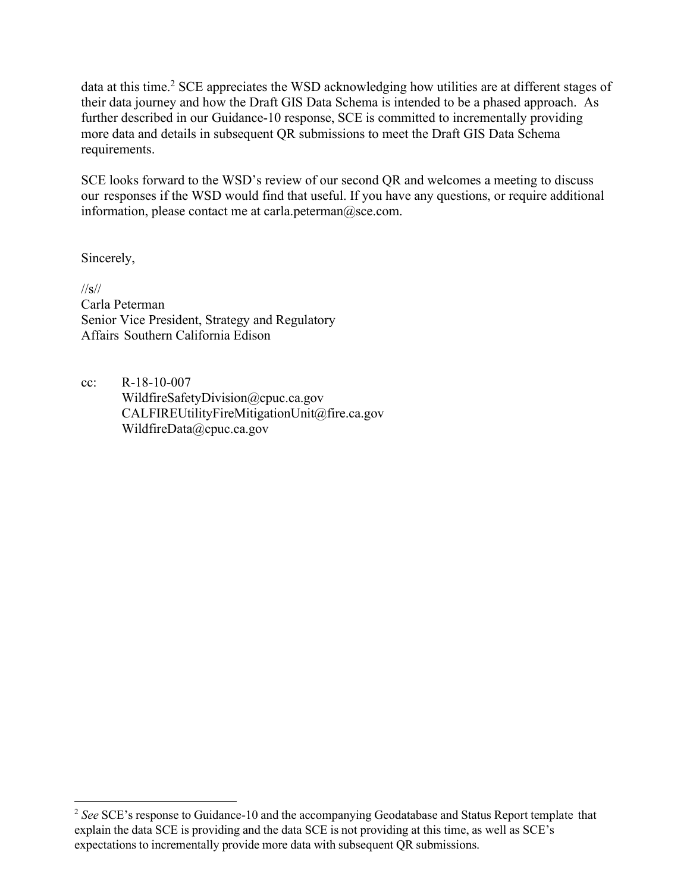data at this time.[2] SCE appreciates the WSD acknowledging how utilities are at different stages of their data journey and how the Draft GIS Data Schema is intended to be a phased approach. As further described in our Guidance-10 response, SCE is committed to incrementally providing more data and details in subsequent QR submissions to meet the Draft GIS Data Schema requirements.

SCE looks forward to the WSD's review of our second QR and welcomes a meeting to discuss our responses if the WSD would find that useful. If you have any questions, or require additional information, please contact me at carla.peterman@sce.com.

Sincerely,

//s//
Carla Peterman
Senior Vice President, Strategy and Regulatory Affairs Southern California Edison

cc: R-18-10-007
WildfireSafetyDivision@cpuc.ca.gov
CALFIREUtilityFireMitigationUnit@fire.ca.gov
WildfireData@cpuc.ca.gov

---

[2] *See* SCE's response to Guidance-10 and the accompanying Geodatabase and Status Report template that explain the data SCE is providing and the data SCE is not providing at this time, as well as SCE's expectations to incrementally provide more data with subsequent QR submissions.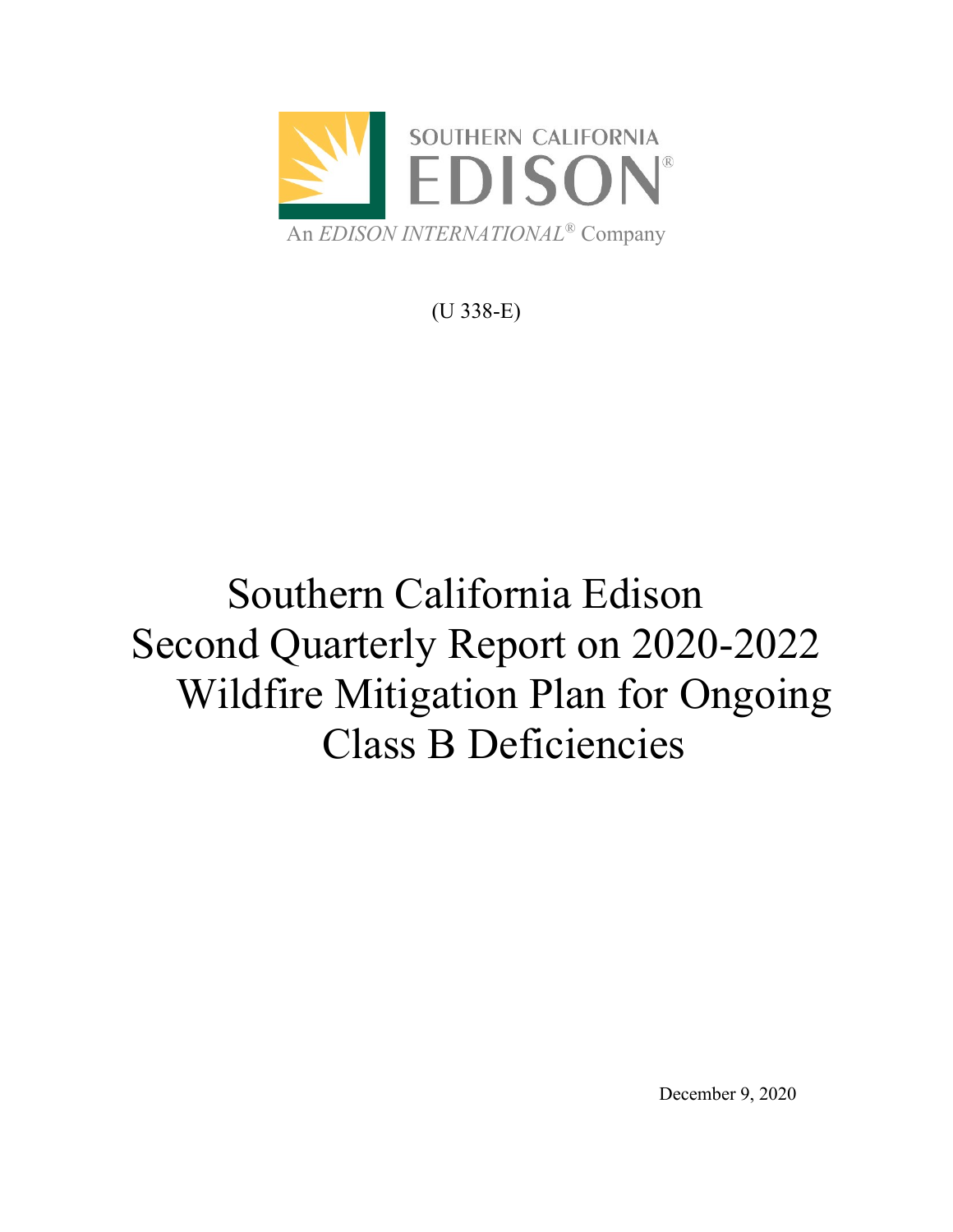SOUTHERN CALIFORNIA EDISON

An *EDISON INTERNATIONAL*® Company

(U 338-E)

# Southern California Edison Second Quarterly Report on 2020-2022 Wildfire Mitigation Plan for Ongoing Class B Deficiencies

December 9, 2020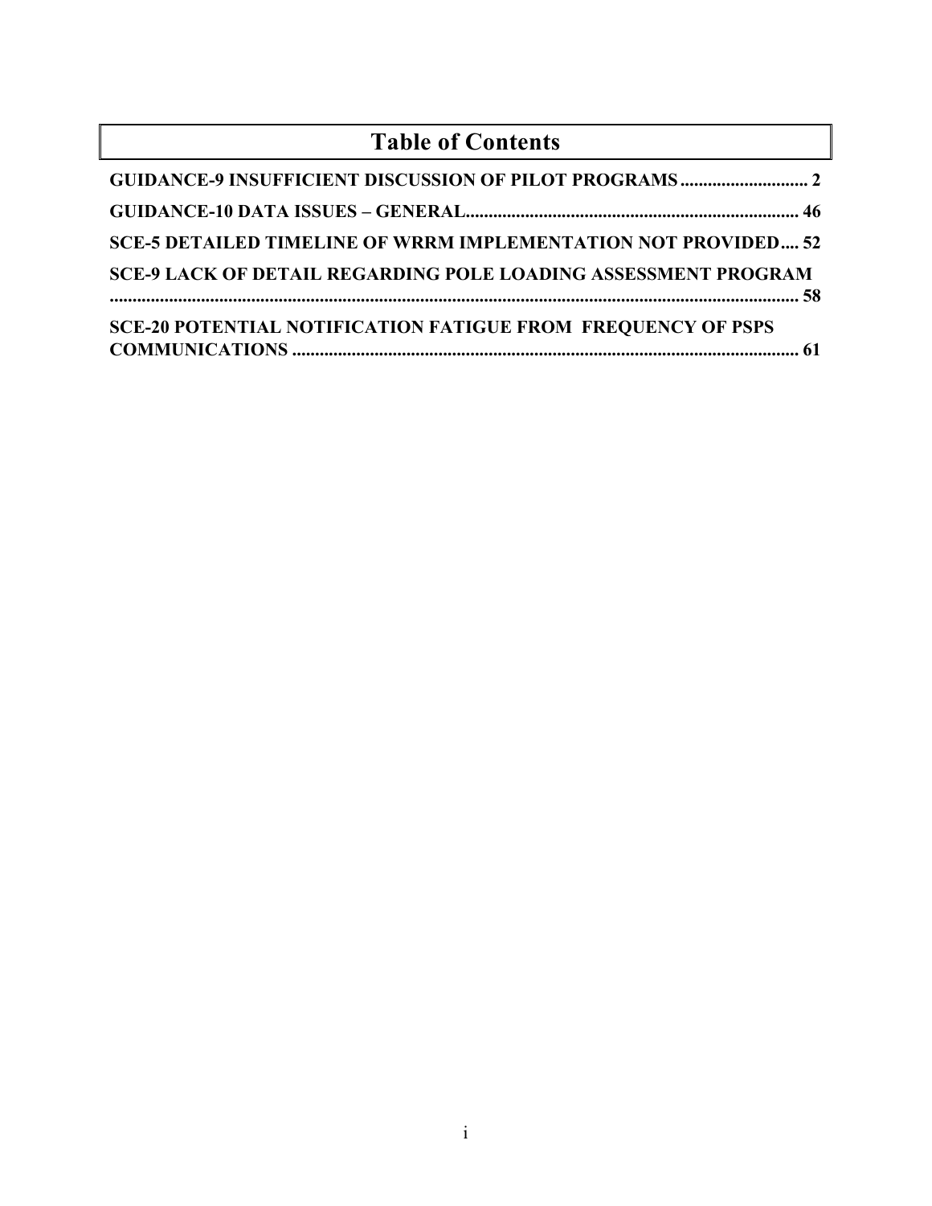# Table of Contents

GUIDANCE-9 INSUFFICIENT DISCUSSION OF PILOT PROGRAMS ............................ 2

GUIDANCE-10 DATA ISSUES – GENERAL........................................................................ 46

SCE-5 DETAILED TIMELINE OF WRRM IMPLEMENTATION NOT PROVIDED.... 52

SCE-9 LACK OF DETAIL REGARDING POLE LOADING ASSESSMENT PROGRAM ........................................................................................................................................ 58

SCE-20 POTENTIAL NOTIFICATION FATIGUE FROM FREQUENCY OF PSPS COMMUNICATIONS ............................................................................................................... 61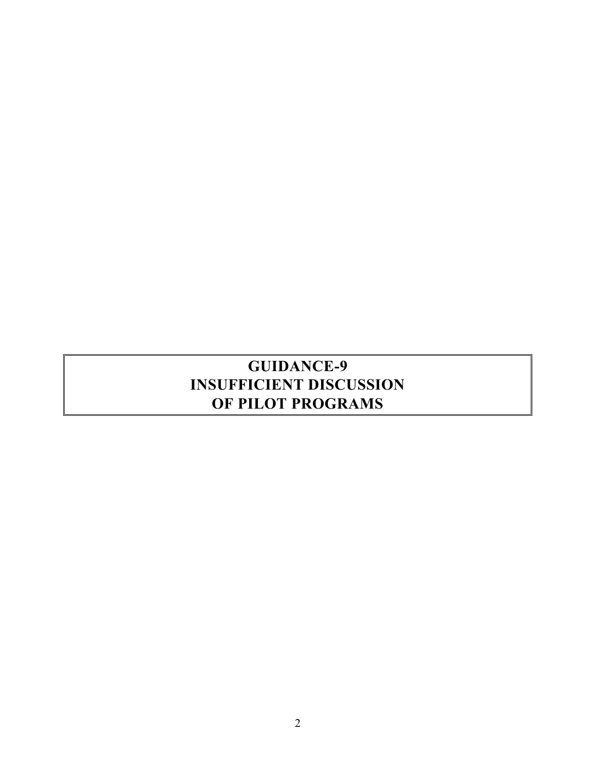# GUIDANCE-9
# INSUFFICIENT DISCUSSION
# OF PILOT PROGRAMS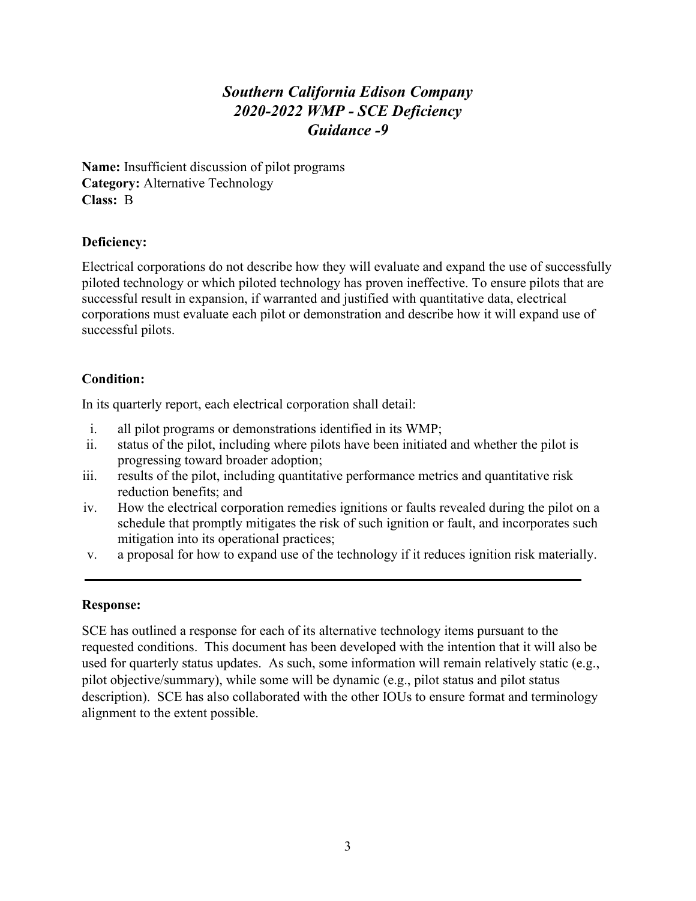# *Southern California Edison Company*
# *2020-2022 WMP - SCE Deficiency*
# *Guidance -9*

**Name:** Insufficient discussion of pilot programs
**Category:** Alternative Technology
**Class:** B

**Deficiency:**

Electrical corporations do not describe how they will evaluate and expand the use of successfully piloted technology or which piloted technology has proven ineffective. To ensure pilots that are successful result in expansion, if warranted and justified with quantitative data, electrical corporations must evaluate each pilot or demonstration and describe how it will expand use of successful pilots.

**Condition:**

In its quarterly report, each electrical corporation shall detail:

i. all pilot programs or demonstrations identified in its WMP;
ii. status of the pilot, including where pilots have been initiated and whether the pilot is progressing toward broader adoption;
iii. results of the pilot, including quantitative performance metrics and quantitative risk reduction benefits; and
iv. How the electrical corporation remedies ignitions or faults revealed during the pilot on a schedule that promptly mitigates the risk of such ignition or fault, and incorporates such mitigation into its operational practices;
v. a proposal for how to expand use of the technology if it reduces ignition risk materially.

---

**Response:**

SCE has outlined a response for each of its alternative technology items pursuant to the requested conditions. This document has been developed with the intention that it will also be used for quarterly status updates. As such, some information will remain relatively static (e.g., pilot objective/summary), while some will be dynamic (e.g., pilot status and pilot status description). SCE has also collaborated with the other IOUs to ensure format and terminology alignment to the extent possible.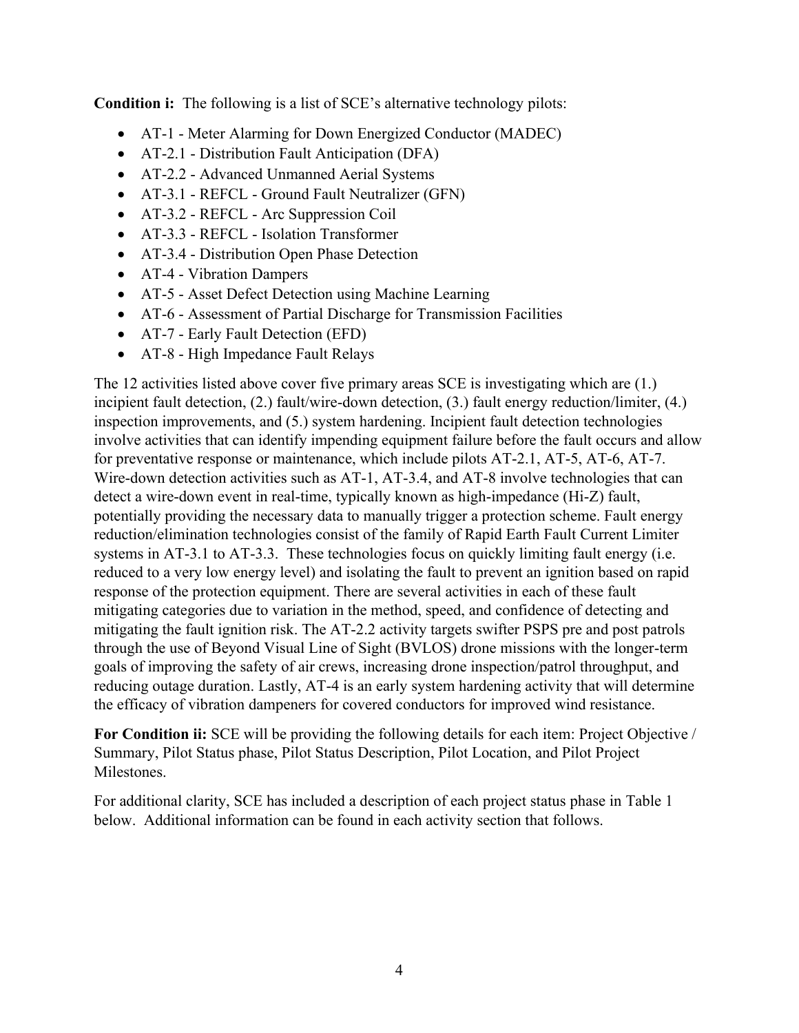**Condition i:** The following is a list of SCE's alternative technology pilots:

- AT-1 - Meter Alarming for Down Energized Conductor (MADEC)
- AT-2.1 - Distribution Fault Anticipation (DFA)
- AT-2.2 - Advanced Unmanned Aerial Systems
- AT-3.1 - REFCL - Ground Fault Neutralizer (GFN)
- AT-3.2 - REFCL - Arc Suppression Coil
- AT-3.3 - REFCL - Isolation Transformer
- AT-3.4 - Distribution Open Phase Detection
- AT-4 - Vibration Dampers
- AT-5 - Asset Defect Detection using Machine Learning
- AT-6 - Assessment of Partial Discharge for Transmission Facilities
- AT-7 - Early Fault Detection (EFD)
- AT-8 - High Impedance Fault Relays

The 12 activities listed above cover five primary areas SCE is investigating which are (1.) incipient fault detection, (2.) fault/wire-down detection, (3.) fault energy reduction/limiter, (4.) inspection improvements, and (5.) system hardening. Incipient fault detection technologies involve activities that can identify impending equipment failure before the fault occurs and allow for preventative response or maintenance, which include pilots AT-2.1, AT-5, AT-6, AT-7. Wire-down detection activities such as AT-1, AT-3.4, and AT-8 involve technologies that can detect a wire-down event in real-time, typically known as high-impedance (Hi-Z) fault, potentially providing the necessary data to manually trigger a protection scheme. Fault energy reduction/elimination technologies consist of the family of Rapid Earth Fault Current Limiter systems in AT-3.1 to AT-3.3. These technologies focus on quickly limiting fault energy (i.e. reduced to a very low energy level) and isolating the fault to prevent an ignition based on rapid response of the protection equipment. There are several activities in each of these fault mitigating categories due to variation in the method, speed, and confidence of detecting and mitigating the fault ignition risk. The AT-2.2 activity targets swifter PSPS pre and post patrols through the use of Beyond Visual Line of Sight (BVLOS) drone missions with the longer-term goals of improving the safety of air crews, increasing drone inspection/patrol throughput, and reducing outage duration. Lastly, AT-4 is an early system hardening activity that will determine the efficacy of vibration dampeners for covered conductors for improved wind resistance.

**For Condition ii:** SCE will be providing the following details for each item: Project Objective / Summary, Pilot Status phase, Pilot Status Description, Pilot Location, and Pilot Project Milestones.

For additional clarity, SCE has included a description of each project status phase in Table 1 below. Additional information can be found in each activity section that follows.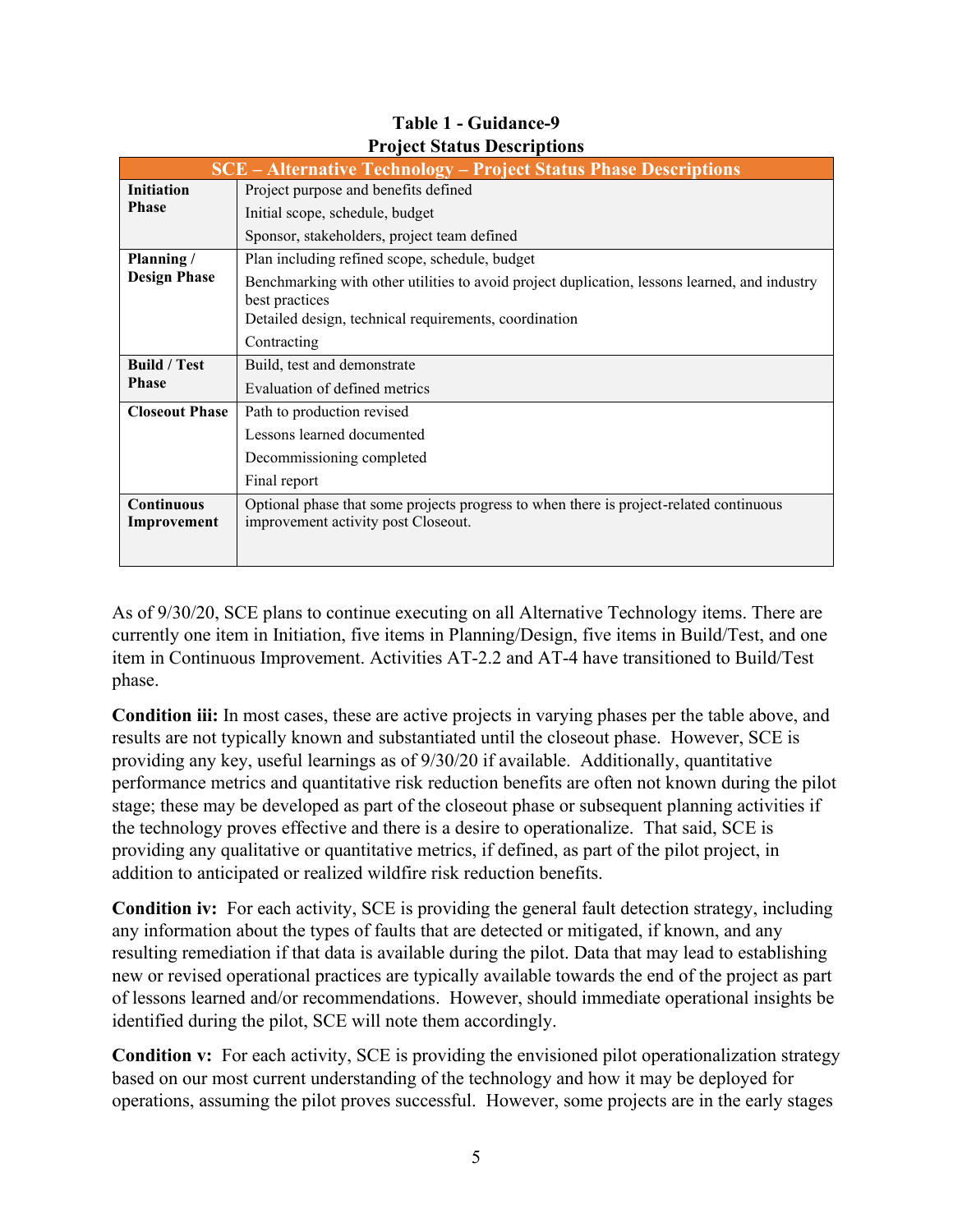**Table 1 - Guidance-9**
**Project Status Descriptions**

| SCE – Alternative Technology – Project Status Phase Descriptions | |
|---|---|
| **Initiation Phase** | Project purpose and benefits defined<br>Initial scope, schedule, budget<br>Sponsor, stakeholders, project team defined |
| **Planning / Design Phase** | Plan including refined scope, schedule, budget<br>Benchmarking with other utilities to avoid project duplication, lessons learned, and industry best practices<br>Detailed design, technical requirements, coordination<br>Contracting |
| **Build / Test Phase** | Build, test and demonstrate<br>Evaluation of defined metrics |
| **Closeout Phase** | Path to production revised<br>Lessons learned documented<br>Decommissioning completed<br>Final report |
| **Continuous Improvement** | Optional phase that some projects progress to when there is project-related continuous improvement activity post Closeout. |

As of 9/30/20, SCE plans to continue executing on all Alternative Technology items. There are currently one item in Initiation, five items in Planning/Design, five items in Build/Test, and one item in Continuous Improvement. Activities AT-2.2 and AT-4 have transitioned to Build/Test phase.

**Condition iii:** In most cases, these are active projects in varying phases per the table above, and results are not typically known and substantiated until the closeout phase. However, SCE is providing any key, useful learnings as of 9/30/20 if available. Additionally, quantitative performance metrics and quantitative risk reduction benefits are often not known during the pilot stage; these may be developed as part of the closeout phase or subsequent planning activities if the technology proves effective and there is a desire to operationalize. That said, SCE is providing any qualitative or quantitative metrics, if defined, as part of the pilot project, in addition to anticipated or realized wildfire risk reduction benefits.

**Condition iv:** For each activity, SCE is providing the general fault detection strategy, including any information about the types of faults that are detected or mitigated, if known, and any resulting remediation if that data is available during the pilot. Data that may lead to establishing new or revised operational practices are typically available towards the end of the project as part of lessons learned and/or recommendations. However, should immediate operational insights be identified during the pilot, SCE will note them accordingly.

**Condition v:** For each activity, SCE is providing the envisioned pilot operationalization strategy based on our most current understanding of the technology and how it may be deployed for operations, assuming the pilot proves successful. However, some projects are in the early stages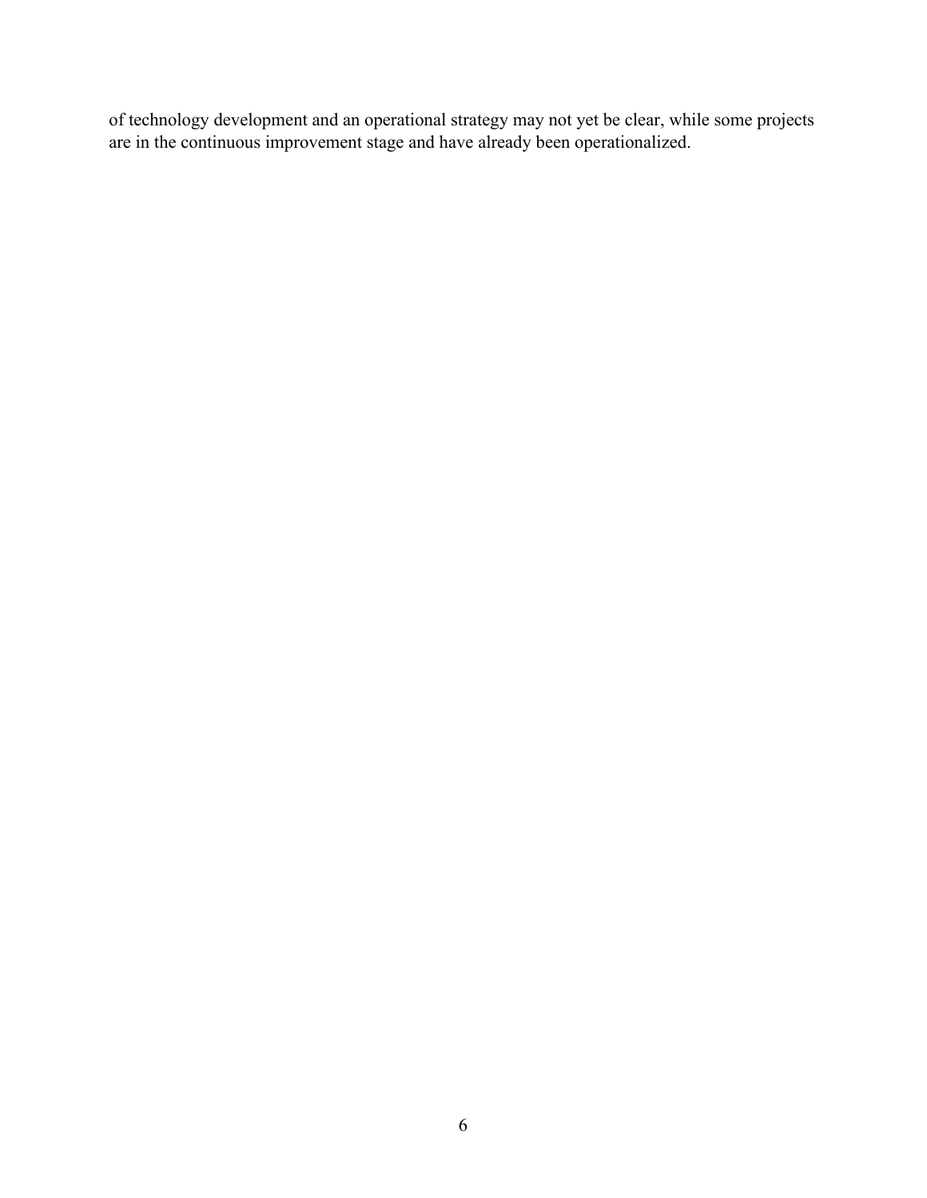of technology development and an operational strategy may not yet be clear, while some projects are in the continuous improvement stage and have already been operationalized.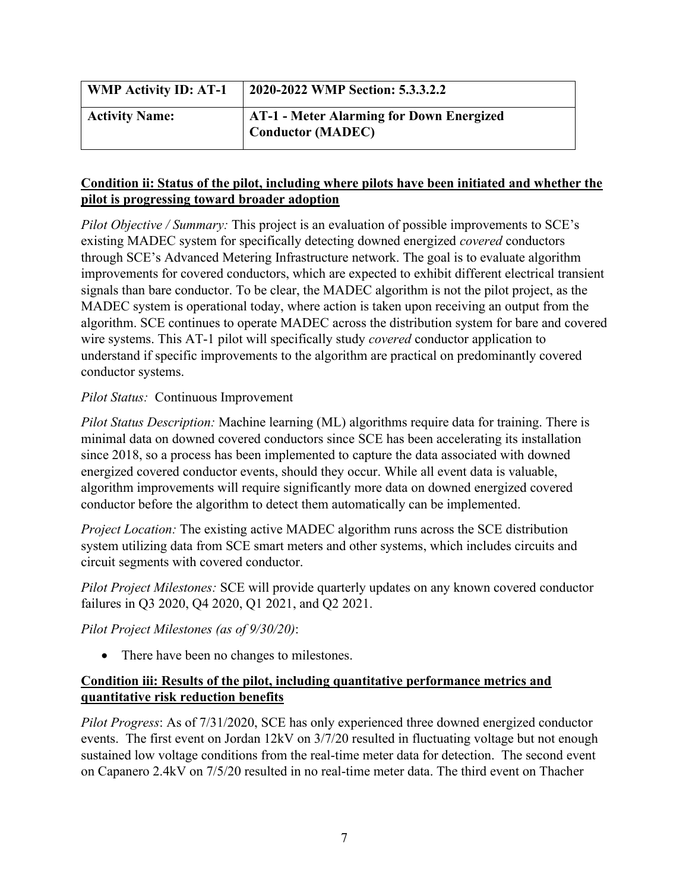| WMP Activity ID: AT-1 | 2020-2022 WMP Section: 5.3.3.2.2 |
| --- | --- |
| **Activity Name:** | **AT-1 - Meter Alarming for Down Energized Conductor (MADEC)** |

**Condition ii: Status of the pilot, including where pilots have been initiated and whether the pilot is progressing toward broader adoption**

*Pilot Objective / Summary:* This project is an evaluation of possible improvements to SCE's existing MADEC system for specifically detecting downed energized *covered* conductors through SCE's Advanced Metering Infrastructure network. The goal is to evaluate algorithm improvements for covered conductors, which are expected to exhibit different electrical transient signals than bare conductor. To be clear, the MADEC algorithm is not the pilot project, as the MADEC system is operational today, where action is taken upon receiving an output from the algorithm. SCE continues to operate MADEC across the distribution system for bare and covered wire systems. This AT-1 pilot will specifically study *covered* conductor application to understand if specific improvements to the algorithm are practical on predominantly covered conductor systems.

*Pilot Status:* Continuous Improvement

*Pilot Status Description:* Machine learning (ML) algorithms require data for training. There is minimal data on downed covered conductors since SCE has been accelerating its installation since 2018, so a process has been implemented to capture the data associated with downed energized covered conductor events, should they occur. While all event data is valuable, algorithm improvements will require significantly more data on downed energized covered conductor before the algorithm to detect them automatically can be implemented.

*Project Location:* The existing active MADEC algorithm runs across the SCE distribution system utilizing data from SCE smart meters and other systems, which includes circuits and circuit segments with covered conductor.

*Pilot Project Milestones:* SCE will provide quarterly updates on any known covered conductor failures in Q3 2020, Q4 2020, Q1 2021, and Q2 2021.

*Pilot Project Milestones (as of 9/30/20)*:

- There have been no changes to milestones.

**Condition iii: Results of the pilot, including quantitative performance metrics and quantitative risk reduction benefits**

*Pilot Progress*: As of 7/31/2020, SCE has only experienced three downed energized conductor events. The first event on Jordan 12kV on 3/7/20 resulted in fluctuating voltage but not enough sustained low voltage conditions from the real-time meter data for detection. The second event on Capanero 2.4kV on 7/5/20 resulted in no real-time meter data. The third event on Thacher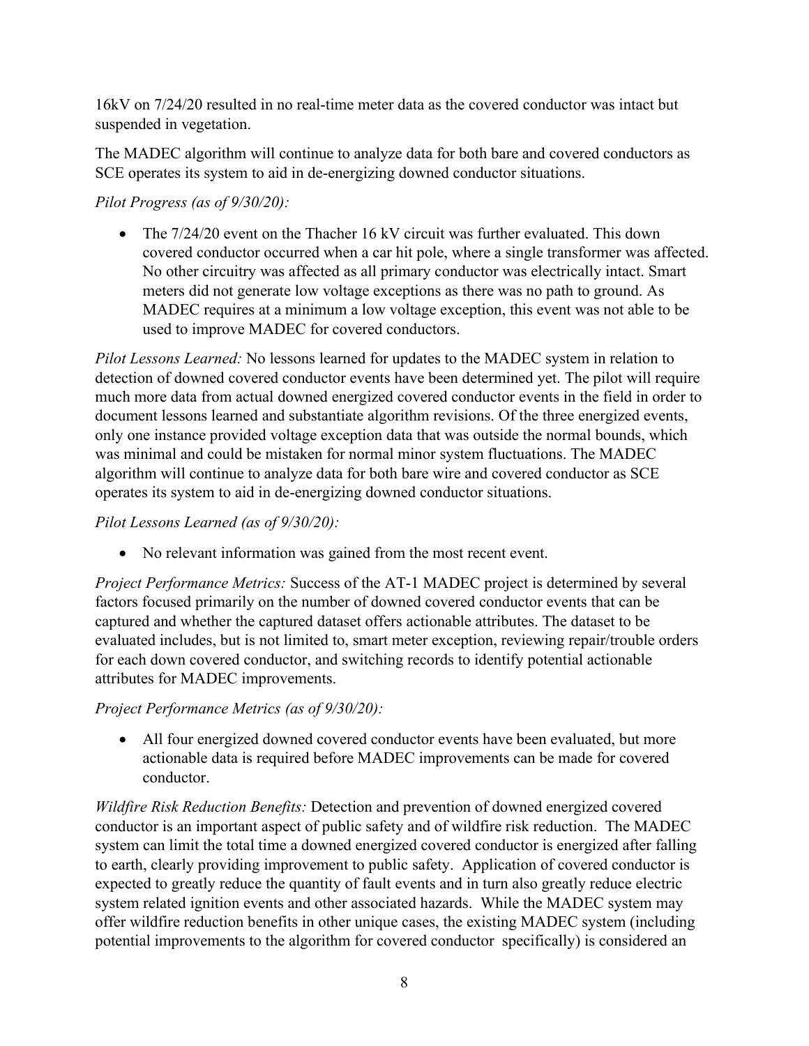16kV on 7/24/20 resulted in no real-time meter data as the covered conductor was intact but suspended in vegetation.

The MADEC algorithm will continue to analyze data for both bare and covered conductors as SCE operates its system to aid in de-energizing downed conductor situations.

*Pilot Progress (as of 9/30/20):*

- The 7/24/20 event on the Thacher 16 kV circuit was further evaluated. This down covered conductor occurred when a car hit pole, where a single transformer was affected. No other circuitry was affected as all primary conductor was electrically intact. Smart meters did not generate low voltage exceptions as there was no path to ground. As MADEC requires at a minimum a low voltage exception, this event was not able to be used to improve MADEC for covered conductors.

*Pilot Lessons Learned:* No lessons learned for updates to the MADEC system in relation to detection of downed covered conductor events have been determined yet. The pilot will require much more data from actual downed energized covered conductor events in the field in order to document lessons learned and substantiate algorithm revisions. Of the three energized events, only one instance provided voltage exception data that was outside the normal bounds, which was minimal and could be mistaken for normal minor system fluctuations. The MADEC algorithm will continue to analyze data for both bare wire and covered conductor as SCE operates its system to aid in de-energizing downed conductor situations.

*Pilot Lessons Learned (as of 9/30/20):*

- No relevant information was gained from the most recent event.

*Project Performance Metrics:* Success of the AT-1 MADEC project is determined by several factors focused primarily on the number of downed covered conductor events that can be captured and whether the captured dataset offers actionable attributes. The dataset to be evaluated includes, but is not limited to, smart meter exception, reviewing repair/trouble orders for each down covered conductor, and switching records to identify potential actionable attributes for MADEC improvements.

*Project Performance Metrics (as of 9/30/20):*

- All four energized downed covered conductor events have been evaluated, but more actionable data is required before MADEC improvements can be made for covered conductor.

*Wildfire Risk Reduction Benefits:* Detection and prevention of downed energized covered conductor is an important aspect of public safety and of wildfire risk reduction. The MADEC system can limit the total time a downed energized covered conductor is energized after falling to earth, clearly providing improvement to public safety. Application of covered conductor is expected to greatly reduce the quantity of fault events and in turn also greatly reduce electric system related ignition events and other associated hazards. While the MADEC system may offer wildfire reduction benefits in other unique cases, the existing MADEC system (including potential improvements to the algorithm for covered conductor specifically) is considered an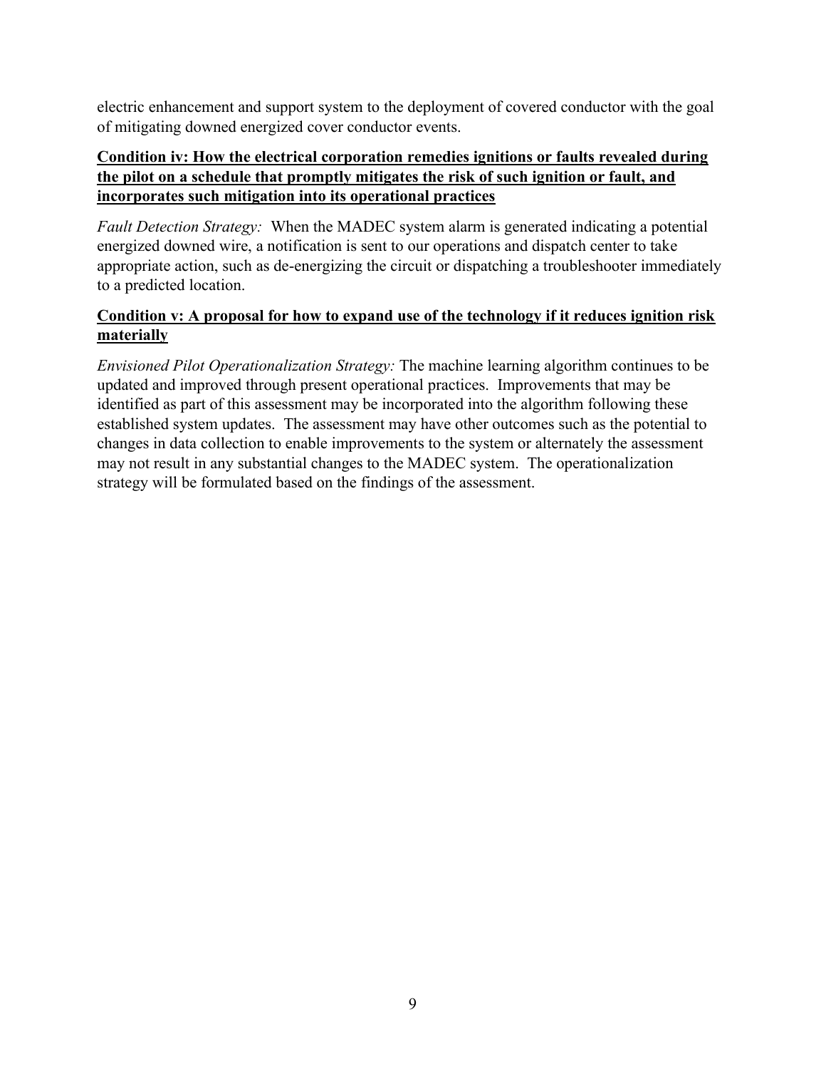electric enhancement and support system to the deployment of covered conductor with the goal of mitigating downed energized cover conductor events.

**Condition iv: How the electrical corporation remedies ignitions or faults revealed during the pilot on a schedule that promptly mitigates the risk of such ignition or fault, and incorporates such mitigation into its operational practices**

*Fault Detection Strategy:* When the MADEC system alarm is generated indicating a potential energized downed wire, a notification is sent to our operations and dispatch center to take appropriate action, such as de-energizing the circuit or dispatching a troubleshooter immediately to a predicted location.

**Condition v: A proposal for how to expand use of the technology if it reduces ignition risk materially**

*Envisioned Pilot Operationalization Strategy:* The machine learning algorithm continues to be updated and improved through present operational practices. Improvements that may be identified as part of this assessment may be incorporated into the algorithm following these established system updates. The assessment may have other outcomes such as the potential to changes in data collection to enable improvements to the system or alternately the assessment may not result in any substantial changes to the MADEC system. The operationalization strategy will be formulated based on the findings of the assessment.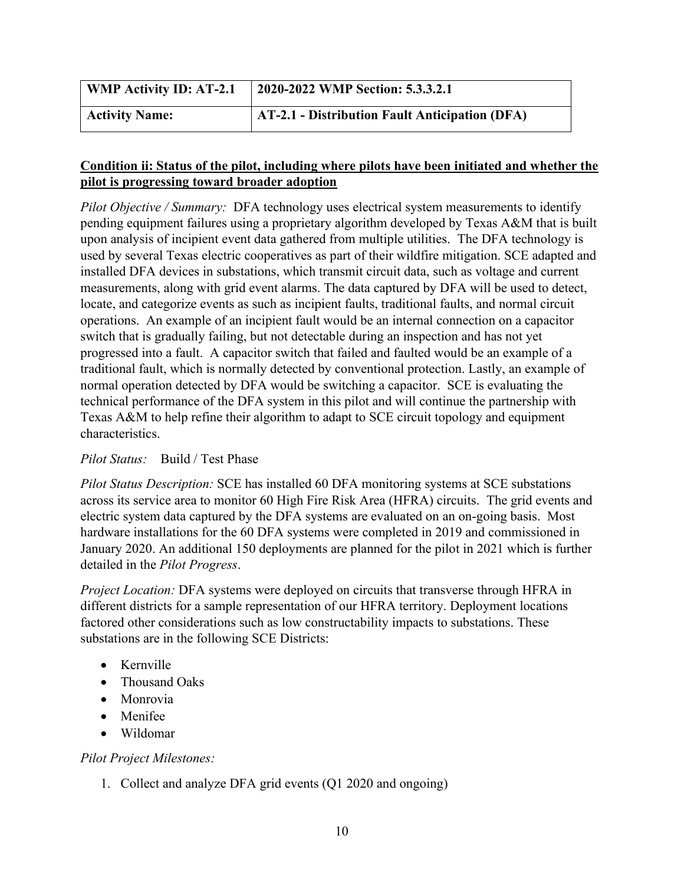| **WMP Activity ID: AT-2.1** | **2020-2022 WMP Section: 5.3.3.2.1** |
| --- | --- |
| **Activity Name:** | **AT-2.1 - Distribution Fault Anticipation (DFA)** |

**Condition ii: Status of the pilot, including where pilots have been initiated and whether the pilot is progressing toward broader adoption**

*Pilot Objective / Summary:* DFA technology uses electrical system measurements to identify pending equipment failures using a proprietary algorithm developed by Texas A&M that is built upon analysis of incipient event data gathered from multiple utilities. The DFA technology is used by several Texas electric cooperatives as part of their wildfire mitigation. SCE adapted and installed DFA devices in substations, which transmit circuit data, such as voltage and current measurements, along with grid event alarms. The data captured by DFA will be used to detect, locate, and categorize events as such as incipient faults, traditional faults, and normal circuit operations. An example of an incipient fault would be an internal connection on a capacitor switch that is gradually failing, but not detectable during an inspection and has not yet progressed into a fault. A capacitor switch that failed and faulted would be an example of a traditional fault, which is normally detected by conventional protection. Lastly, an example of normal operation detected by DFA would be switching a capacitor. SCE is evaluating the technical performance of the DFA system in this pilot and will continue the partnership with Texas A&M to help refine their algorithm to adapt to SCE circuit topology and equipment characteristics.

*Pilot Status:* Build / Test Phase

*Pilot Status Description:* SCE has installed 60 DFA monitoring systems at SCE substations across its service area to monitor 60 High Fire Risk Area (HFRA) circuits. The grid events and electric system data captured by the DFA systems are evaluated on an on-going basis. Most hardware installations for the 60 DFA systems were completed in 2019 and commissioned in January 2020. An additional 150 deployments are planned for the pilot in 2021 which is further detailed in the *Pilot Progress*.

*Project Location:* DFA systems were deployed on circuits that transverse through HFRA in different districts for a sample representation of our HFRA territory. Deployment locations factored other considerations such as low constructability impacts to substations. These substations are in the following SCE Districts:

- Kernville
- Thousand Oaks
- Monrovia
- Menifee
- Wildomar

*Pilot Project Milestones:*

1. Collect and analyze DFA grid events (Q1 2020 and ongoing)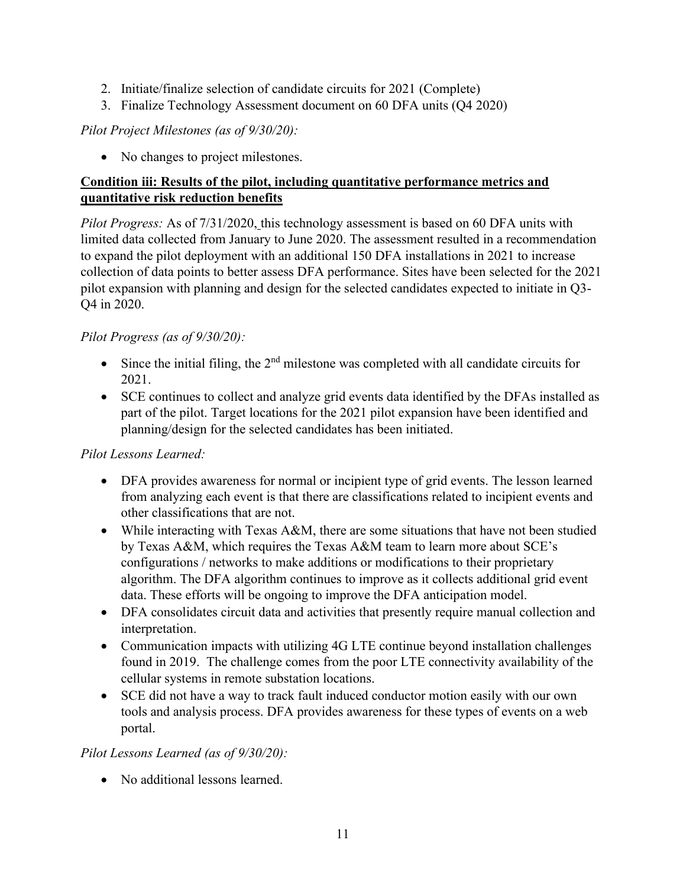2. Initiate/finalize selection of candidate circuits for 2021 (Complete)
3. Finalize Technology Assessment document on 60 DFA units (Q4 2020)

*Pilot Project Milestones (as of 9/30/20):*

- No changes to project milestones.

**Condition iii: Results of the pilot, including quantitative performance metrics and quantitative risk reduction benefits**

*Pilot Progress:* As of 7/31/2020, this technology assessment is based on 60 DFA units with limited data collected from January to June 2020. The assessment resulted in a recommendation to expand the pilot deployment with an additional 150 DFA installations in 2021 to increase collection of data points to better assess DFA performance. Sites have been selected for the 2021 pilot expansion with planning and design for the selected candidates expected to initiate in Q3-Q4 in 2020.

*Pilot Progress (as of 9/30/20):*

- Since the initial filing, the 2nd milestone was completed with all candidate circuits for 2021.
- SCE continues to collect and analyze grid events data identified by the DFAs installed as part of the pilot. Target locations for the 2021 pilot expansion have been identified and planning/design for the selected candidates has been initiated.

*Pilot Lessons Learned:*

- DFA provides awareness for normal or incipient type of grid events. The lesson learned from analyzing each event is that there are classifications related to incipient events and other classifications that are not.
- While interacting with Texas A&M, there are some situations that have not been studied by Texas A&M, which requires the Texas A&M team to learn more about SCE's configurations / networks to make additions or modifications to their proprietary algorithm. The DFA algorithm continues to improve as it collects additional grid event data. These efforts will be ongoing to improve the DFA anticipation model.
- DFA consolidates circuit data and activities that presently require manual collection and interpretation.
- Communication impacts with utilizing 4G LTE continue beyond installation challenges found in 2019. The challenge comes from the poor LTE connectivity availability of the cellular systems in remote substation locations.
- SCE did not have a way to track fault induced conductor motion easily with our own tools and analysis process. DFA provides awareness for these types of events on a web portal.

*Pilot Lessons Learned (as of 9/30/20):*

- No additional lessons learned.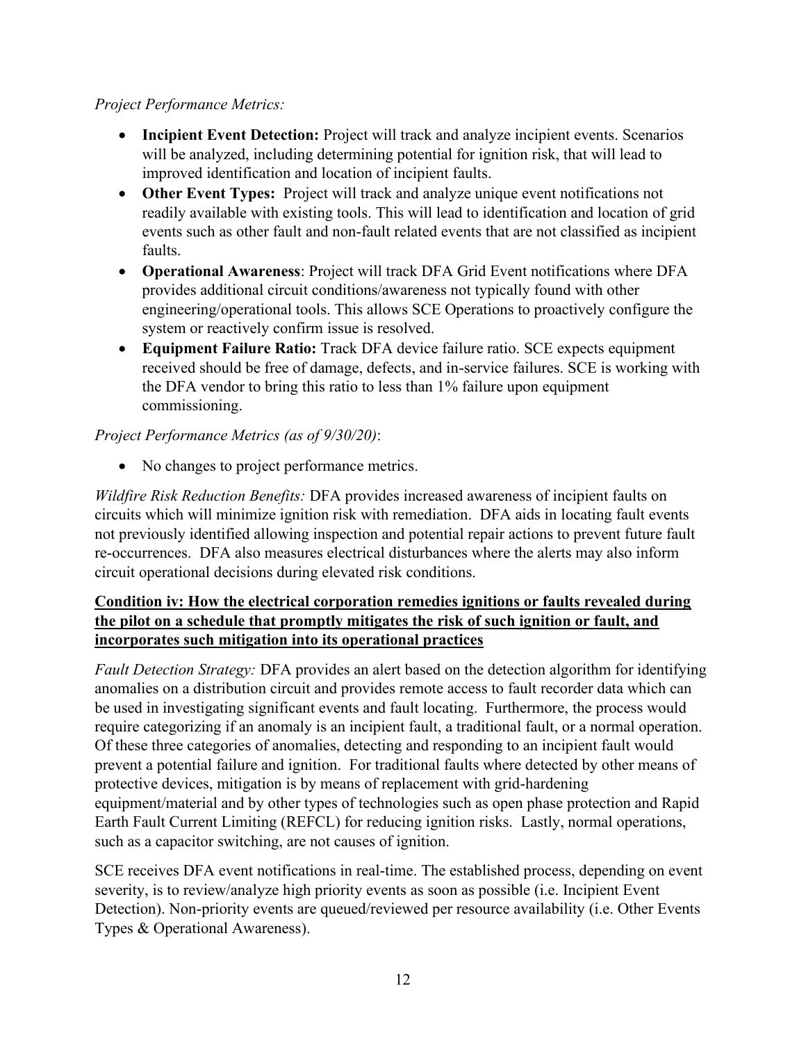*Project Performance Metrics:*

- **Incipient Event Detection:** Project will track and analyze incipient events. Scenarios will be analyzed, including determining potential for ignition risk, that will lead to improved identification and location of incipient faults.
- **Other Event Types:** Project will track and analyze unique event notifications not readily available with existing tools. This will lead to identification and location of grid events such as other fault and non-fault related events that are not classified as incipient faults.
- **Operational Awareness**: Project will track DFA Grid Event notifications where DFA provides additional circuit conditions/awareness not typically found with other engineering/operational tools. This allows SCE Operations to proactively configure the system or reactively confirm issue is resolved.
- **Equipment Failure Ratio:** Track DFA device failure ratio. SCE expects equipment received should be free of damage, defects, and in-service failures. SCE is working with the DFA vendor to bring this ratio to less than 1% failure upon equipment commissioning.

*Project Performance Metrics (as of 9/30/20)*:

- No changes to project performance metrics.

*Wildfire Risk Reduction Benefits:* DFA provides increased awareness of incipient faults on circuits which will minimize ignition risk with remediation. DFA aids in locating fault events not previously identified allowing inspection and potential repair actions to prevent future fault re-occurrences. DFA also measures electrical disturbances where the alerts may also inform circuit operational decisions during elevated risk conditions.

**Condition iv: How the electrical corporation remedies ignitions or faults revealed during the pilot on a schedule that promptly mitigates the risk of such ignition or fault, and incorporates such mitigation into its operational practices**

*Fault Detection Strategy:* DFA provides an alert based on the detection algorithm for identifying anomalies on a distribution circuit and provides remote access to fault recorder data which can be used in investigating significant events and fault locating. Furthermore, the process would require categorizing if an anomaly is an incipient fault, a traditional fault, or a normal operation. Of these three categories of anomalies, detecting and responding to an incipient fault would prevent a potential failure and ignition. For traditional faults where detected by other means of protective devices, mitigation is by means of replacement with grid-hardening equipment/material and by other types of technologies such as open phase protection and Rapid Earth Fault Current Limiting (REFCL) for reducing ignition risks. Lastly, normal operations, such as a capacitor switching, are not causes of ignition.

SCE receives DFA event notifications in real-time. The established process, depending on event severity, is to review/analyze high priority events as soon as possible (i.e. Incipient Event Detection). Non-priority events are queued/reviewed per resource availability (i.e. Other Events Types & Operational Awareness).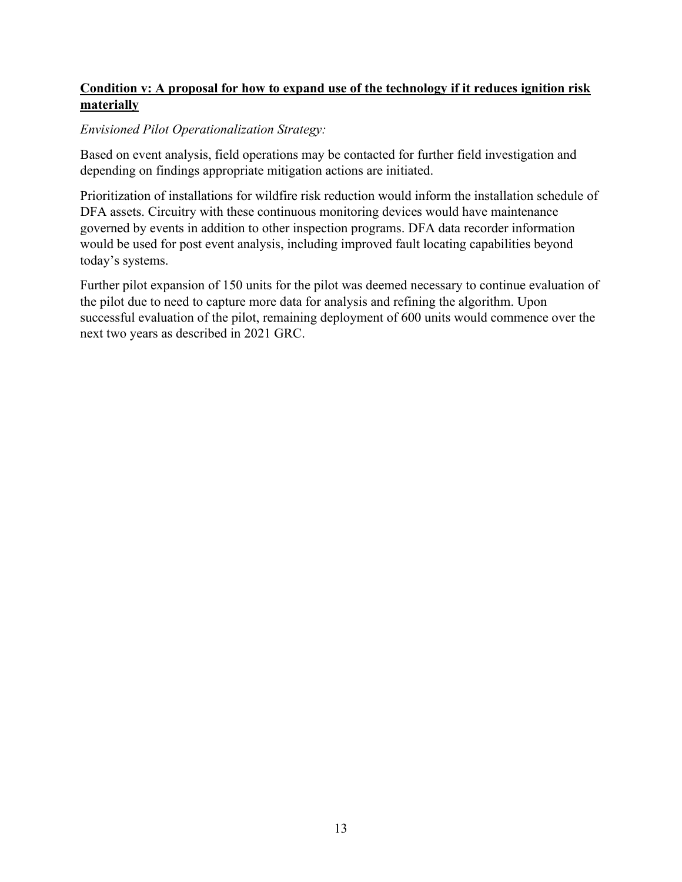**Condition v: A proposal for how to expand use of the technology if it reduces ignition risk materially**

*Envisioned Pilot Operationalization Strategy:*

Based on event analysis, field operations may be contacted for further field investigation and depending on findings appropriate mitigation actions are initiated.

Prioritization of installations for wildfire risk reduction would inform the installation schedule of DFA assets. Circuitry with these continuous monitoring devices would have maintenance governed by events in addition to other inspection programs. DFA data recorder information would be used for post event analysis, including improved fault locating capabilities beyond today's systems.

Further pilot expansion of 150 units for the pilot was deemed necessary to continue evaluation of the pilot due to need to capture more data for analysis and refining the algorithm. Upon successful evaluation of the pilot, remaining deployment of 600 units would commence over the next two years as described in 2021 GRC.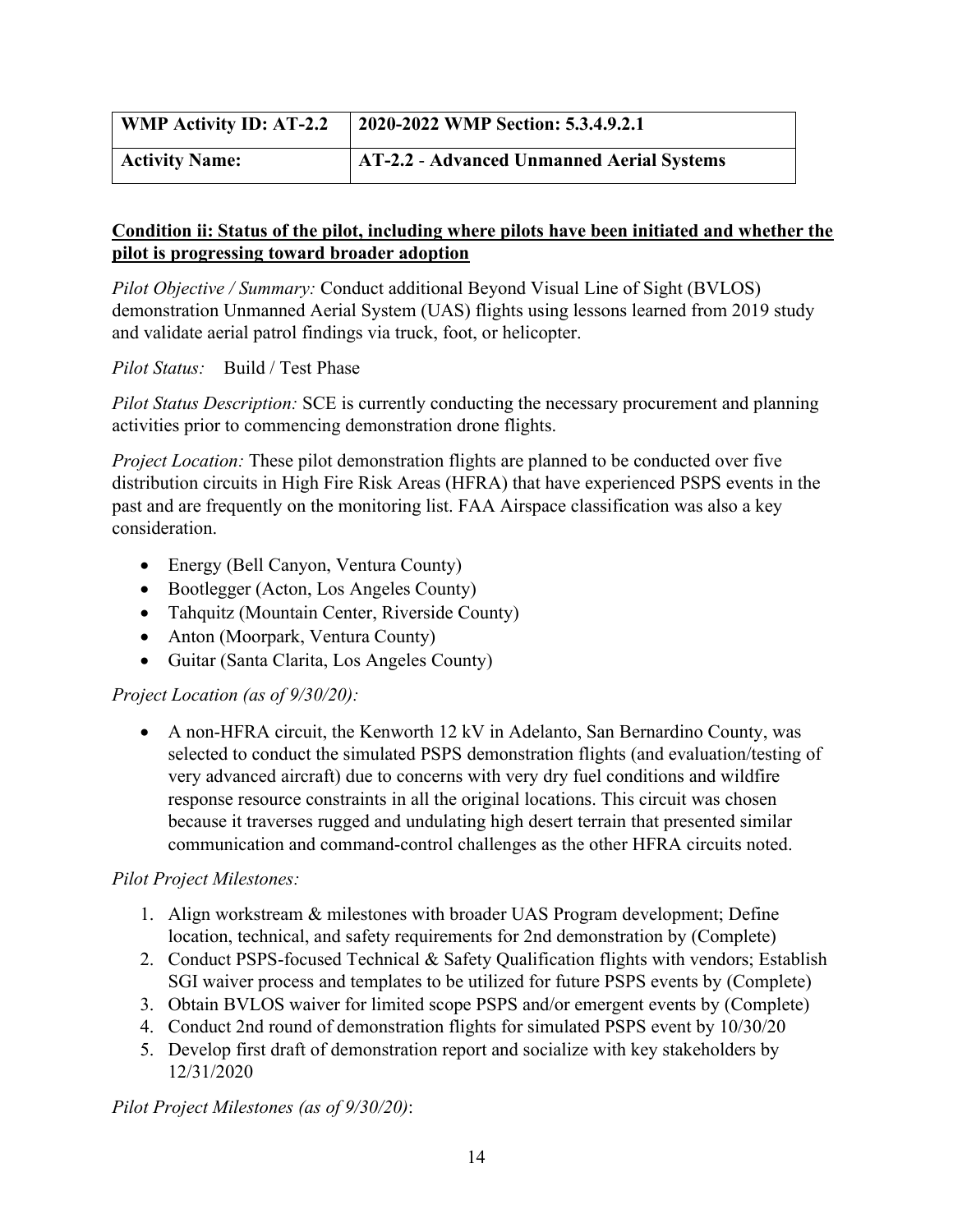| WMP Activity ID: AT-2.2 | 2020-2022 WMP Section: 5.3.4.9.2.1 |
|---|---|
| **Activity Name:** | **AT-2.2 - Advanced Unmanned Aerial Systems** |

**Condition ii: Status of the pilot, including where pilots have been initiated and whether the pilot is progressing toward broader adoption**

*Pilot Objective / Summary:* Conduct additional Beyond Visual Line of Sight (BVLOS) demonstration Unmanned Aerial System (UAS) flights using lessons learned from 2019 study and validate aerial patrol findings via truck, foot, or helicopter.

*Pilot Status:* Build / Test Phase

*Pilot Status Description:* SCE is currently conducting the necessary procurement and planning activities prior to commencing demonstration drone flights.

*Project Location:* These pilot demonstration flights are planned to be conducted over five distribution circuits in High Fire Risk Areas (HFRA) that have experienced PSPS events in the past and are frequently on the monitoring list. FAA Airspace classification was also a key consideration.

- Energy (Bell Canyon, Ventura County)
- Bootlegger (Acton, Los Angeles County)
- Tahquitz (Mountain Center, Riverside County)
- Anton (Moorpark, Ventura County)
- Guitar (Santa Clarita, Los Angeles County)

*Project Location (as of 9/30/20):*

- A non-HFRA circuit, the Kenworth 12 kV in Adelanto, San Bernardino County, was selected to conduct the simulated PSPS demonstration flights (and evaluation/testing of very advanced aircraft) due to concerns with very dry fuel conditions and wildfire response resource constraints in all the original locations. This circuit was chosen because it traverses rugged and undulating high desert terrain that presented similar communication and command-control challenges as the other HFRA circuits noted.

*Pilot Project Milestones:*

1. Align workstream & milestones with broader UAS Program development; Define location, technical, and safety requirements for 2nd demonstration by (Complete)
2. Conduct PSPS-focused Technical & Safety Qualification flights with vendors; Establish SGI waiver process and templates to be utilized for future PSPS events by (Complete)
3. Obtain BVLOS waiver for limited scope PSPS and/or emergent events by (Complete)
4. Conduct 2nd round of demonstration flights for simulated PSPS event by 10/30/20
5. Develop first draft of demonstration report and socialize with key stakeholders by 12/31/2020

*Pilot Project Milestones (as of 9/30/20)*: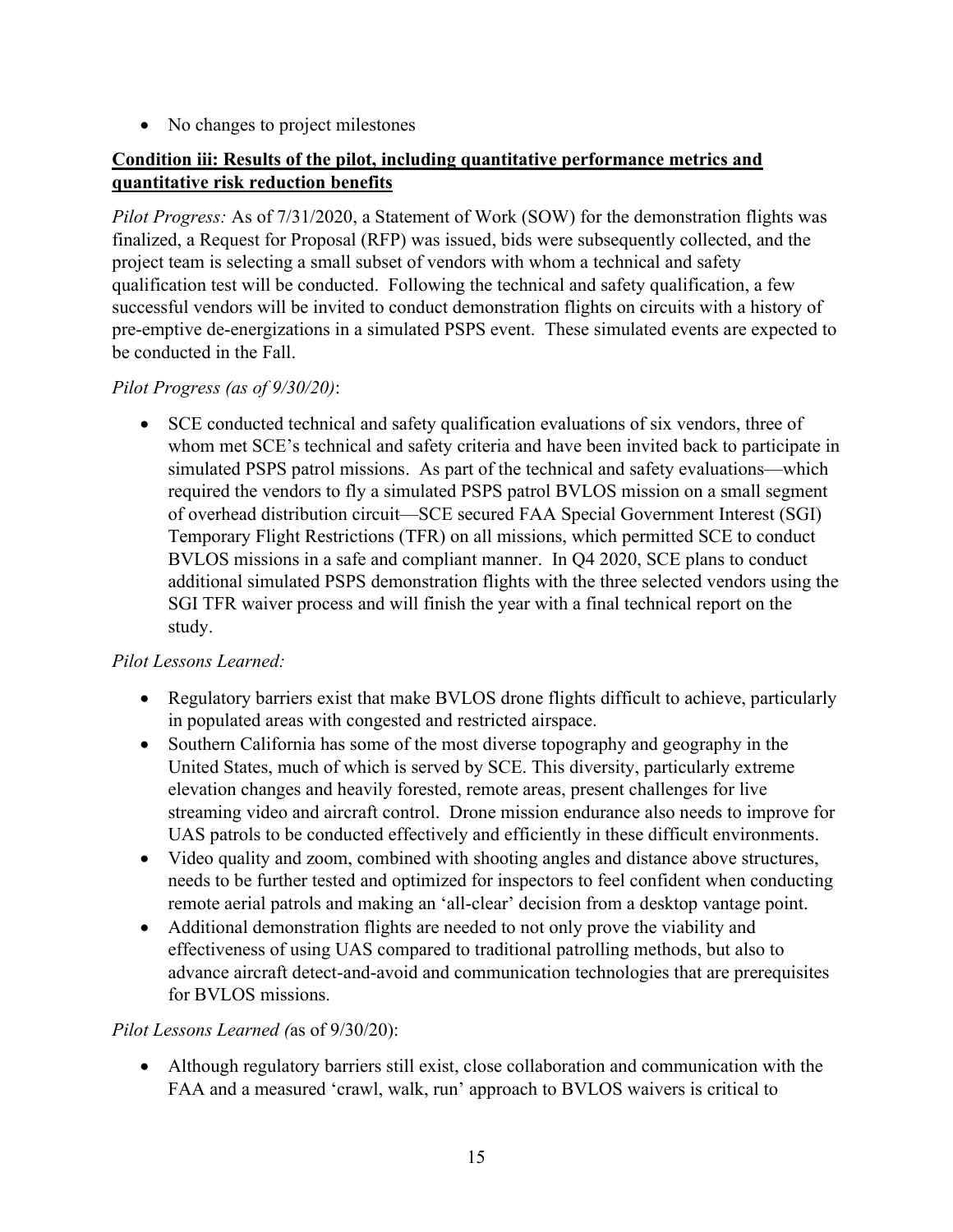- No changes to project milestones

**Condition iii: Results of the pilot, including quantitative performance metrics and quantitative risk reduction benefits**

*Pilot Progress:* As of 7/31/2020, a Statement of Work (SOW) for the demonstration flights was finalized, a Request for Proposal (RFP) was issued, bids were subsequently collected, and the project team is selecting a small subset of vendors with whom a technical and safety qualification test will be conducted. Following the technical and safety qualification, a few successful vendors will be invited to conduct demonstration flights on circuits with a history of pre-emptive de-energizations in a simulated PSPS event. These simulated events are expected to be conducted in the Fall.

*Pilot Progress (as of 9/30/20)*:

- SCE conducted technical and safety qualification evaluations of six vendors, three of whom met SCE's technical and safety criteria and have been invited back to participate in simulated PSPS patrol missions. As part of the technical and safety evaluations—which required the vendors to fly a simulated PSPS patrol BVLOS mission on a small segment of overhead distribution circuit—SCE secured FAA Special Government Interest (SGI) Temporary Flight Restrictions (TFR) on all missions, which permitted SCE to conduct BVLOS missions in a safe and compliant manner. In Q4 2020, SCE plans to conduct additional simulated PSPS demonstration flights with the three selected vendors using the SGI TFR waiver process and will finish the year with a final technical report on the study.

*Pilot Lessons Learned:*

- Regulatory barriers exist that make BVLOS drone flights difficult to achieve, particularly in populated areas with congested and restricted airspace.
- Southern California has some of the most diverse topography and geography in the United States, much of which is served by SCE. This diversity, particularly extreme elevation changes and heavily forested, remote areas, present challenges for live streaming video and aircraft control. Drone mission endurance also needs to improve for UAS patrols to be conducted effectively and efficiently in these difficult environments.
- Video quality and zoom, combined with shooting angles and distance above structures, needs to be further tested and optimized for inspectors to feel confident when conducting remote aerial patrols and making an 'all-clear' decision from a desktop vantage point.
- Additional demonstration flights are needed to not only prove the viability and effectiveness of using UAS compared to traditional patrolling methods, but also to advance aircraft detect-and-avoid and communication technologies that are prerequisites for BVLOS missions.

*Pilot Lessons Learned (*as of 9/30/20):

- Although regulatory barriers still exist, close collaboration and communication with the FAA and a measured 'crawl, walk, run' approach to BVLOS waivers is critical to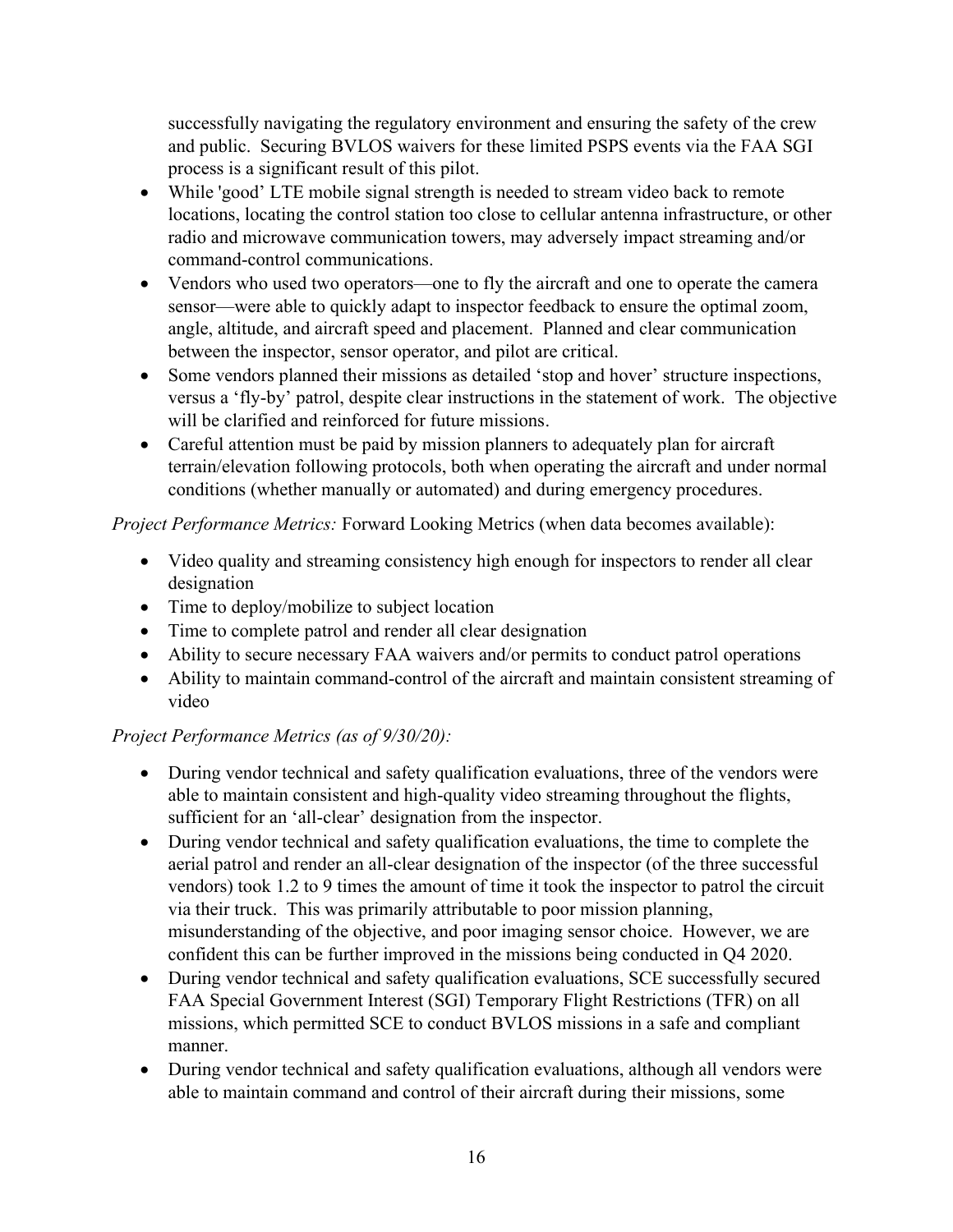successfully navigating the regulatory environment and ensuring the safety of the crew and public. Securing BVLOS waivers for these limited PSPS events via the FAA SGI process is a significant result of this pilot.

- While 'good' LTE mobile signal strength is needed to stream video back to remote locations, locating the control station too close to cellular antenna infrastructure, or other radio and microwave communication towers, may adversely impact streaming and/or command-control communications.
- Vendors who used two operators—one to fly the aircraft and one to operate the camera sensor—were able to quickly adapt to inspector feedback to ensure the optimal zoom, angle, altitude, and aircraft speed and placement. Planned and clear communication between the inspector, sensor operator, and pilot are critical.
- Some vendors planned their missions as detailed 'stop and hover' structure inspections, versus a 'fly-by' patrol, despite clear instructions in the statement of work. The objective will be clarified and reinforced for future missions.
- Careful attention must be paid by mission planners to adequately plan for aircraft terrain/elevation following protocols, both when operating the aircraft and under normal conditions (whether manually or automated) and during emergency procedures.

*Project Performance Metrics:* Forward Looking Metrics (when data becomes available):

- Video quality and streaming consistency high enough for inspectors to render all clear designation
- Time to deploy/mobilize to subject location
- Time to complete patrol and render all clear designation
- Ability to secure necessary FAA waivers and/or permits to conduct patrol operations
- Ability to maintain command-control of the aircraft and maintain consistent streaming of video

*Project Performance Metrics (as of 9/30/20):*

- During vendor technical and safety qualification evaluations, three of the vendors were able to maintain consistent and high-quality video streaming throughout the flights, sufficient for an 'all-clear' designation from the inspector.
- During vendor technical and safety qualification evaluations, the time to complete the aerial patrol and render an all-clear designation of the inspector (of the three successful vendors) took 1.2 to 9 times the amount of time it took the inspector to patrol the circuit via their truck. This was primarily attributable to poor mission planning, misunderstanding of the objective, and poor imaging sensor choice. However, we are confident this can be further improved in the missions being conducted in Q4 2020.
- During vendor technical and safety qualification evaluations, SCE successfully secured FAA Special Government Interest (SGI) Temporary Flight Restrictions (TFR) on all missions, which permitted SCE to conduct BVLOS missions in a safe and compliant manner.
- During vendor technical and safety qualification evaluations, although all vendors were able to maintain command and control of their aircraft during their missions, some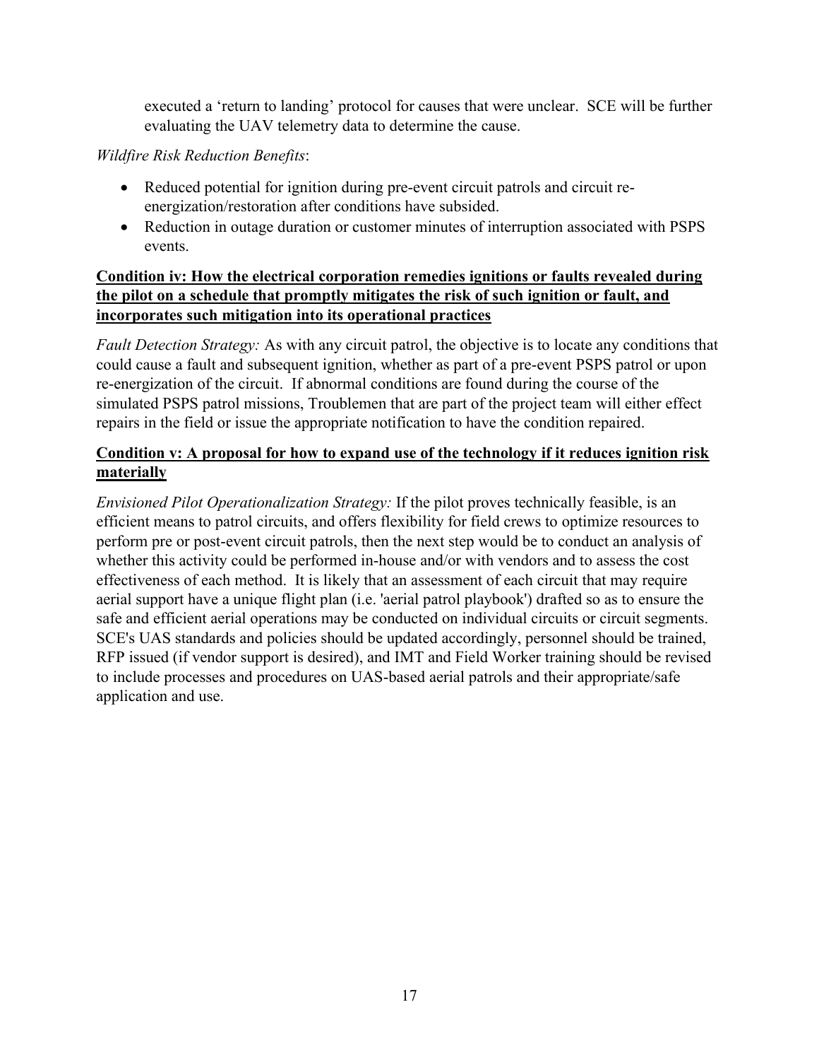executed a 'return to landing' protocol for causes that were unclear. SCE will be further evaluating the UAV telemetry data to determine the cause.

*Wildfire Risk Reduction Benefits*:

- Reduced potential for ignition during pre-event circuit patrols and circuit re-energization/restoration after conditions have subsided.
- Reduction in outage duration or customer minutes of interruption associated with PSPS events.

**Condition iv: How the electrical corporation remedies ignitions or faults revealed during the pilot on a schedule that promptly mitigates the risk of such ignition or fault, and incorporates such mitigation into its operational practices**

*Fault Detection Strategy:* As with any circuit patrol, the objective is to locate any conditions that could cause a fault and subsequent ignition, whether as part of a pre-event PSPS patrol or upon re-energization of the circuit. If abnormal conditions are found during the course of the simulated PSPS patrol missions, Troublemen that are part of the project team will either effect repairs in the field or issue the appropriate notification to have the condition repaired.

**Condition v: A proposal for how to expand use of the technology if it reduces ignition risk materially**

*Envisioned Pilot Operationalization Strategy:* If the pilot proves technically feasible, is an efficient means to patrol circuits, and offers flexibility for field crews to optimize resources to perform pre or post-event circuit patrols, then the next step would be to conduct an analysis of whether this activity could be performed in-house and/or with vendors and to assess the cost effectiveness of each method. It is likely that an assessment of each circuit that may require aerial support have a unique flight plan (i.e. 'aerial patrol playbook') drafted so as to ensure the safe and efficient aerial operations may be conducted on individual circuits or circuit segments. SCE's UAS standards and policies should be updated accordingly, personnel should be trained, RFP issued (if vendor support is desired), and IMT and Field Worker training should be revised to include processes and procedures on UAS-based aerial patrols and their appropriate/safe application and use.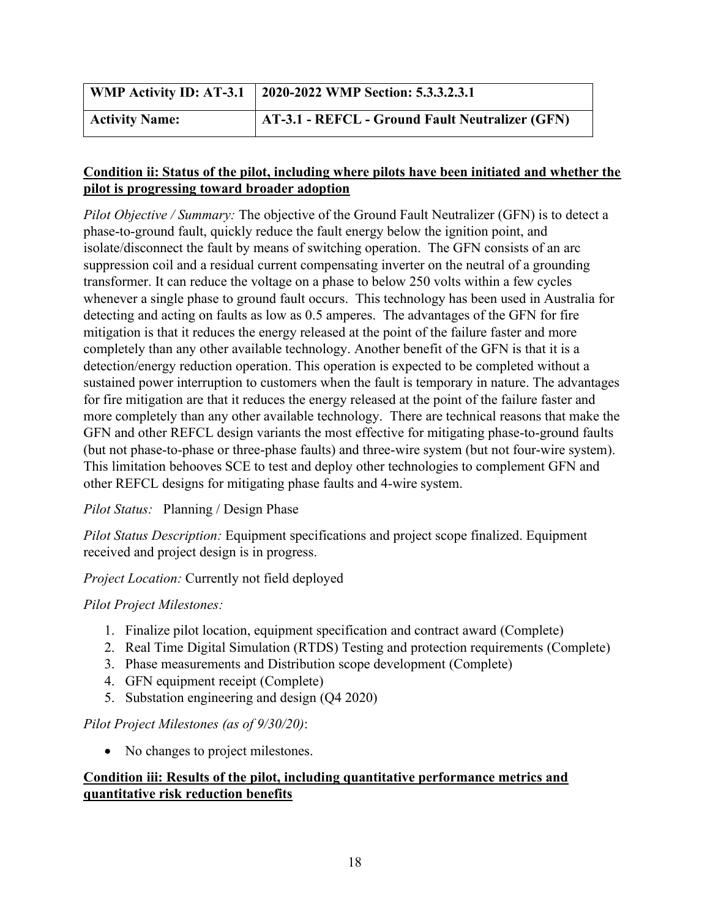| WMP Activity ID: AT-3.1 | 2020-2022 WMP Section: 5.3.3.2.3.1 |
|---|---|
| **Activity Name:** | **AT-3.1 - REFCL - Ground Fault Neutralizer (GFN)** |

**Condition ii: Status of the pilot, including where pilots have been initiated and whether the pilot is progressing toward broader adoption**

*Pilot Objective / Summary:* The objective of the Ground Fault Neutralizer (GFN) is to detect a phase-to-ground fault, quickly reduce the fault energy below the ignition point, and isolate/disconnect the fault by means of switching operation. The GFN consists of an arc suppression coil and a residual current compensating inverter on the neutral of a grounding transformer. It can reduce the voltage on a phase to below 250 volts within a few cycles whenever a single phase to ground fault occurs. This technology has been used in Australia for detecting and acting on faults as low as 0.5 amperes. The advantages of the GFN for fire mitigation is that it reduces the energy released at the point of the failure faster and more completely than any other available technology. Another benefit of the GFN is that it is a detection/energy reduction operation. This operation is expected to be completed without a sustained power interruption to customers when the fault is temporary in nature. The advantages for fire mitigation are that it reduces the energy released at the point of the failure faster and more completely than any other available technology. There are technical reasons that make the GFN and other REFCL design variants the most effective for mitigating phase-to-ground faults (but not phase-to-phase or three-phase faults) and three-wire system (but not four-wire system). This limitation behooves SCE to test and deploy other technologies to complement GFN and other REFCL designs for mitigating phase faults and 4-wire system.

*Pilot Status:* Planning / Design Phase

*Pilot Status Description:* Equipment specifications and project scope finalized. Equipment received and project design is in progress.

*Project Location:* Currently not field deployed

*Pilot Project Milestones:*

1. Finalize pilot location, equipment specification and contract award (Complete)
2. Real Time Digital Simulation (RTDS) Testing and protection requirements (Complete)
3. Phase measurements and Distribution scope development (Complete)
4. GFN equipment receipt (Complete)
5. Substation engineering and design (Q4 2020)

*Pilot Project Milestones (as of 9/30/20)*:

- No changes to project milestones.

**Condition iii: Results of the pilot, including quantitative performance metrics and quantitative risk reduction benefits**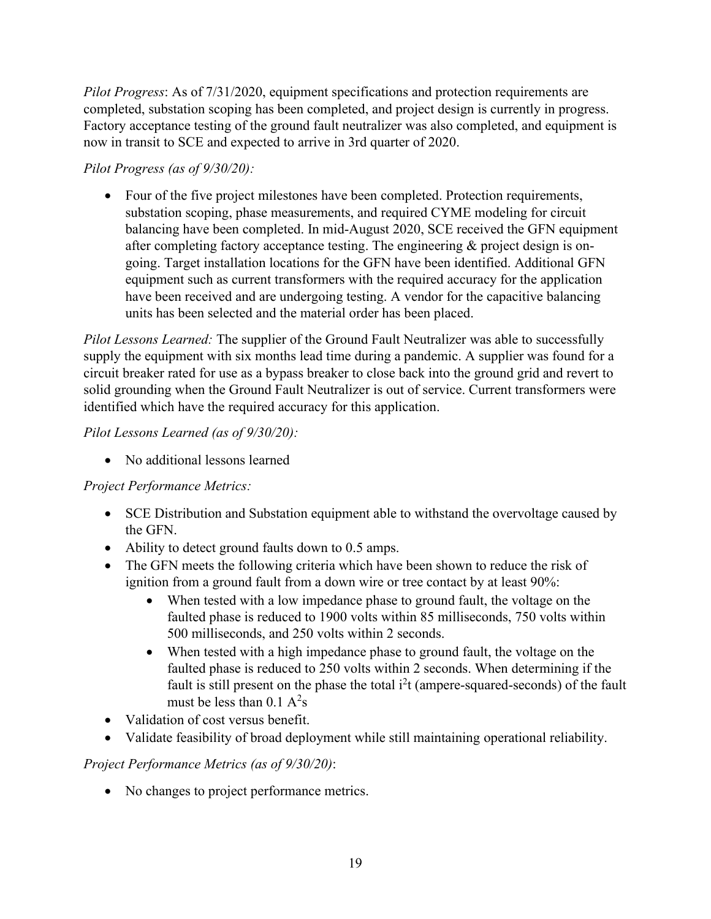*Pilot Progress*: As of 7/31/2020, equipment specifications and protection requirements are completed, substation scoping has been completed, and project design is currently in progress. Factory acceptance testing of the ground fault neutralizer was also completed, and equipment is now in transit to SCE and expected to arrive in 3rd quarter of 2020.

*Pilot Progress (as of 9/30/20):*

- Four of the five project milestones have been completed. Protection requirements, substation scoping, phase measurements, and required CYME modeling for circuit balancing have been completed. In mid-August 2020, SCE received the GFN equipment after completing factory acceptance testing. The engineering & project design is on-going. Target installation locations for the GFN have been identified. Additional GFN equipment such as current transformers with the required accuracy for the application have been received and are undergoing testing. A vendor for the capacitive balancing units has been selected and the material order has been placed.

*Pilot Lessons Learned:* The supplier of the Ground Fault Neutralizer was able to successfully supply the equipment with six months lead time during a pandemic. A supplier was found for a circuit breaker rated for use as a bypass breaker to close back into the ground grid and revert to solid grounding when the Ground Fault Neutralizer is out of service. Current transformers were identified which have the required accuracy for this application.

*Pilot Lessons Learned (as of 9/30/20):*

- No additional lessons learned

*Project Performance Metrics:*

- SCE Distribution and Substation equipment able to withstand the overvoltage caused by the GFN.
- Ability to detect ground faults down to 0.5 amps.
- The GFN meets the following criteria which have been shown to reduce the risk of ignition from a ground fault from a down wire or tree contact by at least 90%:
  - When tested with a low impedance phase to ground fault, the voltage on the faulted phase is reduced to 1900 volts within 85 milliseconds, 750 volts within 500 milliseconds, and 250 volts within 2 seconds.
  - When tested with a high impedance phase to ground fault, the voltage on the faulted phase is reduced to 250 volts within 2 seconds. When determining if the fault is still present on the phase the total $i^2t$ (ampere-squared-seconds) of the fault must be less than 0.1 $A^2s$
- Validation of cost versus benefit.
- Validate feasibility of broad deployment while still maintaining operational reliability.

*Project Performance Metrics (as of 9/30/20)*:

- No changes to project performance metrics.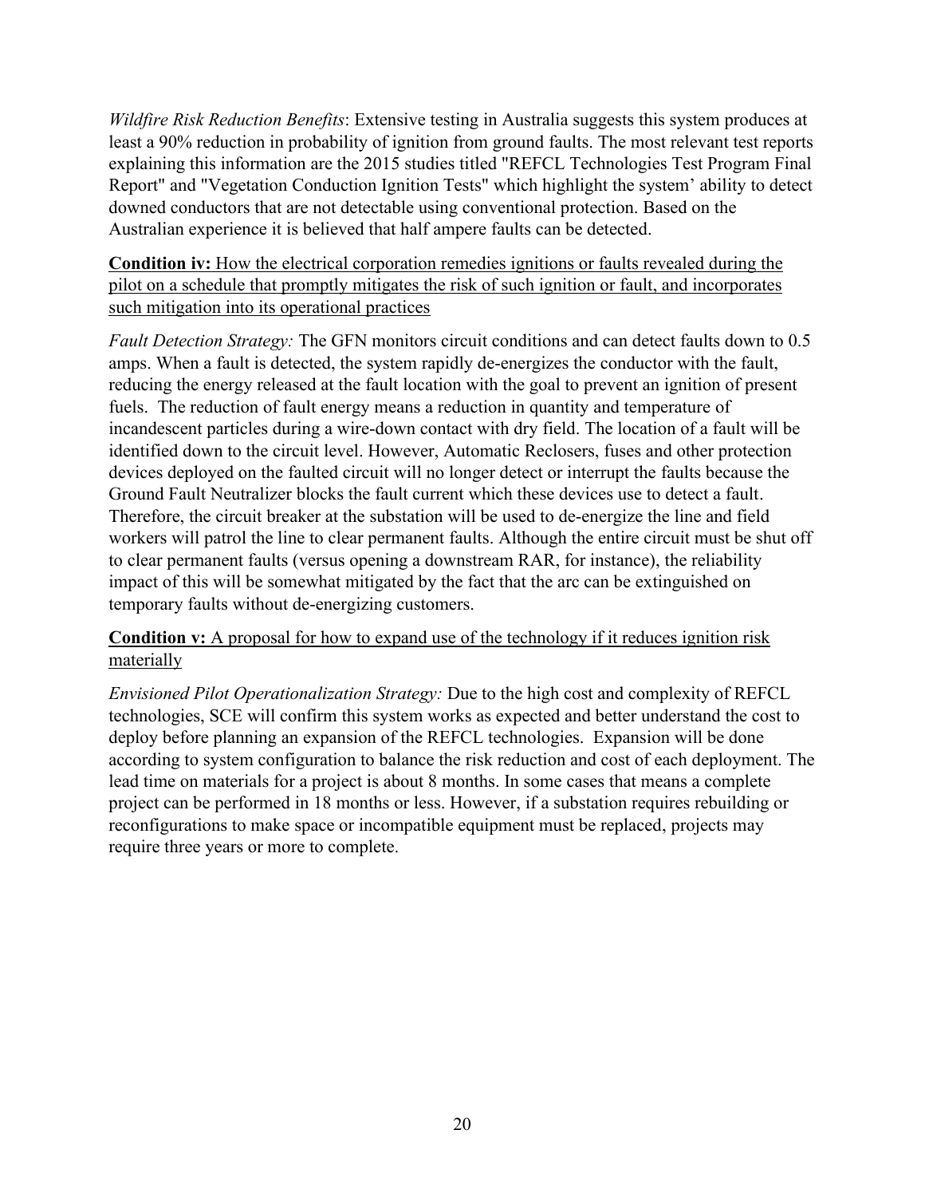*Wildfire Risk Reduction Benefits*: Extensive testing in Australia suggests this system produces at least a 90% reduction in probability of ignition from ground faults. The most relevant test reports explaining this information are the 2015 studies titled "REFCL Technologies Test Program Final Report" and "Vegetation Conduction Ignition Tests" which highlight the system' ability to detect downed conductors that are not detectable using conventional protection. Based on the Australian experience it is believed that half ampere faults can be detected.

**Condition iv:** <u>How the electrical corporation remedies ignitions or faults revealed during the pilot on a schedule that promptly mitigates the risk of such ignition or fault, and incorporates such mitigation into its operational practices</u>

*Fault Detection Strategy:* The GFN monitors circuit conditions and can detect faults down to 0.5 amps. When a fault is detected, the system rapidly de-energizes the conductor with the fault, reducing the energy released at the fault location with the goal to prevent an ignition of present fuels. The reduction of fault energy means a reduction in quantity and temperature of incandescent particles during a wire-down contact with dry field. The location of a fault will be identified down to the circuit level. However, Automatic Reclosers, fuses and other protection devices deployed on the faulted circuit will no longer detect or interrupt the faults because the Ground Fault Neutralizer blocks the fault current which these devices use to detect a fault. Therefore, the circuit breaker at the substation will be used to de-energize the line and field workers will patrol the line to clear permanent faults. Although the entire circuit must be shut off to clear permanent faults (versus opening a downstream RAR, for instance), the reliability impact of this will be somewhat mitigated by the fact that the arc can be extinguished on temporary faults without de-energizing customers.

**Condition v:** <u>A proposal for how to expand use of the technology if it reduces ignition risk materially</u>

*Envisioned Pilot Operationalization Strategy:* Due to the high cost and complexity of REFCL technologies, SCE will confirm this system works as expected and better understand the cost to deploy before planning an expansion of the REFCL technologies. Expansion will be done according to system configuration to balance the risk reduction and cost of each deployment. The lead time on materials for a project is about 8 months. In some cases that means a complete project can be performed in 18 months or less. However, if a substation requires rebuilding or reconfigurations to make space or incompatible equipment must be replaced, projects may require three years or more to complete.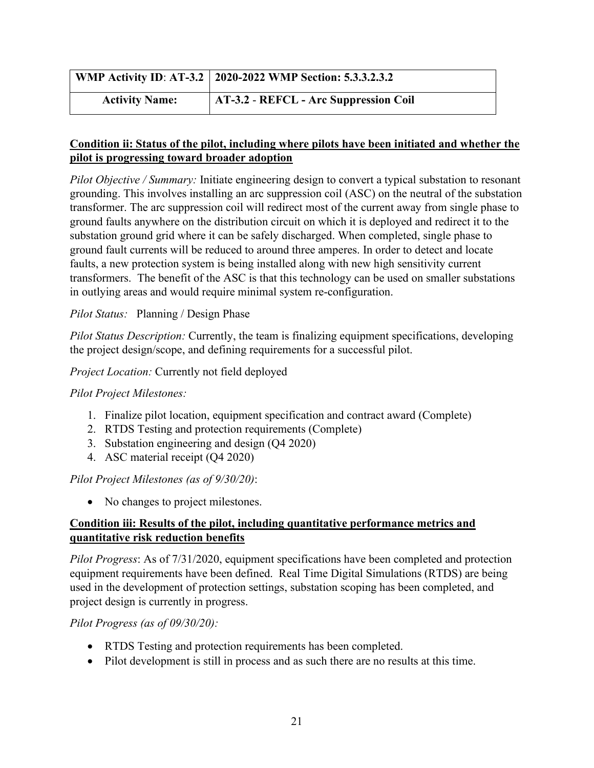| WMP Activity ID: AT-3.2 | 2020-2022 WMP Section: 5.3.3.2.3.2 |
| --- | --- |
| **Activity Name:** | **AT-3.2 - REFCL - Arc Suppression Coil** |

**Condition ii: Status of the pilot, including where pilots have been initiated and whether the pilot is progressing toward broader adoption**

*Pilot Objective / Summary:* Initiate engineering design to convert a typical substation to resonant grounding. This involves installing an arc suppression coil (ASC) on the neutral of the substation transformer. The arc suppression coil will redirect most of the current away from single phase to ground faults anywhere on the distribution circuit on which it is deployed and redirect it to the substation ground grid where it can be safely discharged. When completed, single phase to ground fault currents will be reduced to around three amperes. In order to detect and locate faults, a new protection system is being installed along with new high sensitivity current transformers. The benefit of the ASC is that this technology can be used on smaller substations in outlying areas and would require minimal system re-configuration.

*Pilot Status:* Planning / Design Phase

*Pilot Status Description:* Currently, the team is finalizing equipment specifications, developing the project design/scope, and defining requirements for a successful pilot.

*Project Location:* Currently not field deployed

*Pilot Project Milestones:*

1. Finalize pilot location, equipment specification and contract award (Complete)
2. RTDS Testing and protection requirements (Complete)
3. Substation engineering and design (Q4 2020)
4. ASC material receipt (Q4 2020)

*Pilot Project Milestones (as of 9/30/20)*:

- No changes to project milestones.

**Condition iii: Results of the pilot, including quantitative performance metrics and quantitative risk reduction benefits**

*Pilot Progress*: As of 7/31/2020, equipment specifications have been completed and protection equipment requirements have been defined. Real Time Digital Simulations (RTDS) are being used in the development of protection settings, substation scoping has been completed, and project design is currently in progress.

*Pilot Progress (as of 09/30/20):*

- RTDS Testing and protection requirements has been completed.
- Pilot development is still in process and as such there are no results at this time.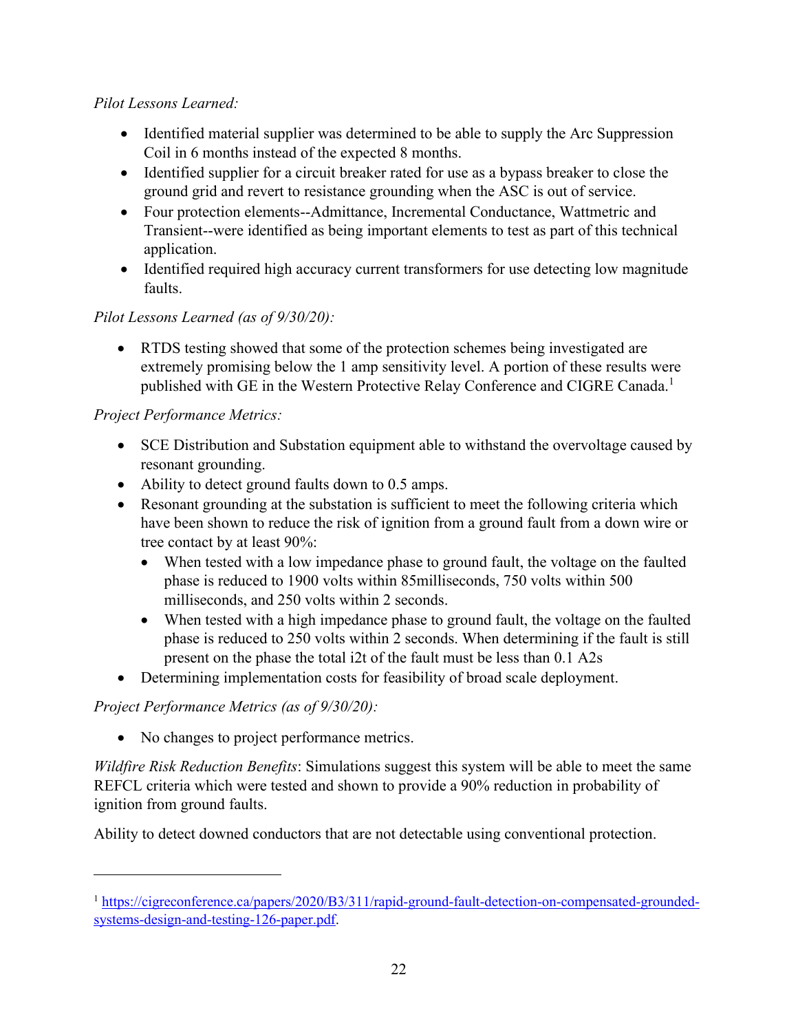*Pilot Lessons Learned:*

- Identified material supplier was determined to be able to supply the Arc Suppression Coil in 6 months instead of the expected 8 months.
- Identified supplier for a circuit breaker rated for use as a bypass breaker to close the ground grid and revert to resistance grounding when the ASC is out of service.
- Four protection elements--Admittance, Incremental Conductance, Wattmetric and Transient--were identified as being important elements to test as part of this technical application.
- Identified required high accuracy current transformers for use detecting low magnitude faults.

*Pilot Lessons Learned (as of 9/30/20):*

- RTDS testing showed that some of the protection schemes being investigated are extremely promising below the 1 amp sensitivity level. A portion of these results were published with GE in the Western Protective Relay Conference and CIGRE Canada.[1]

*Project Performance Metrics:*

- SCE Distribution and Substation equipment able to withstand the overvoltage caused by resonant grounding.
- Ability to detect ground faults down to 0.5 amps.
- Resonant grounding at the substation is sufficient to meet the following criteria which have been shown to reduce the risk of ignition from a ground fault from a down wire or tree contact by at least 90%:
  - When tested with a low impedance phase to ground fault, the voltage on the faulted phase is reduced to 1900 volts within 85milliseconds, 750 volts within 500 milliseconds, and 250 volts within 2 seconds.
  - When tested with a high impedance phase to ground fault, the voltage on the faulted phase is reduced to 250 volts within 2 seconds. When determining if the fault is still present on the phase the total i2t of the fault must be less than 0.1 A2s
- Determining implementation costs for feasibility of broad scale deployment.

*Project Performance Metrics (as of 9/30/20):*

- No changes to project performance metrics.

*Wildfire Risk Reduction Benefits*: Simulations suggest this system will be able to meet the same REFCL criteria which were tested and shown to provide a 90% reduction in probability of ignition from ground faults.

Ability to detect downed conductors that are not detectable using conventional protection.

---

[1] https://cigreconference.ca/papers/2020/B3/311/rapid-ground-fault-detection-on-compensated-grounded-systems-design-and-testing-126-paper.pdf.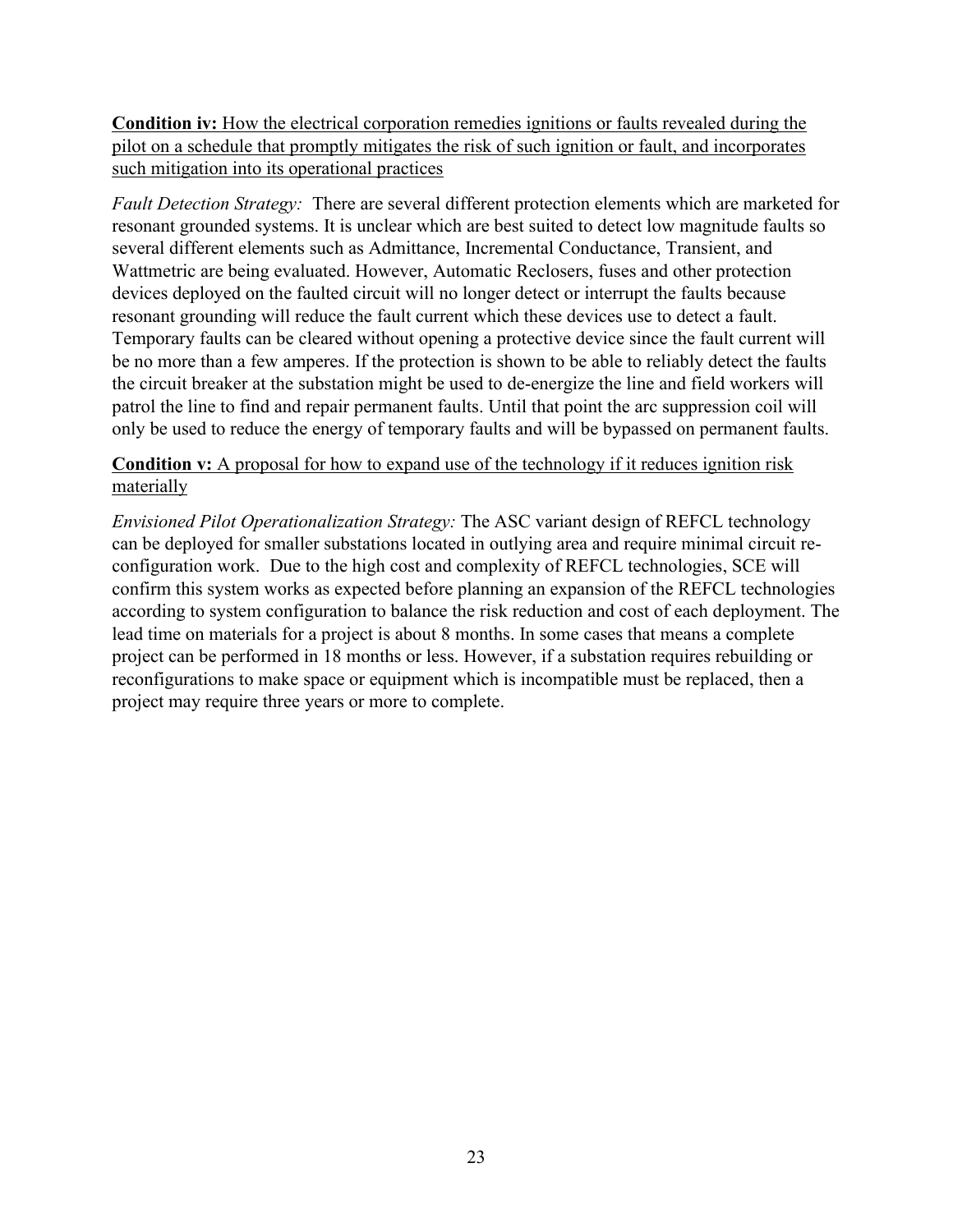**Condition iv:** How the electrical corporation remedies ignitions or faults revealed during the pilot on a schedule that promptly mitigates the risk of such ignition or fault, and incorporates such mitigation into its operational practices

*Fault Detection Strategy:* There are several different protection elements which are marketed for resonant grounded systems. It is unclear which are best suited to detect low magnitude faults so several different elements such as Admittance, Incremental Conductance, Transient, and Wattmetric are being evaluated. However, Automatic Reclosers, fuses and other protection devices deployed on the faulted circuit will no longer detect or interrupt the faults because resonant grounding will reduce the fault current which these devices use to detect a fault. Temporary faults can be cleared without opening a protective device since the fault current will be no more than a few amperes. If the protection is shown to be able to reliably detect the faults the circuit breaker at the substation might be used to de-energize the line and field workers will patrol the line to find and repair permanent faults. Until that point the arc suppression coil will only be used to reduce the energy of temporary faults and will be bypassed on permanent faults.

**Condition v:** A proposal for how to expand use of the technology if it reduces ignition risk materially

*Envisioned Pilot Operationalization Strategy:* The ASC variant design of REFCL technology can be deployed for smaller substations located in outlying area and require minimal circuit re-configuration work. Due to the high cost and complexity of REFCL technologies, SCE will confirm this system works as expected before planning an expansion of the REFCL technologies according to system configuration to balance the risk reduction and cost of each deployment. The lead time on materials for a project is about 8 months. In some cases that means a complete project can be performed in 18 months or less. However, if a substation requires rebuilding or reconfigurations to make space or equipment which is incompatible must be replaced, then a project may require three years or more to complete.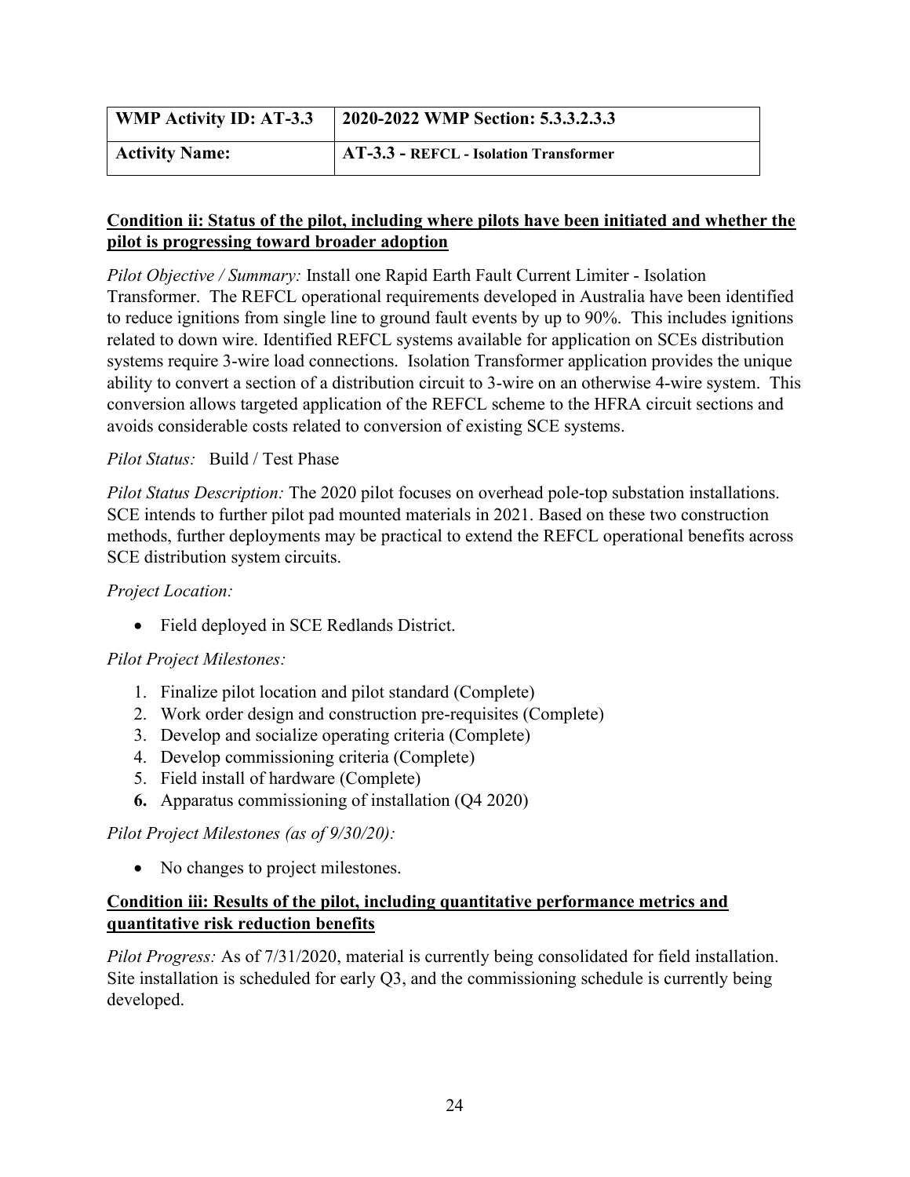| WMP Activity ID: AT-3.3 | 2020-2022 WMP Section: 5.3.3.2.3.3 |
| --- | --- |
| **Activity Name:** | **AT-3.3 - REFCL - Isolation Transformer** |

**Condition ii: Status of the pilot, including where pilots have been initiated and whether the pilot is progressing toward broader adoption**

*Pilot Objective / Summary:* Install one Rapid Earth Fault Current Limiter - Isolation Transformer. The REFCL operational requirements developed in Australia have been identified to reduce ignitions from single line to ground fault events by up to 90%. This includes ignitions related to down wire. Identified REFCL systems available for application on SCEs distribution systems require 3-wire load connections. Isolation Transformer application provides the unique ability to convert a section of a distribution circuit to 3-wire on an otherwise 4-wire system. This conversion allows targeted application of the REFCL scheme to the HFRA circuit sections and avoids considerable costs related to conversion of existing SCE systems.

*Pilot Status:* Build / Test Phase

*Pilot Status Description:* The 2020 pilot focuses on overhead pole-top substation installations. SCE intends to further pilot pad mounted materials in 2021. Based on these two construction methods, further deployments may be practical to extend the REFCL operational benefits across SCE distribution system circuits.

*Project Location:*

- Field deployed in SCE Redlands District.

*Pilot Project Milestones:*

1. Finalize pilot location and pilot standard (Complete)
2. Work order design and construction pre-requisites (Complete)
3. Develop and socialize operating criteria (Complete)
4. Develop commissioning criteria (Complete)
5. Field install of hardware (Complete)
6. Apparatus commissioning of installation (Q4 2020)

*Pilot Project Milestones (as of 9/30/20):*

- No changes to project milestones.

**Condition iii: Results of the pilot, including quantitative performance metrics and quantitative risk reduction benefits**

*Pilot Progress:* As of 7/31/2020, material is currently being consolidated for field installation. Site installation is scheduled for early Q3, and the commissioning schedule is currently being developed.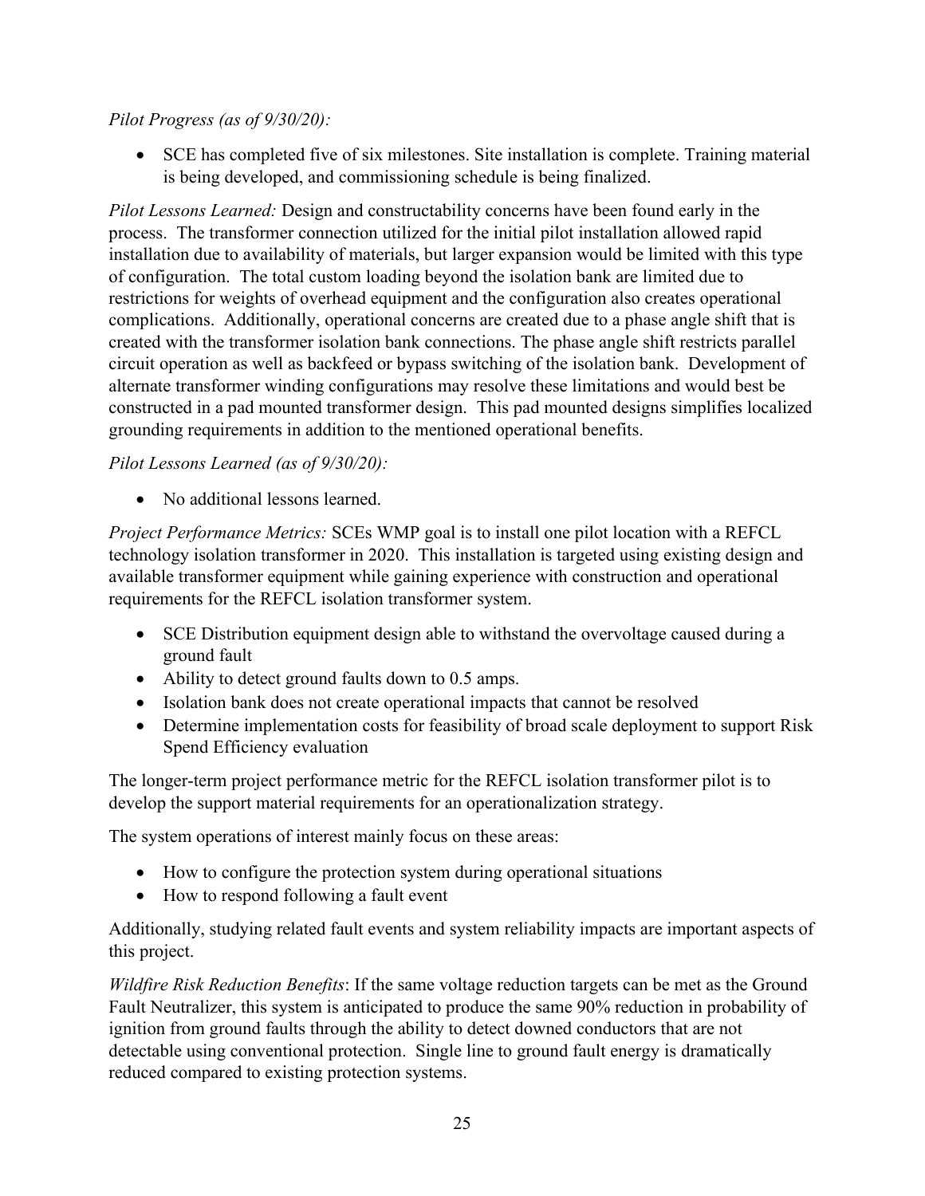*Pilot Progress (as of 9/30/20):*

- SCE has completed five of six milestones. Site installation is complete. Training material is being developed, and commissioning schedule is being finalized.

*Pilot Lessons Learned:* Design and constructability concerns have been found early in the process. The transformer connection utilized for the initial pilot installation allowed rapid installation due to availability of materials, but larger expansion would be limited with this type of configuration. The total custom loading beyond the isolation bank are limited due to restrictions for weights of overhead equipment and the configuration also creates operational complications. Additionally, operational concerns are created due to a phase angle shift that is created with the transformer isolation bank connections. The phase angle shift restricts parallel circuit operation as well as backfeed or bypass switching of the isolation bank. Development of alternate transformer winding configurations may resolve these limitations and would best be constructed in a pad mounted transformer design. This pad mounted designs simplifies localized grounding requirements in addition to the mentioned operational benefits.

*Pilot Lessons Learned (as of 9/30/20):*

- No additional lessons learned.

*Project Performance Metrics:* SCEs WMP goal is to install one pilot location with a REFCL technology isolation transformer in 2020. This installation is targeted using existing design and available transformer equipment while gaining experience with construction and operational requirements for the REFCL isolation transformer system.

- SCE Distribution equipment design able to withstand the overvoltage caused during a ground fault
- Ability to detect ground faults down to 0.5 amps.
- Isolation bank does not create operational impacts that cannot be resolved
- Determine implementation costs for feasibility of broad scale deployment to support Risk Spend Efficiency evaluation

The longer-term project performance metric for the REFCL isolation transformer pilot is to develop the support material requirements for an operationalization strategy.

The system operations of interest mainly focus on these areas:

- How to configure the protection system during operational situations
- How to respond following a fault event

Additionally, studying related fault events and system reliability impacts are important aspects of this project.

*Wildfire Risk Reduction Benefits*: If the same voltage reduction targets can be met as the Ground Fault Neutralizer, this system is anticipated to produce the same 90% reduction in probability of ignition from ground faults through the ability to detect downed conductors that are not detectable using conventional protection. Single line to ground fault energy is dramatically reduced compared to existing protection systems.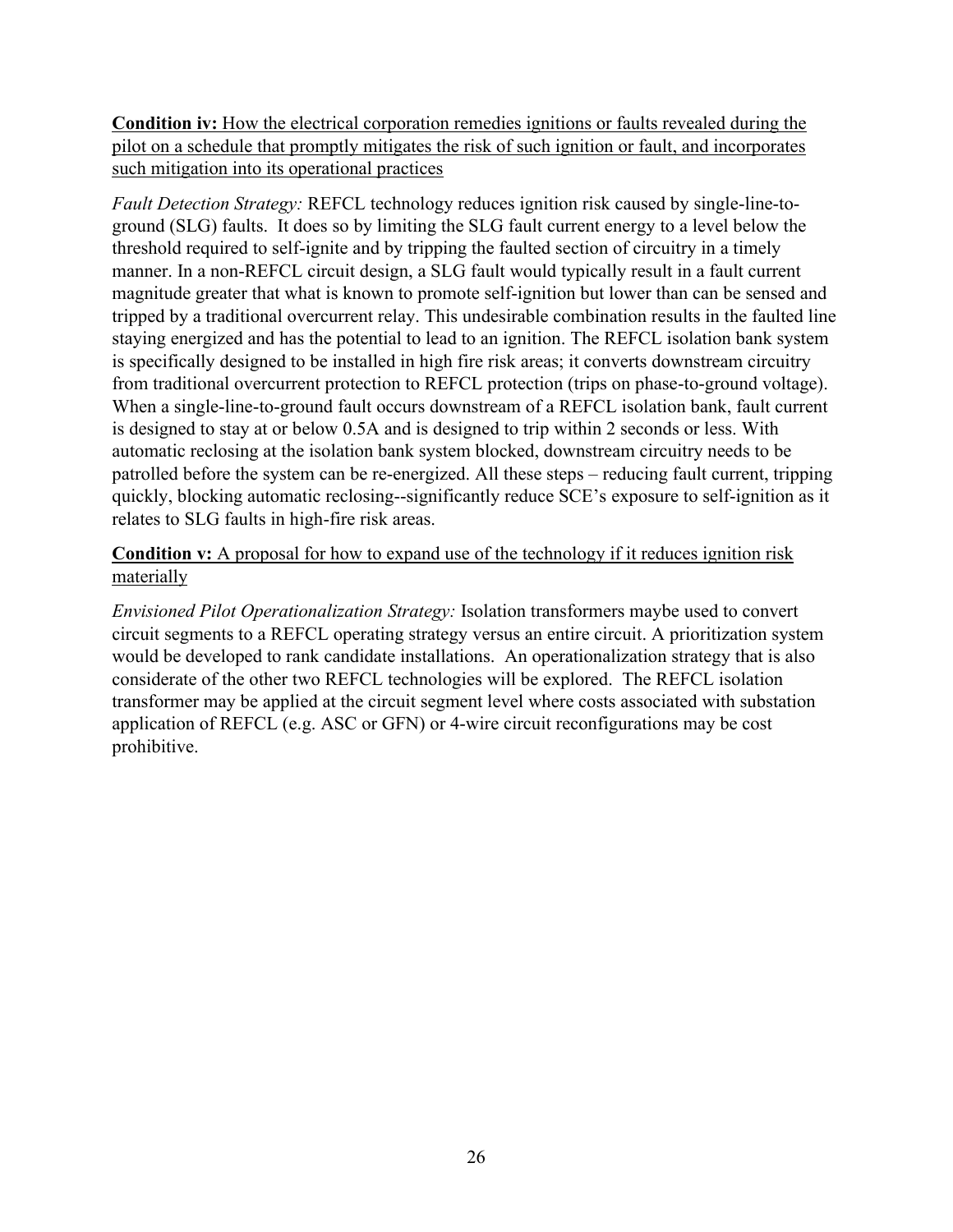**Condition iv:** How the electrical corporation remedies ignitions or faults revealed during the pilot on a schedule that promptly mitigates the risk of such ignition or fault, and incorporates such mitigation into its operational practices

*Fault Detection Strategy:* REFCL technology reduces ignition risk caused by single-line-to-ground (SLG) faults. It does so by limiting the SLG fault current energy to a level below the threshold required to self-ignite and by tripping the faulted section of circuitry in a timely manner. In a non-REFCL circuit design, a SLG fault would typically result in a fault current magnitude greater that what is known to promote self-ignition but lower than can be sensed and tripped by a traditional overcurrent relay. This undesirable combination results in the faulted line staying energized and has the potential to lead to an ignition. The REFCL isolation bank system is specifically designed to be installed in high fire risk areas; it converts downstream circuitry from traditional overcurrent protection to REFCL protection (trips on phase-to-ground voltage). When a single-line-to-ground fault occurs downstream of a REFCL isolation bank, fault current is designed to stay at or below 0.5A and is designed to trip within 2 seconds or less. With automatic reclosing at the isolation bank system blocked, downstream circuitry needs to be patrolled before the system can be re-energized. All these steps – reducing fault current, tripping quickly, blocking automatic reclosing--significantly reduce SCE's exposure to self-ignition as it relates to SLG faults in high-fire risk areas.

**Condition v:** A proposal for how to expand use of the technology if it reduces ignition risk materially

*Envisioned Pilot Operationalization Strategy:* Isolation transformers maybe used to convert circuit segments to a REFCL operating strategy versus an entire circuit. A prioritization system would be developed to rank candidate installations. An operationalization strategy that is also considerate of the other two REFCL technologies will be explored. The REFCL isolation transformer may be applied at the circuit segment level where costs associated with substation application of REFCL (e.g. ASC or GFN) or 4-wire circuit reconfigurations may be cost prohibitive.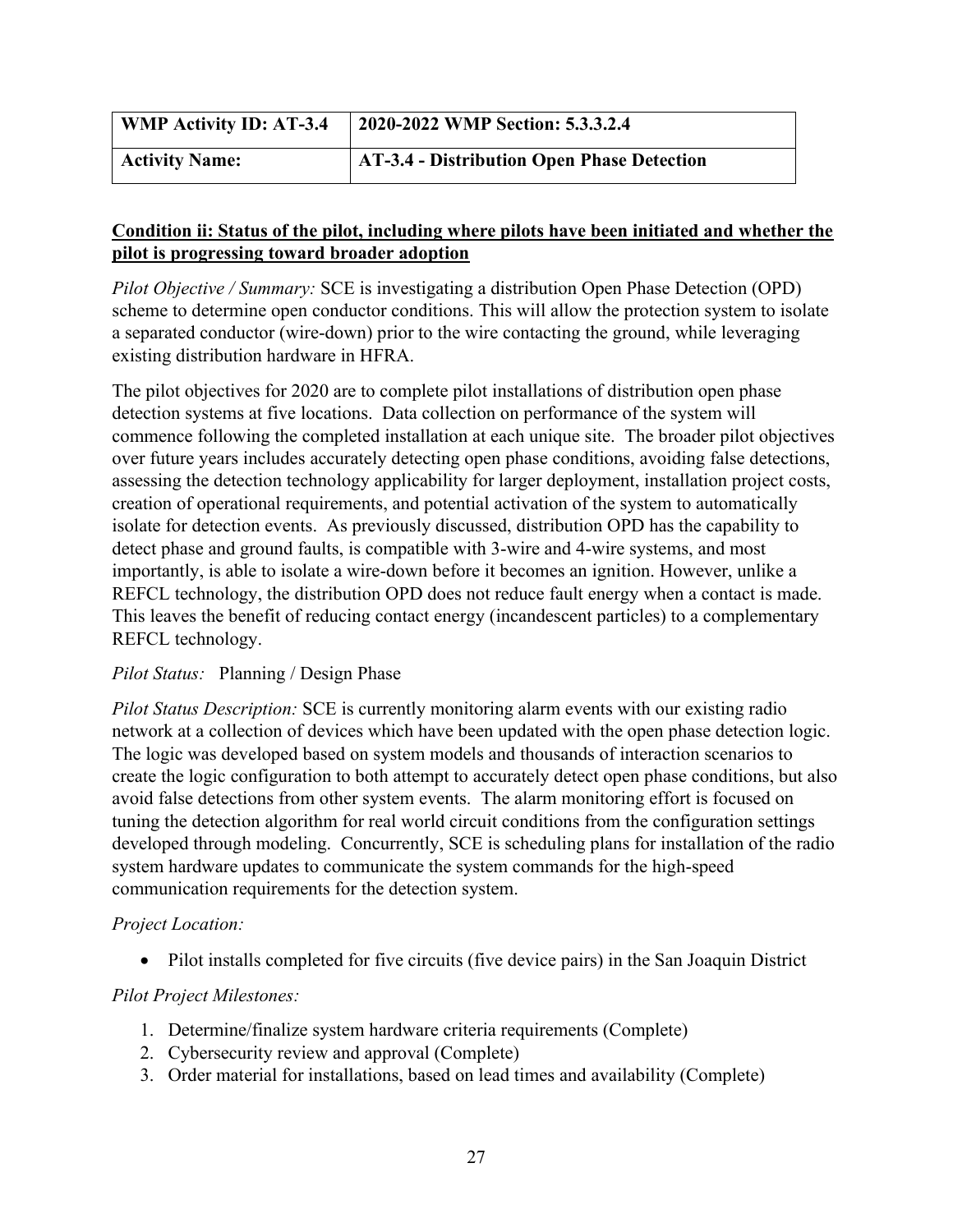| WMP Activity ID: AT-3.4 | 2020-2022 WMP Section: 5.3.3.2.4 |
| --- | --- |
| **Activity Name:** | **AT-3.4 - Distribution Open Phase Detection** |

**Condition ii: Status of the pilot, including where pilots have been initiated and whether the pilot is progressing toward broader adoption**

*Pilot Objective / Summary:* SCE is investigating a distribution Open Phase Detection (OPD) scheme to determine open conductor conditions. This will allow the protection system to isolate a separated conductor (wire-down) prior to the wire contacting the ground, while leveraging existing distribution hardware in HFRA.

The pilot objectives for 2020 are to complete pilot installations of distribution open phase detection systems at five locations. Data collection on performance of the system will commence following the completed installation at each unique site. The broader pilot objectives over future years includes accurately detecting open phase conditions, avoiding false detections, assessing the detection technology applicability for larger deployment, installation project costs, creation of operational requirements, and potential activation of the system to automatically isolate for detection events. As previously discussed, distribution OPD has the capability to detect phase and ground faults, is compatible with 3-wire and 4-wire systems, and most importantly, is able to isolate a wire-down before it becomes an ignition. However, unlike a REFCL technology, the distribution OPD does not reduce fault energy when a contact is made. This leaves the benefit of reducing contact energy (incandescent particles) to a complementary REFCL technology.

*Pilot Status:* Planning / Design Phase

*Pilot Status Description:* SCE is currently monitoring alarm events with our existing radio network at a collection of devices which have been updated with the open phase detection logic. The logic was developed based on system models and thousands of interaction scenarios to create the logic configuration to both attempt to accurately detect open phase conditions, but also avoid false detections from other system events. The alarm monitoring effort is focused on tuning the detection algorithm for real world circuit conditions from the configuration settings developed through modeling. Concurrently, SCE is scheduling plans for installation of the radio system hardware updates to communicate the system commands for the high-speed communication requirements for the detection system.

*Project Location:*

- Pilot installs completed for five circuits (five device pairs) in the San Joaquin District

*Pilot Project Milestones:*

1. Determine/finalize system hardware criteria requirements (Complete)
2. Cybersecurity review and approval (Complete)
3. Order material for installations, based on lead times and availability (Complete)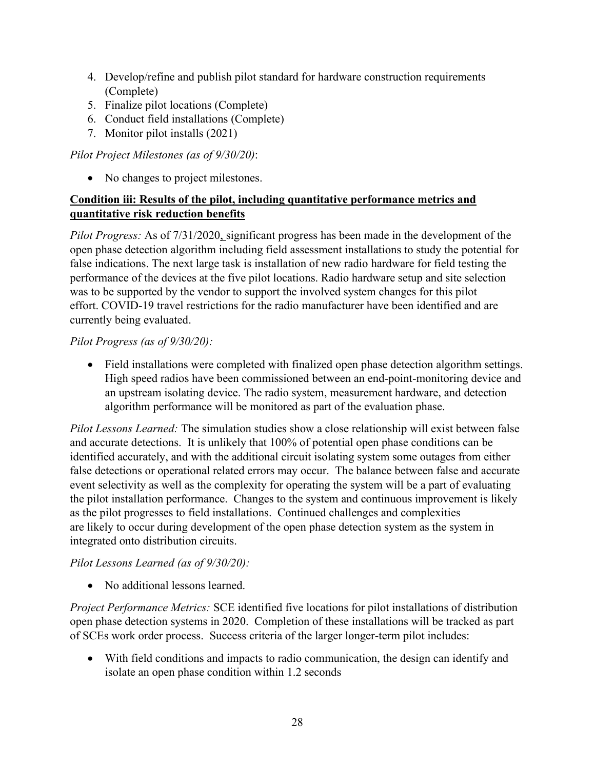4. Develop/refine and publish pilot standard for hardware construction requirements (Complete)
5. Finalize pilot locations (Complete)
6. Conduct field installations (Complete)
7. Monitor pilot installs (2021)

*Pilot Project Milestones (as of 9/30/20)*:

- No changes to project milestones.

**Condition iii: Results of the pilot, including quantitative performance metrics and quantitative risk reduction benefits**

*Pilot Progress:* As of 7/31/2020, significant progress has been made in the development of the open phase detection algorithm including field assessment installations to study the potential for false indications. The next large task is installation of new radio hardware for field testing the performance of the devices at the five pilot locations. Radio hardware setup and site selection was to be supported by the vendor to support the involved system changes for this pilot effort. COVID-19 travel restrictions for the radio manufacturer have been identified and are currently being evaluated.

*Pilot Progress (as of 9/30/20):*

- Field installations were completed with finalized open phase detection algorithm settings. High speed radios have been commissioned between an end-point-monitoring device and an upstream isolating device. The radio system, measurement hardware, and detection algorithm performance will be monitored as part of the evaluation phase.

*Pilot Lessons Learned:* The simulation studies show a close relationship will exist between false and accurate detections. It is unlikely that 100% of potential open phase conditions can be identified accurately, and with the additional circuit isolating system some outages from either false detections or operational related errors may occur. The balance between false and accurate event selectivity as well as the complexity for operating the system will be a part of evaluating the pilot installation performance. Changes to the system and continuous improvement is likely as the pilot progresses to field installations. Continued challenges and complexities are likely to occur during development of the open phase detection system as the system in integrated onto distribution circuits.

*Pilot Lessons Learned (as of 9/30/20):*

- No additional lessons learned.

*Project Performance Metrics:* SCE identified five locations for pilot installations of distribution open phase detection systems in 2020. Completion of these installations will be tracked as part of SCEs work order process. Success criteria of the larger longer-term pilot includes:

- With field conditions and impacts to radio communication, the design can identify and isolate an open phase condition within 1.2 seconds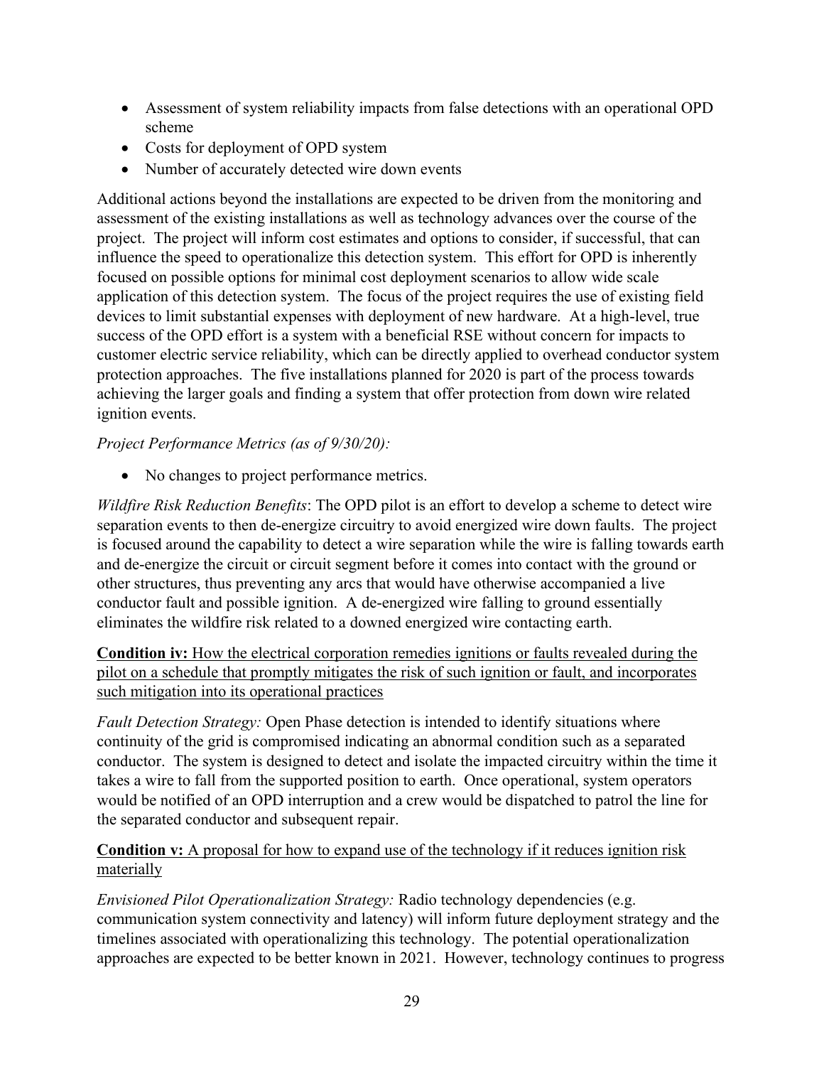- Assessment of system reliability impacts from false detections with an operational OPD scheme
- Costs for deployment of OPD system
- Number of accurately detected wire down events

Additional actions beyond the installations are expected to be driven from the monitoring and assessment of the existing installations as well as technology advances over the course of the project. The project will inform cost estimates and options to consider, if successful, that can influence the speed to operationalize this detection system. This effort for OPD is inherently focused on possible options for minimal cost deployment scenarios to allow wide scale application of this detection system. The focus of the project requires the use of existing field devices to limit substantial expenses with deployment of new hardware. At a high-level, true success of the OPD effort is a system with a beneficial RSE without concern for impacts to customer electric service reliability, which can be directly applied to overhead conductor system protection approaches. The five installations planned for 2020 is part of the process towards achieving the larger goals and finding a system that offer protection from down wire related ignition events.

*Project Performance Metrics (as of 9/30/20):*

- No changes to project performance metrics.

*Wildfire Risk Reduction Benefits*: The OPD pilot is an effort to develop a scheme to detect wire separation events to then de-energize circuitry to avoid energized wire down faults. The project is focused around the capability to detect a wire separation while the wire is falling towards earth and de-energize the circuit or circuit segment before it comes into contact with the ground or other structures, thus preventing any arcs that would have otherwise accompanied a live conductor fault and possible ignition. A de-energized wire falling to ground essentially eliminates the wildfire risk related to a downed energized wire contacting earth.

**Condition iv:** How the electrical corporation remedies ignitions or faults revealed during the pilot on a schedule that promptly mitigates the risk of such ignition or fault, and incorporates such mitigation into its operational practices

*Fault Detection Strategy:* Open Phase detection is intended to identify situations where continuity of the grid is compromised indicating an abnormal condition such as a separated conductor. The system is designed to detect and isolate the impacted circuitry within the time it takes a wire to fall from the supported position to earth. Once operational, system operators would be notified of an OPD interruption and a crew would be dispatched to patrol the line for the separated conductor and subsequent repair.

**Condition v:** A proposal for how to expand use of the technology if it reduces ignition risk materially

*Envisioned Pilot Operationalization Strategy:* Radio technology dependencies (e.g. communication system connectivity and latency) will inform future deployment strategy and the timelines associated with operationalizing this technology. The potential operationalization approaches are expected to be better known in 2021. However, technology continues to progress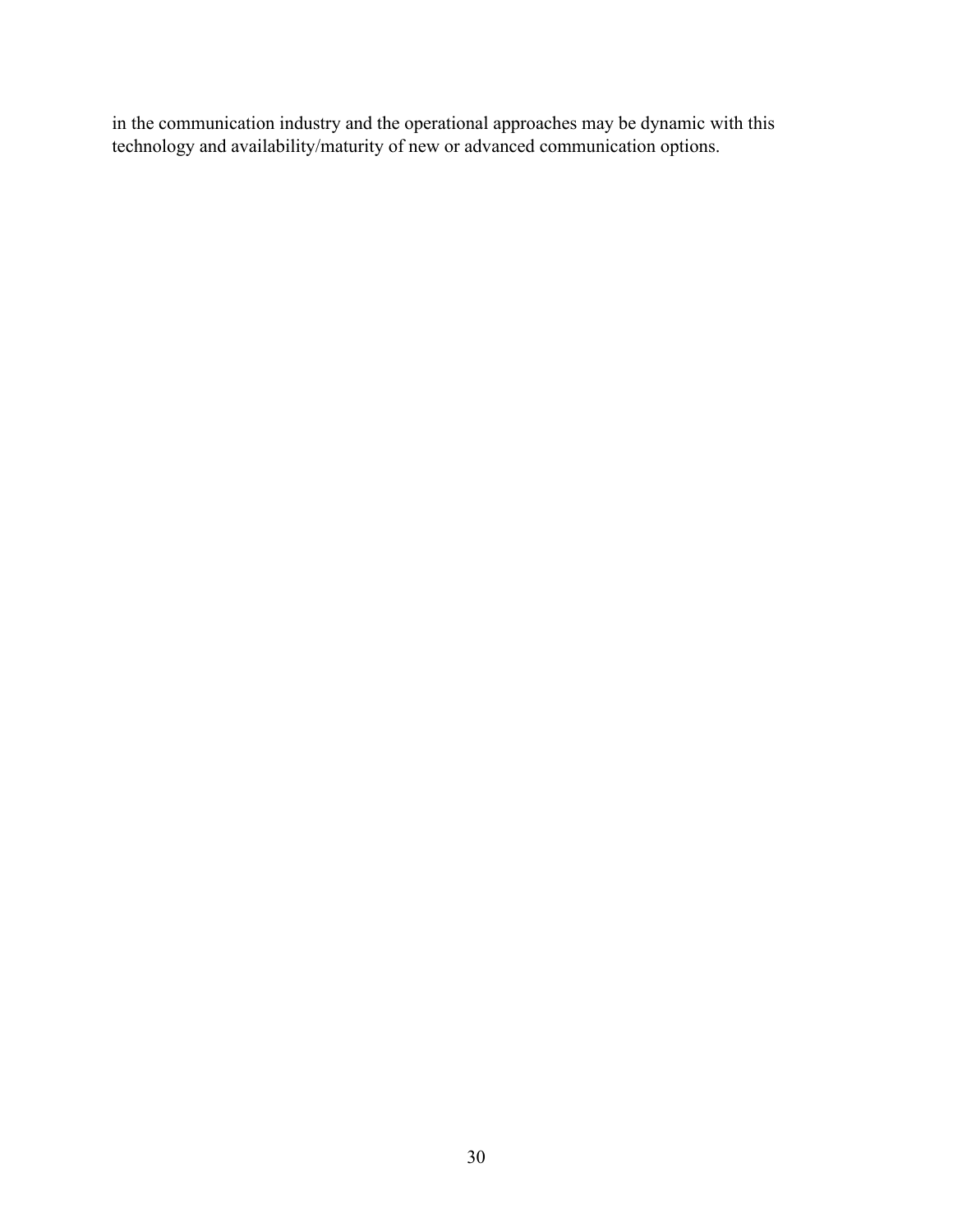in the communication industry and the operational approaches may be dynamic with this technology and availability/maturity of new or advanced communication options.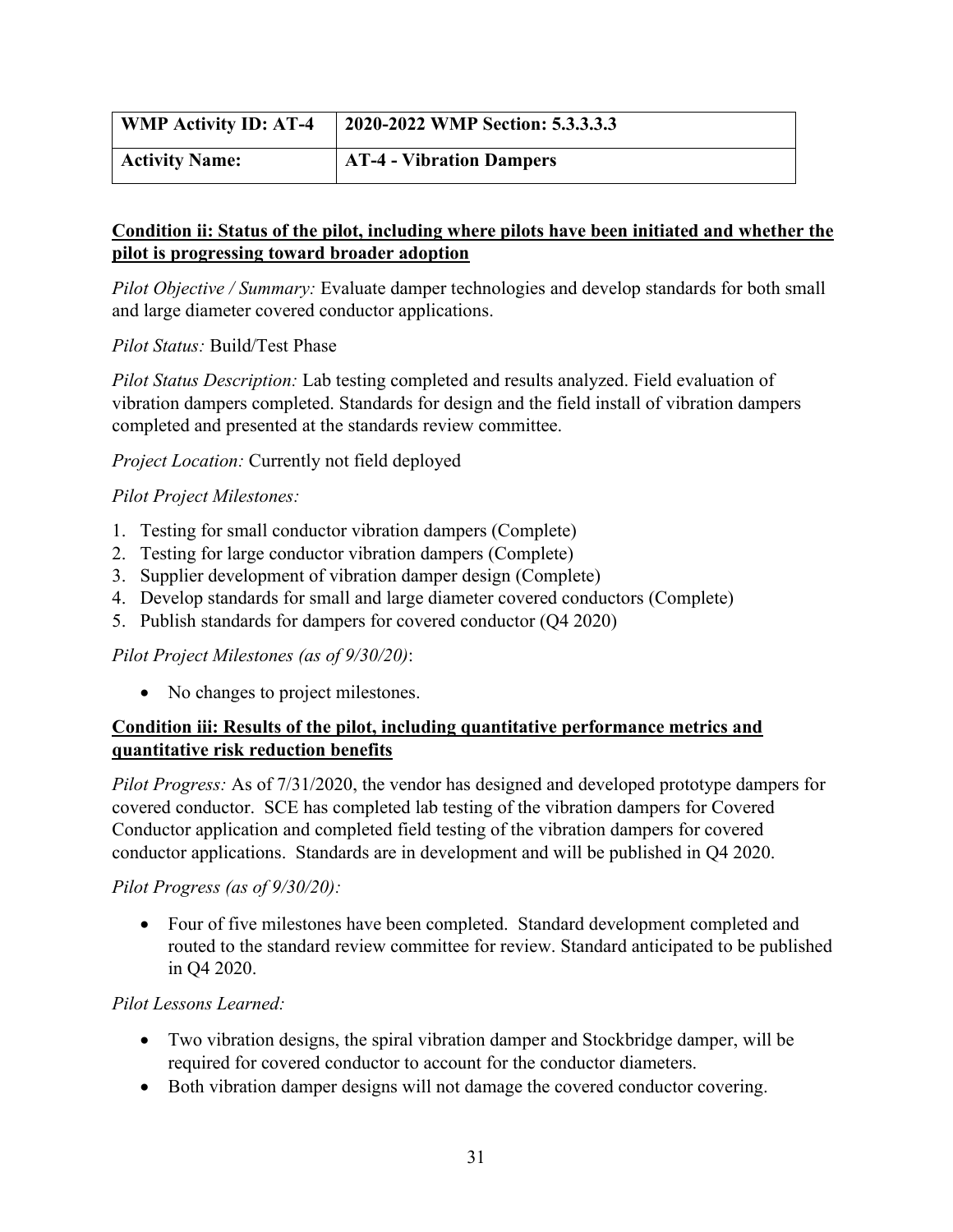| WMP Activity ID: AT-4 | 2020-2022 WMP Section: 5.3.3.3.3 |
|---|---|
| **Activity Name:** | **AT-4 - Vibration Dampers** |

**Condition ii: Status of the pilot, including where pilots have been initiated and whether the pilot is progressing toward broader adoption**

*Pilot Objective / Summary:* Evaluate damper technologies and develop standards for both small and large diameter covered conductor applications.

*Pilot Status:* Build/Test Phase

*Pilot Status Description:* Lab testing completed and results analyzed. Field evaluation of vibration dampers completed. Standards for design and the field install of vibration dampers completed and presented at the standards review committee.

*Project Location:* Currently not field deployed

*Pilot Project Milestones:*

1. Testing for small conductor vibration dampers (Complete)
2. Testing for large conductor vibration dampers (Complete)
3. Supplier development of vibration damper design (Complete)
4. Develop standards for small and large diameter covered conductors (Complete)
5. Publish standards for dampers for covered conductor (Q4 2020)

*Pilot Project Milestones (as of 9/30/20)*:

- No changes to project milestones.

**Condition iii: Results of the pilot, including quantitative performance metrics and quantitative risk reduction benefits**

*Pilot Progress:* As of 7/31/2020, the vendor has designed and developed prototype dampers for covered conductor. SCE has completed lab testing of the vibration dampers for Covered Conductor application and completed field testing of the vibration dampers for covered conductor applications. Standards are in development and will be published in Q4 2020.

*Pilot Progress (as of 9/30/20):*

- Four of five milestones have been completed. Standard development completed and routed to the standard review committee for review. Standard anticipated to be published in Q4 2020.

*Pilot Lessons Learned:*

- Two vibration designs, the spiral vibration damper and Stockbridge damper, will be required for covered conductor to account for the conductor diameters.
- Both vibration damper designs will not damage the covered conductor covering.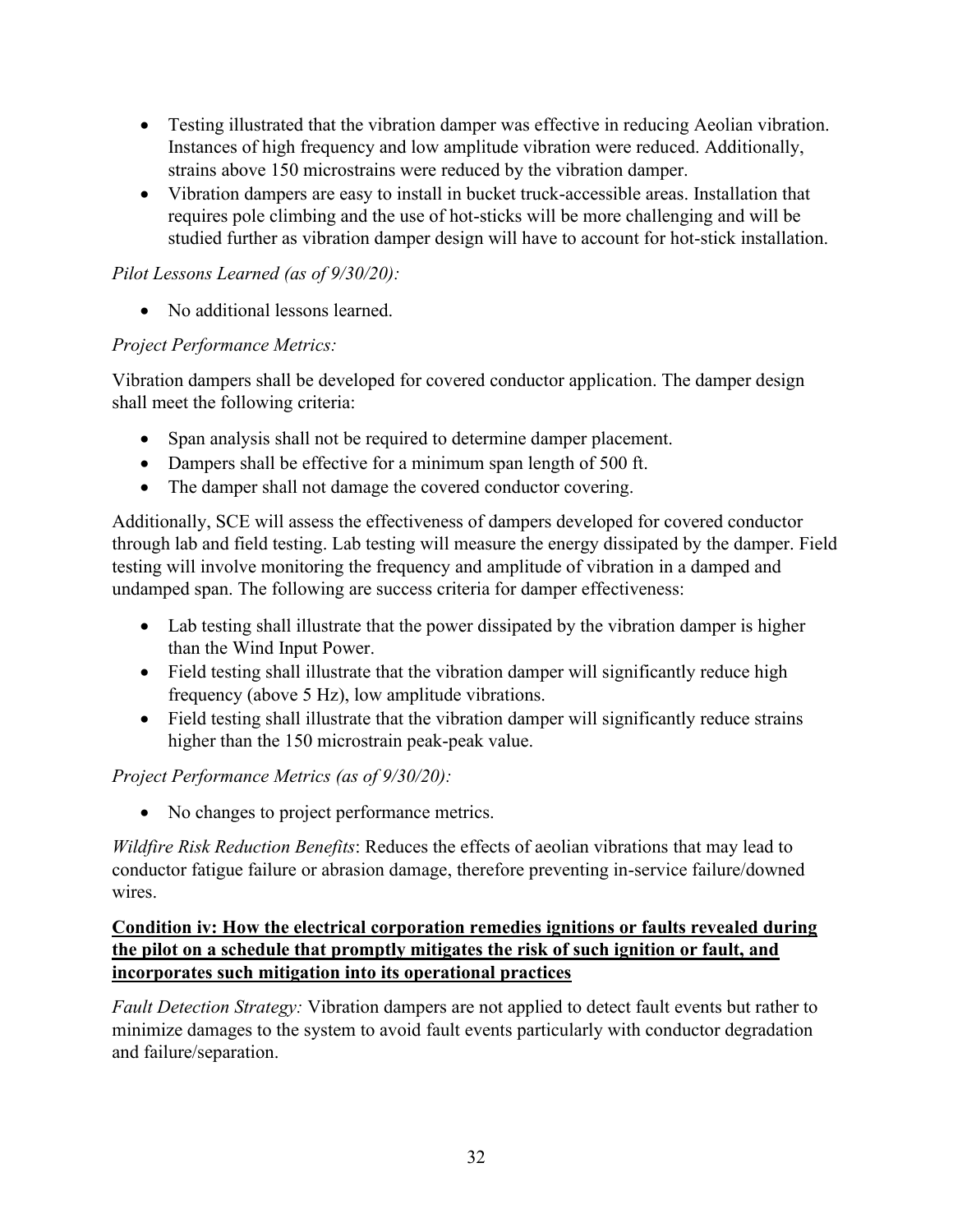- Testing illustrated that the vibration damper was effective in reducing Aeolian vibration. Instances of high frequency and low amplitude vibration were reduced. Additionally, strains above 150 microstrains were reduced by the vibration damper.
- Vibration dampers are easy to install in bucket truck-accessible areas. Installation that requires pole climbing and the use of hot-sticks will be more challenging and will be studied further as vibration damper design will have to account for hot-stick installation.

*Pilot Lessons Learned (as of 9/30/20):*

- No additional lessons learned.

*Project Performance Metrics:*

Vibration dampers shall be developed for covered conductor application. The damper design shall meet the following criteria:

- Span analysis shall not be required to determine damper placement.
- Dampers shall be effective for a minimum span length of 500 ft.
- The damper shall not damage the covered conductor covering.

Additionally, SCE will assess the effectiveness of dampers developed for covered conductor through lab and field testing. Lab testing will measure the energy dissipated by the damper. Field testing will involve monitoring the frequency and amplitude of vibration in a damped and undamped span. The following are success criteria for damper effectiveness:

- Lab testing shall illustrate that the power dissipated by the vibration damper is higher than the Wind Input Power.
- Field testing shall illustrate that the vibration damper will significantly reduce high frequency (above 5 Hz), low amplitude vibrations.
- Field testing shall illustrate that the vibration damper will significantly reduce strains higher than the 150 microstrain peak-peak value.

*Project Performance Metrics (as of 9/30/20):*

- No changes to project performance metrics.

*Wildfire Risk Reduction Benefits*: Reduces the effects of aeolian vibrations that may lead to conductor fatigue failure or abrasion damage, therefore preventing in-service failure/downed wires.

**Condition iv: How the electrical corporation remedies ignitions or faults revealed during the pilot on a schedule that promptly mitigates the risk of such ignition or fault, and incorporates such mitigation into its operational practices**

*Fault Detection Strategy:* Vibration dampers are not applied to detect fault events but rather to minimize damages to the system to avoid fault events particularly with conductor degradation and failure/separation.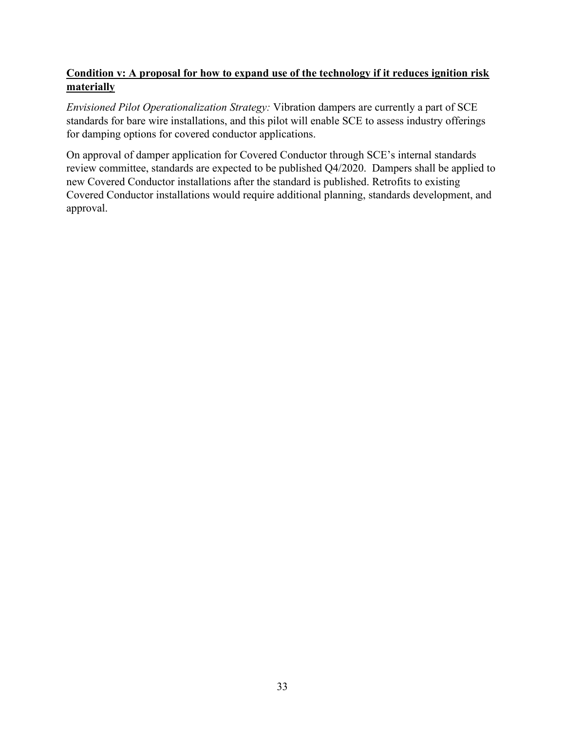**Condition v: A proposal for how to expand use of the technology if it reduces ignition risk materially**

*Envisioned Pilot Operationalization Strategy:* Vibration dampers are currently a part of SCE standards for bare wire installations, and this pilot will enable SCE to assess industry offerings for damping options for covered conductor applications.

On approval of damper application for Covered Conductor through SCE's internal standards review committee, standards are expected to be published Q4/2020. Dampers shall be applied to new Covered Conductor installations after the standard is published. Retrofits to existing Covered Conductor installations would require additional planning, standards development, and approval.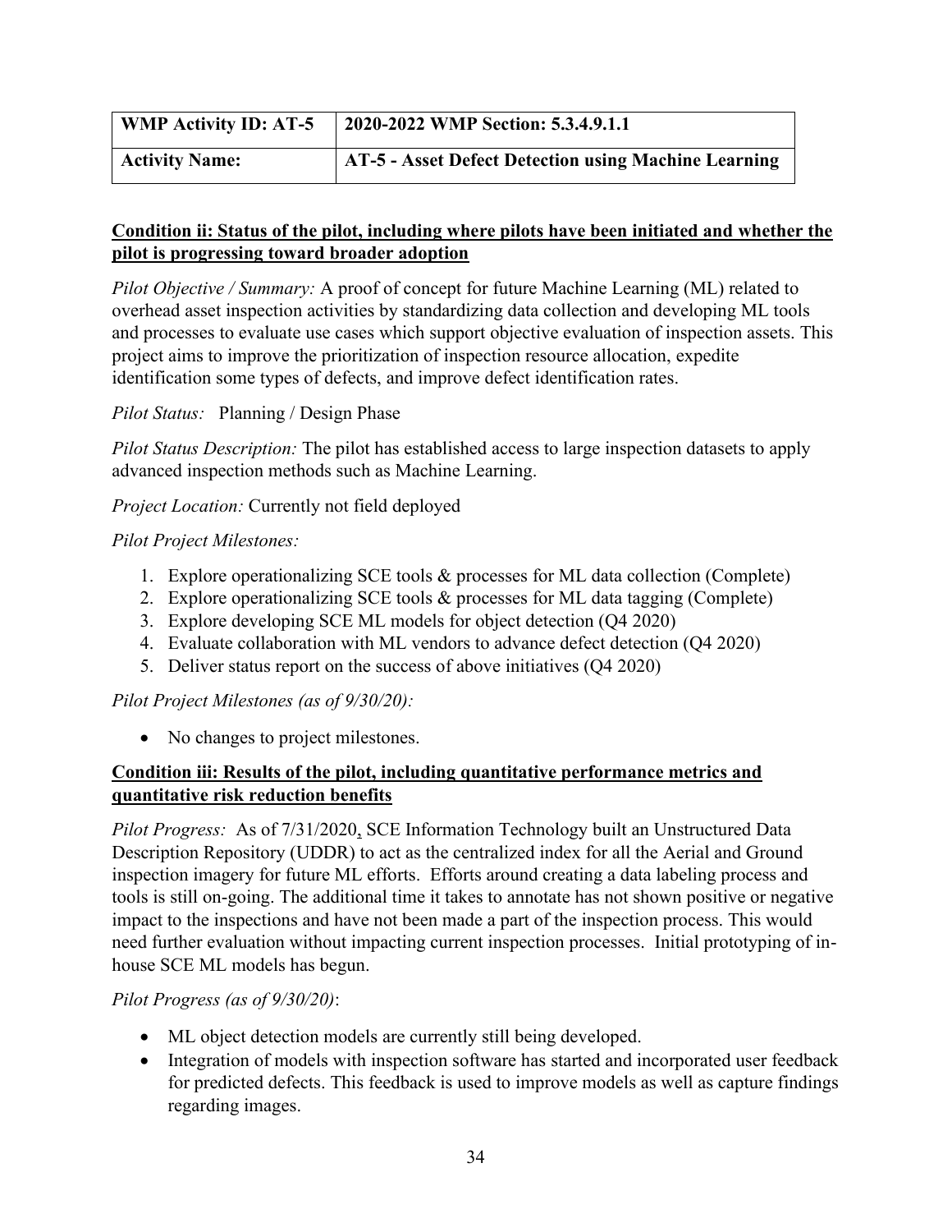| WMP Activity ID: AT-5 | 2020-2022 WMP Section: 5.3.4.9.1.1 |
|---|---|
| **Activity Name:** | **AT-5 - Asset Defect Detection using Machine Learning** |

**Condition ii: Status of the pilot, including where pilots have been initiated and whether the pilot is progressing toward broader adoption**

*Pilot Objective / Summary:* A proof of concept for future Machine Learning (ML) related to overhead asset inspection activities by standardizing data collection and developing ML tools and processes to evaluate use cases which support objective evaluation of inspection assets. This project aims to improve the prioritization of inspection resource allocation, expedite identification some types of defects, and improve defect identification rates.

*Pilot Status:* Planning / Design Phase

*Pilot Status Description:* The pilot has established access to large inspection datasets to apply advanced inspection methods such as Machine Learning.

*Project Location:* Currently not field deployed

*Pilot Project Milestones:*

1. Explore operationalizing SCE tools & processes for ML data collection (Complete)
2. Explore operationalizing SCE tools & processes for ML data tagging (Complete)
3. Explore developing SCE ML models for object detection (Q4 2020)
4. Evaluate collaboration with ML vendors to advance defect detection (Q4 2020)
5. Deliver status report on the success of above initiatives (Q4 2020)

*Pilot Project Milestones (as of 9/30/20):*

- No changes to project milestones.

**Condition iii: Results of the pilot, including quantitative performance metrics and quantitative risk reduction benefits**

*Pilot Progress:* As of 7/31/2020, SCE Information Technology built an Unstructured Data Description Repository (UDDR) to act as the centralized index for all the Aerial and Ground inspection imagery for future ML efforts. Efforts around creating a data labeling process and tools is still on-going. The additional time it takes to annotate has not shown positive or negative impact to the inspections and have not been made a part of the inspection process. This would need further evaluation without impacting current inspection processes. Initial prototyping of in-house SCE ML models has begun.

*Pilot Progress (as of 9/30/20)*:

- ML object detection models are currently still being developed.
- Integration of models with inspection software has started and incorporated user feedback for predicted defects. This feedback is used to improve models as well as capture findings regarding images.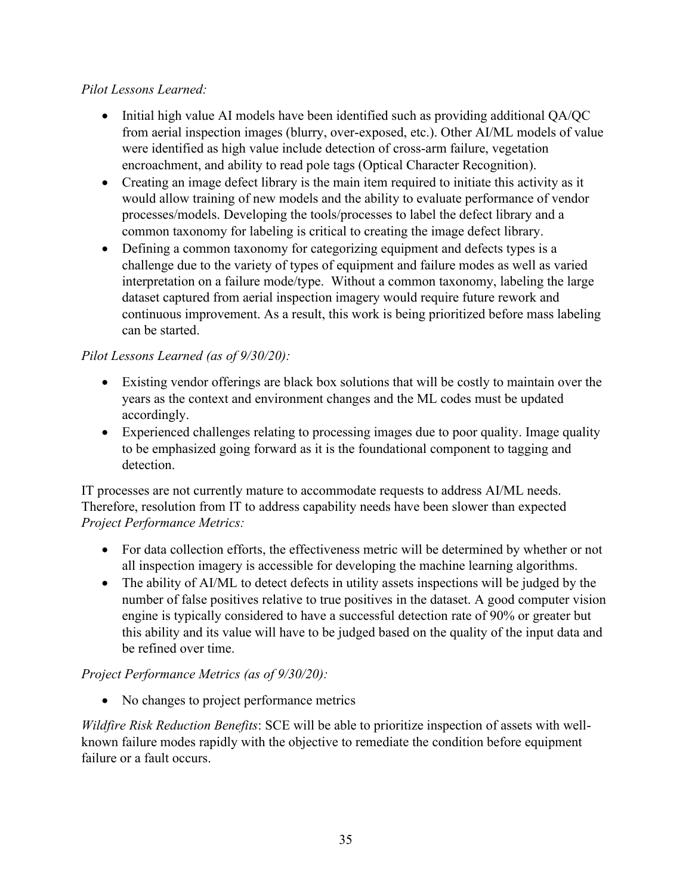*Pilot Lessons Learned:*

- Initial high value AI models have been identified such as providing additional QA/QC from aerial inspection images (blurry, over-exposed, etc.). Other AI/ML models of value were identified as high value include detection of cross-arm failure, vegetation encroachment, and ability to read pole tags (Optical Character Recognition).
- Creating an image defect library is the main item required to initiate this activity as it would allow training of new models and the ability to evaluate performance of vendor processes/models. Developing the tools/processes to label the defect library and a common taxonomy for labeling is critical to creating the image defect library.
- Defining a common taxonomy for categorizing equipment and defects types is a challenge due to the variety of types of equipment and failure modes as well as varied interpretation on a failure mode/type. Without a common taxonomy, labeling the large dataset captured from aerial inspection imagery would require future rework and continuous improvement. As a result, this work is being prioritized before mass labeling can be started.

*Pilot Lessons Learned (as of 9/30/20):*

- Existing vendor offerings are black box solutions that will be costly to maintain over the years as the context and environment changes and the ML codes must be updated accordingly.
- Experienced challenges relating to processing images due to poor quality. Image quality to be emphasized going forward as it is the foundational component to tagging and detection.

IT processes are not currently mature to accommodate requests to address AI/ML needs. Therefore, resolution from IT to address capability needs have been slower than expected

*Project Performance Metrics:*

- For data collection efforts, the effectiveness metric will be determined by whether or not all inspection imagery is accessible for developing the machine learning algorithms.
- The ability of AI/ML to detect defects in utility assets inspections will be judged by the number of false positives relative to true positives in the dataset. A good computer vision engine is typically considered to have a successful detection rate of 90% or greater but this ability and its value will have to be judged based on the quality of the input data and be refined over time.

*Project Performance Metrics (as of 9/30/20):*

- No changes to project performance metrics

*Wildfire Risk Reduction Benefits*: SCE will be able to prioritize inspection of assets with well-known failure modes rapidly with the objective to remediate the condition before equipment failure or a fault occurs.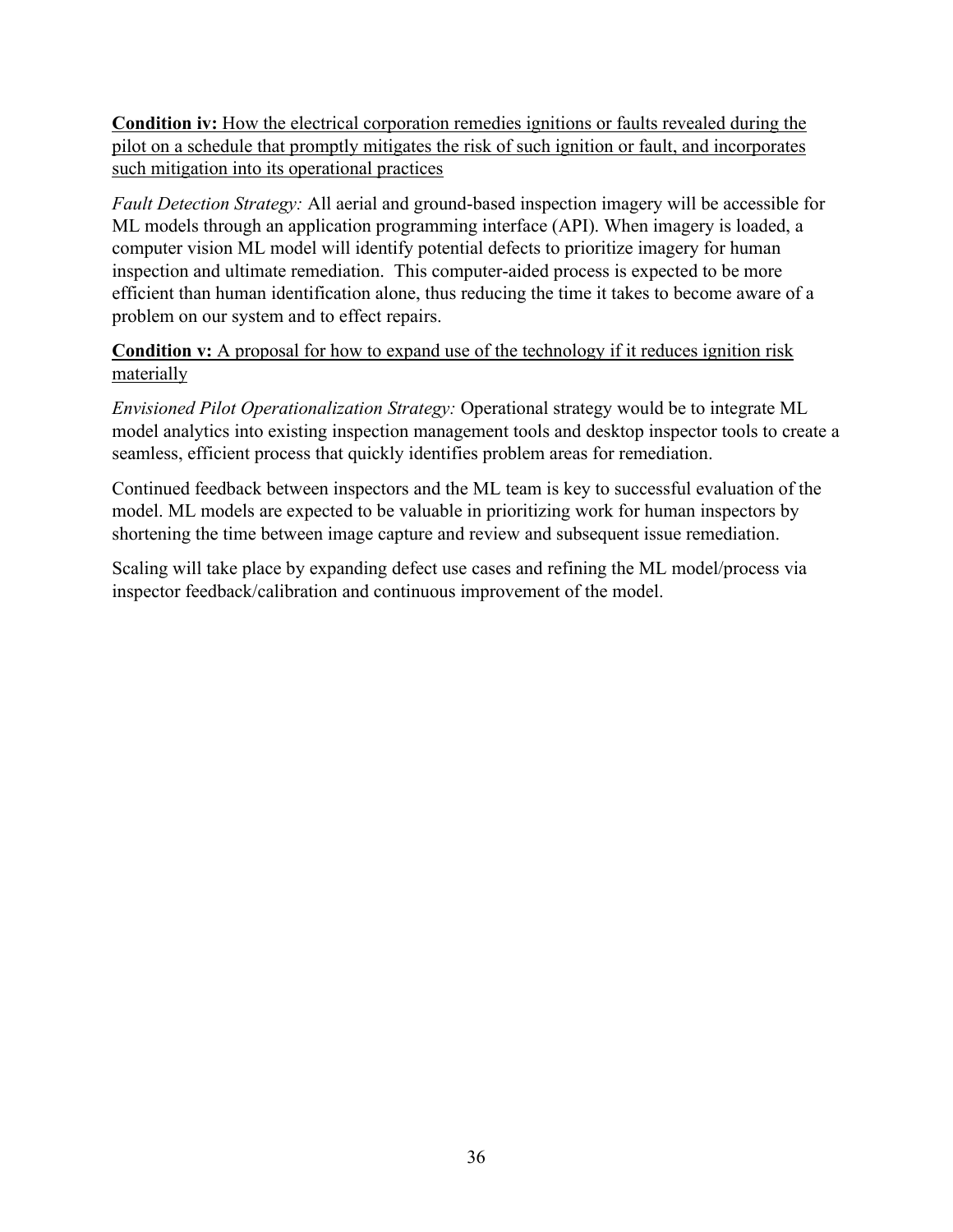**Condition iv:** <u>How the electrical corporation remedies ignitions or faults revealed during the pilot on a schedule that promptly mitigates the risk of such ignition or fault, and incorporates such mitigation into its operational practices</u>

*Fault Detection Strategy:* All aerial and ground-based inspection imagery will be accessible for ML models through an application programming interface (API). When imagery is loaded, a computer vision ML model will identify potential defects to prioritize imagery for human inspection and ultimate remediation. This computer-aided process is expected to be more efficient than human identification alone, thus reducing the time it takes to become aware of a problem on our system and to effect repairs.

**Condition v:** <u>A proposal for how to expand use of the technology if it reduces ignition risk materially</u>

*Envisioned Pilot Operationalization Strategy:* Operational strategy would be to integrate ML model analytics into existing inspection management tools and desktop inspector tools to create a seamless, efficient process that quickly identifies problem areas for remediation.

Continued feedback between inspectors and the ML team is key to successful evaluation of the model. ML models are expected to be valuable in prioritizing work for human inspectors by shortening the time between image capture and review and subsequent issue remediation.

Scaling will take place by expanding defect use cases and refining the ML model/process via inspector feedback/calibration and continuous improvement of the model.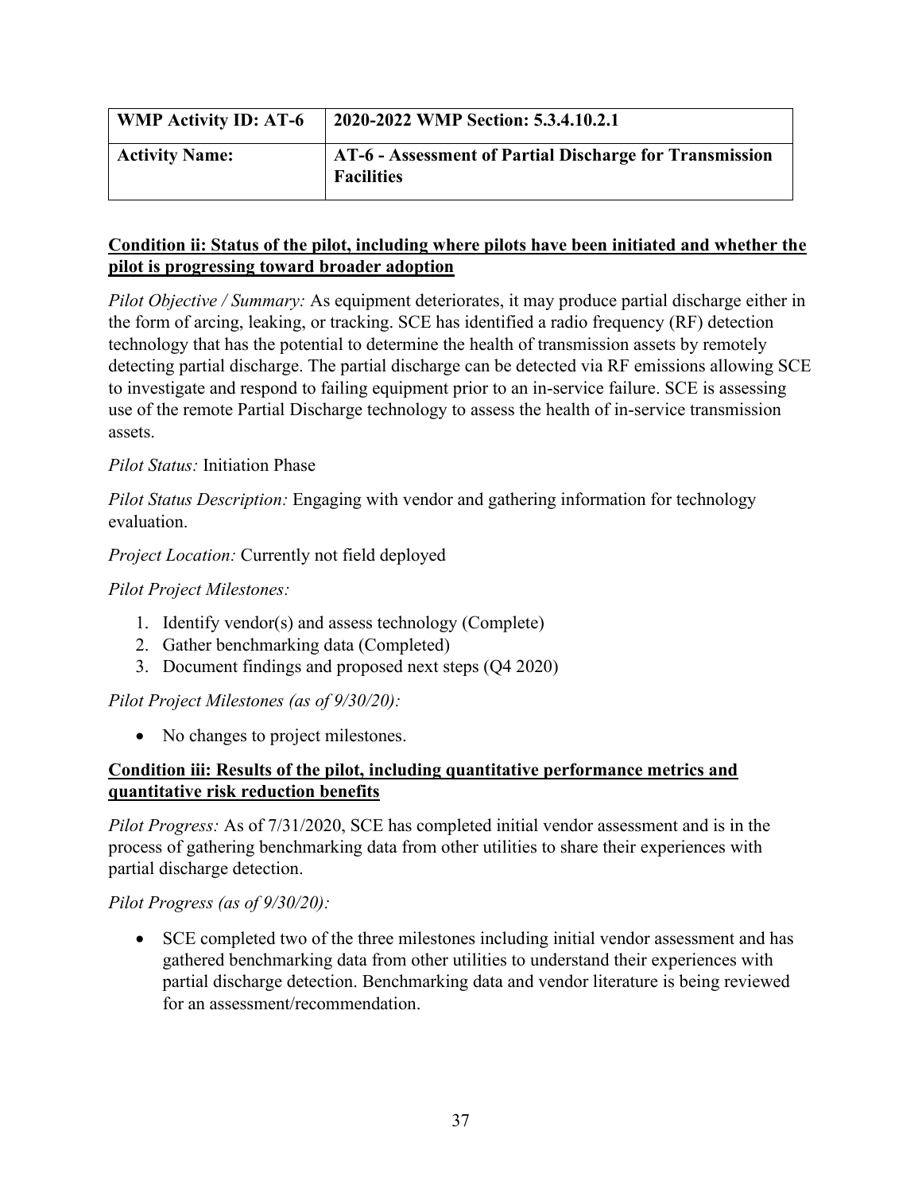| **WMP Activity ID: AT-6** | **2020-2022 WMP Section: 5.3.4.10.2.1** |
| --- | --- |
| **Activity Name:** | **AT-6 - Assessment of Partial Discharge for Transmission Facilities** |

**Condition ii: Status of the pilot, including where pilots have been initiated and whether the pilot is progressing toward broader adoption**

*Pilot Objective / Summary:* As equipment deteriorates, it may produce partial discharge either in the form of arcing, leaking, or tracking. SCE has identified a radio frequency (RF) detection technology that has the potential to determine the health of transmission assets by remotely detecting partial discharge. The partial discharge can be detected via RF emissions allowing SCE to investigate and respond to failing equipment prior to an in-service failure. SCE is assessing use of the remote Partial Discharge technology to assess the health of in-service transmission assets.

*Pilot Status:* Initiation Phase

*Pilot Status Description:* Engaging with vendor and gathering information for technology evaluation.

*Project Location:* Currently not field deployed

*Pilot Project Milestones:*

1. Identify vendor(s) and assess technology (Complete)
2. Gather benchmarking data (Completed)
3. Document findings and proposed next steps (Q4 2020)

*Pilot Project Milestones (as of 9/30/20):*

- No changes to project milestones.

**Condition iii: Results of the pilot, including quantitative performance metrics and quantitative risk reduction benefits**

*Pilot Progress:* As of 7/31/2020, SCE has completed initial vendor assessment and is in the process of gathering benchmarking data from other utilities to share their experiences with partial discharge detection.

*Pilot Progress (as of 9/30/20):*

- SCE completed two of the three milestones including initial vendor assessment and has gathered benchmarking data from other utilities to understand their experiences with partial discharge detection. Benchmarking data and vendor literature is being reviewed for an assessment/recommendation.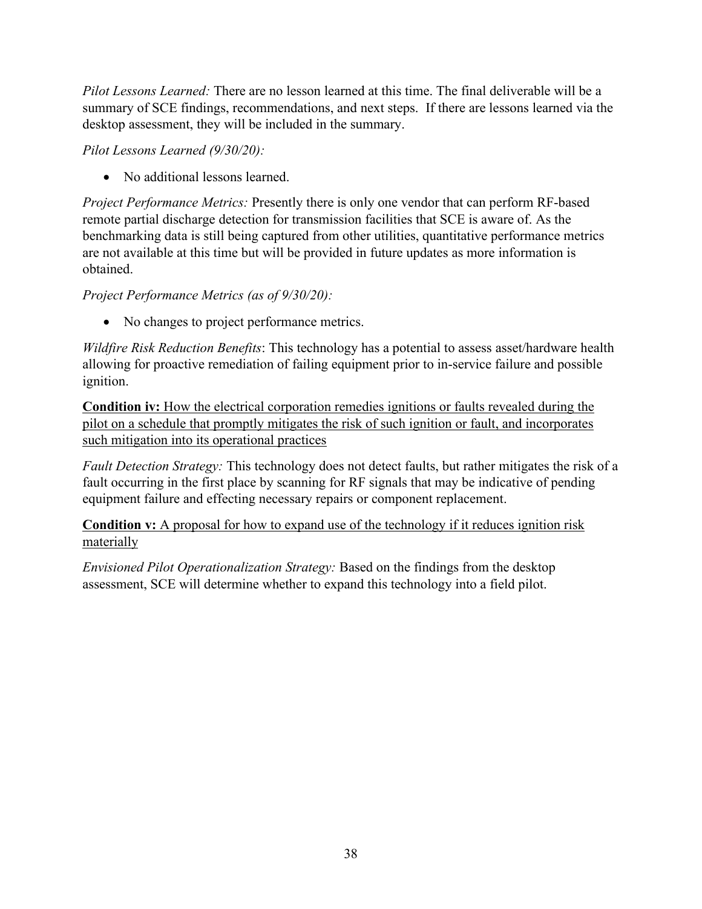*Pilot Lessons Learned:* There are no lesson learned at this time. The final deliverable will be a summary of SCE findings, recommendations, and next steps. If there are lessons learned via the desktop assessment, they will be included in the summary.

*Pilot Lessons Learned (9/30/20):*

- No additional lessons learned.

*Project Performance Metrics:* Presently there is only one vendor that can perform RF-based remote partial discharge detection for transmission facilities that SCE is aware of. As the benchmarking data is still being captured from other utilities, quantitative performance metrics are not available at this time but will be provided in future updates as more information is obtained.

*Project Performance Metrics (as of 9/30/20):*

- No changes to project performance metrics.

*Wildfire Risk Reduction Benefits*: This technology has a potential to assess asset/hardware health allowing for proactive remediation of failing equipment prior to in-service failure and possible ignition.

**Condition iv:** <u>How the electrical corporation remedies ignitions or faults revealed during the pilot on a schedule that promptly mitigates the risk of such ignition or fault, and incorporates such mitigation into its operational practices</u>

*Fault Detection Strategy:* This technology does not detect faults, but rather mitigates the risk of a fault occurring in the first place by scanning for RF signals that may be indicative of pending equipment failure and effecting necessary repairs or component replacement.

**Condition v:** <u>A proposal for how to expand use of the technology if it reduces ignition risk materially</u>

*Envisioned Pilot Operationalization Strategy:* Based on the findings from the desktop assessment, SCE will determine whether to expand this technology into a field pilot.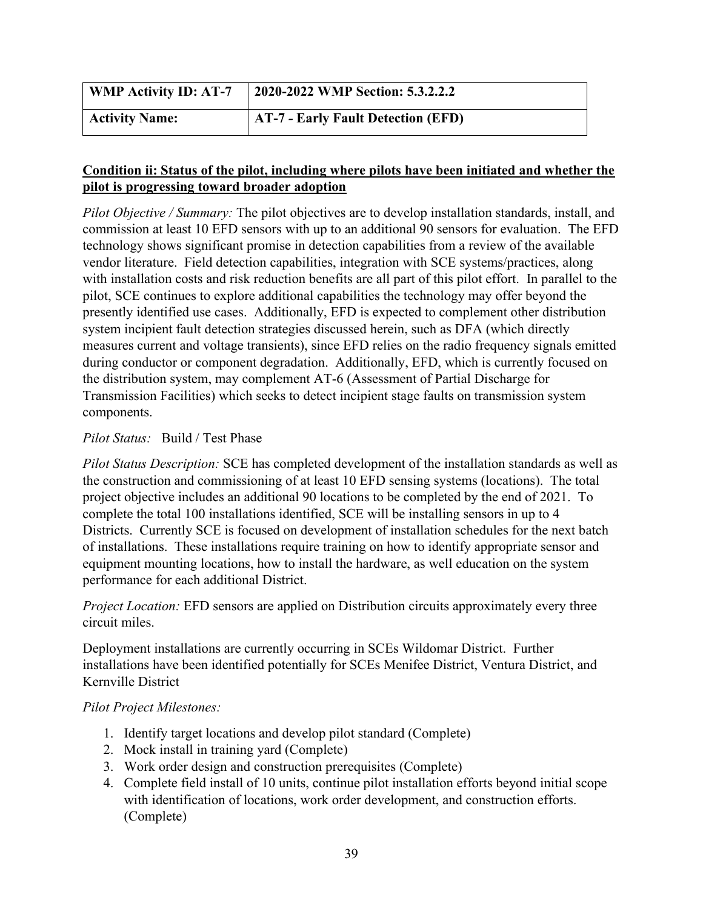| WMP Activity ID: AT-7 | 2020-2022 WMP Section: 5.3.2.2.2 |
| --- | --- |
| **Activity Name:** | **AT-7 - Early Fault Detection (EFD)** |

**Condition ii: Status of the pilot, including where pilots have been initiated and whether the pilot is progressing toward broader adoption**

*Pilot Objective / Summary:* The pilot objectives are to develop installation standards, install, and commission at least 10 EFD sensors with up to an additional 90 sensors for evaluation. The EFD technology shows significant promise in detection capabilities from a review of the available vendor literature. Field detection capabilities, integration with SCE systems/practices, along with installation costs and risk reduction benefits are all part of this pilot effort. In parallel to the pilot, SCE continues to explore additional capabilities the technology may offer beyond the presently identified use cases. Additionally, EFD is expected to complement other distribution system incipient fault detection strategies discussed herein, such as DFA (which directly measures current and voltage transients), since EFD relies on the radio frequency signals emitted during conductor or component degradation. Additionally, EFD, which is currently focused on the distribution system, may complement AT-6 (Assessment of Partial Discharge for Transmission Facilities) which seeks to detect incipient stage faults on transmission system components.

*Pilot Status:* Build / Test Phase

*Pilot Status Description:* SCE has completed development of the installation standards as well as the construction and commissioning of at least 10 EFD sensing systems (locations). The total project objective includes an additional 90 locations to be completed by the end of 2021. To complete the total 100 installations identified, SCE will be installing sensors in up to 4 Districts. Currently SCE is focused on development of installation schedules for the next batch of installations. These installations require training on how to identify appropriate sensor and equipment mounting locations, how to install the hardware, as well education on the system performance for each additional District.

*Project Location:* EFD sensors are applied on Distribution circuits approximately every three circuit miles.

Deployment installations are currently occurring in SCEs Wildomar District. Further installations have been identified potentially for SCEs Menifee District, Ventura District, and Kernville District

*Pilot Project Milestones:*

1. Identify target locations and develop pilot standard (Complete)
2. Mock install in training yard (Complete)
3. Work order design and construction prerequisites (Complete)
4. Complete field install of 10 units, continue pilot installation efforts beyond initial scope with identification of locations, work order development, and construction efforts. (Complete)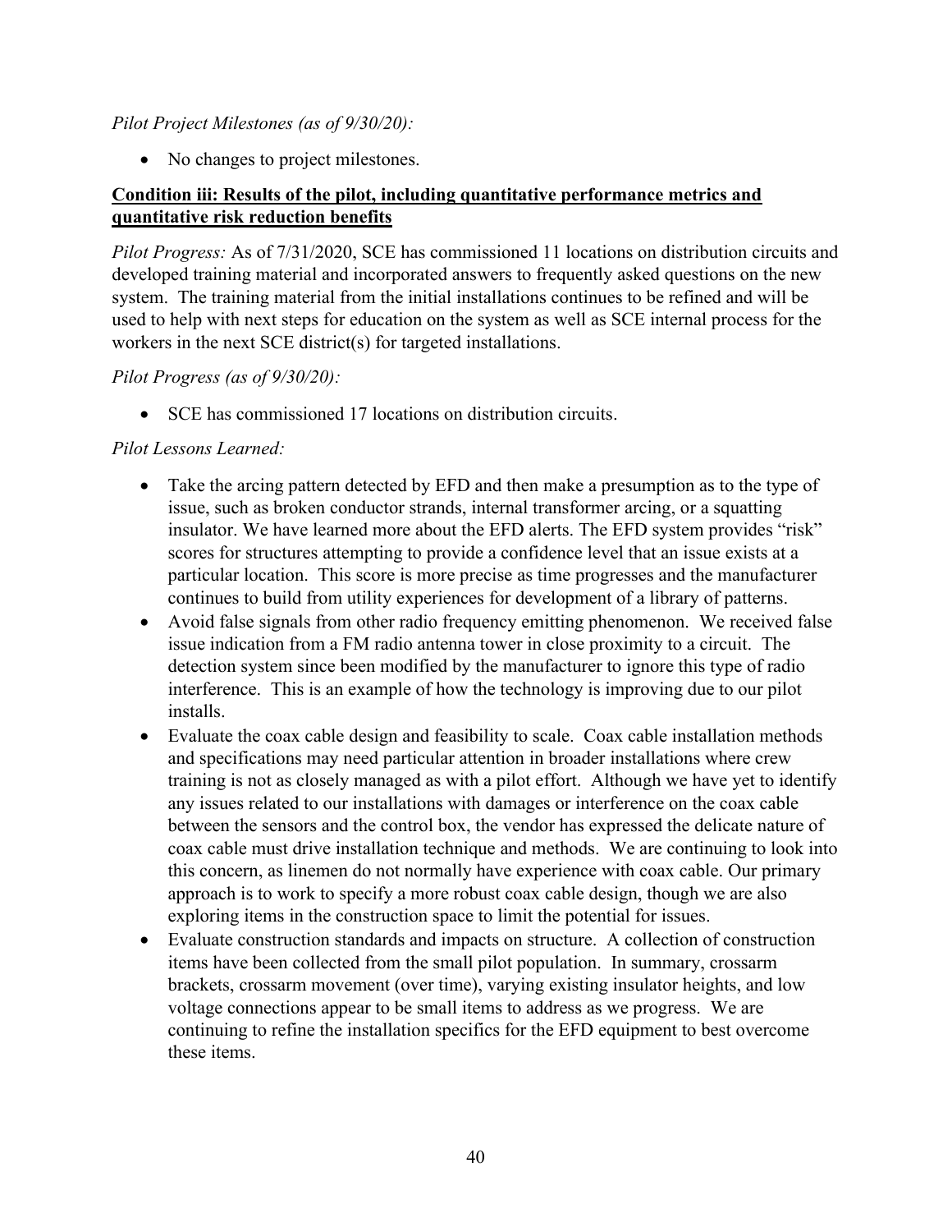*Pilot Project Milestones (as of 9/30/20):*

- No changes to project milestones.

**Condition iii: Results of the pilot, including quantitative performance metrics and quantitative risk reduction benefits**

*Pilot Progress:* As of 7/31/2020, SCE has commissioned 11 locations on distribution circuits and developed training material and incorporated answers to frequently asked questions on the new system. The training material from the initial installations continues to be refined and will be used to help with next steps for education on the system as well as SCE internal process for the workers in the next SCE district(s) for targeted installations.

*Pilot Progress (as of 9/30/20):*

- SCE has commissioned 17 locations on distribution circuits.

*Pilot Lessons Learned:*

- Take the arcing pattern detected by EFD and then make a presumption as to the type of issue, such as broken conductor strands, internal transformer arcing, or a squatting insulator. We have learned more about the EFD alerts. The EFD system provides "risk" scores for structures attempting to provide a confidence level that an issue exists at a particular location. This score is more precise as time progresses and the manufacturer continues to build from utility experiences for development of a library of patterns.
- Avoid false signals from other radio frequency emitting phenomenon. We received false issue indication from a FM radio antenna tower in close proximity to a circuit. The detection system since been modified by the manufacturer to ignore this type of radio interference. This is an example of how the technology is improving due to our pilot installs.
- Evaluate the coax cable design and feasibility to scale. Coax cable installation methods and specifications may need particular attention in broader installations where crew training is not as closely managed as with a pilot effort. Although we have yet to identify any issues related to our installations with damages or interference on the coax cable between the sensors and the control box, the vendor has expressed the delicate nature of coax cable must drive installation technique and methods. We are continuing to look into this concern, as linemen do not normally have experience with coax cable. Our primary approach is to work to specify a more robust coax cable design, though we are also exploring items in the construction space to limit the potential for issues.
- Evaluate construction standards and impacts on structure. A collection of construction items have been collected from the small pilot population. In summary, crossarm brackets, crossarm movement (over time), varying existing insulator heights, and low voltage connections appear to be small items to address as we progress. We are continuing to refine the installation specifics for the EFD equipment to best overcome these items.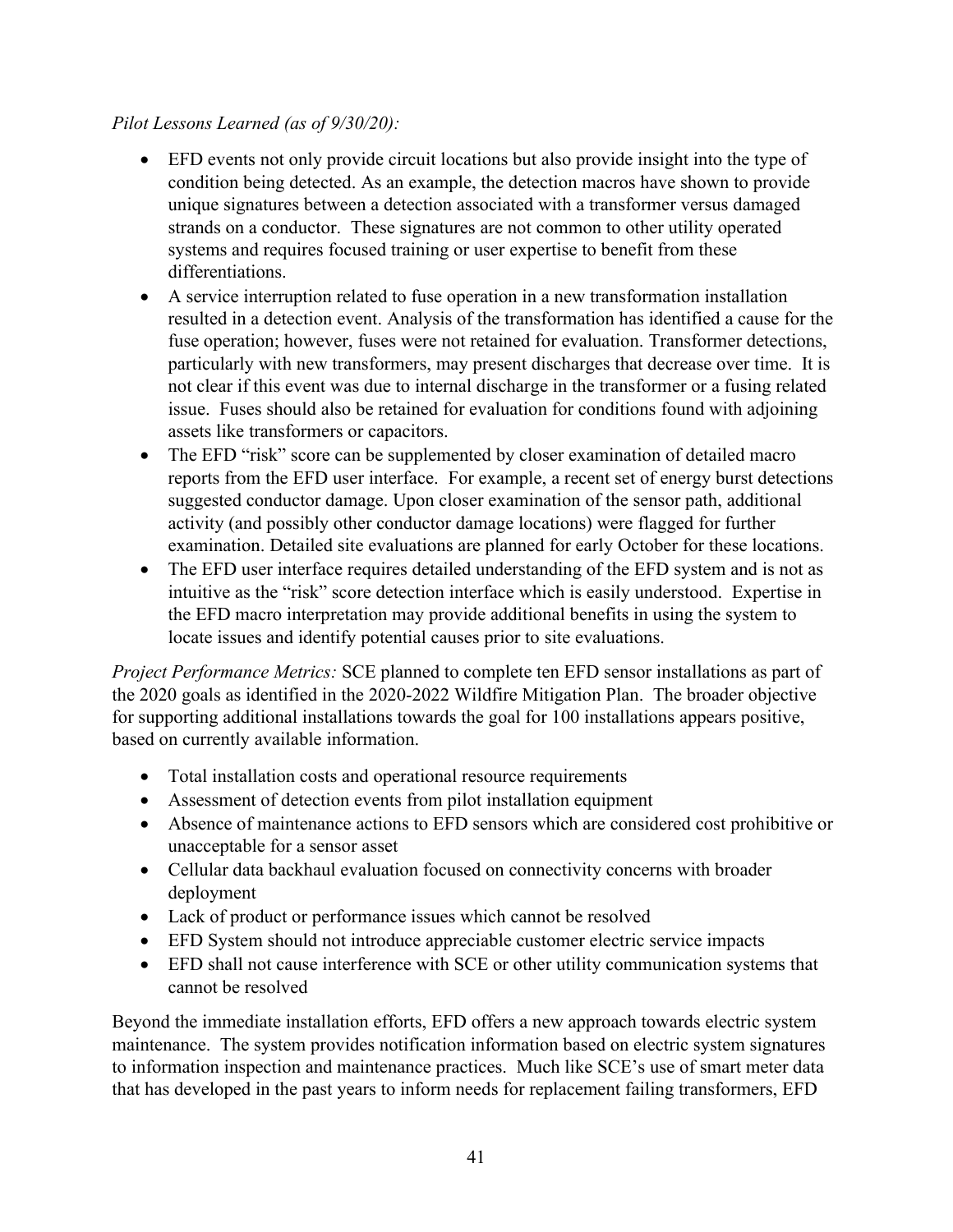*Pilot Lessons Learned (as of 9/30/20):*

- EFD events not only provide circuit locations but also provide insight into the type of condition being detected. As an example, the detection macros have shown to provide unique signatures between a detection associated with a transformer versus damaged strands on a conductor. These signatures are not common to other utility operated systems and requires focused training or user expertise to benefit from these differentiations.
- A service interruption related to fuse operation in a new transformation installation resulted in a detection event. Analysis of the transformation has identified a cause for the fuse operation; however, fuses were not retained for evaluation. Transformer detections, particularly with new transformers, may present discharges that decrease over time. It is not clear if this event was due to internal discharge in the transformer or a fusing related issue. Fuses should also be retained for evaluation for conditions found with adjoining assets like transformers or capacitors.
- The EFD "risk" score can be supplemented by closer examination of detailed macro reports from the EFD user interface. For example, a recent set of energy burst detections suggested conductor damage. Upon closer examination of the sensor path, additional activity (and possibly other conductor damage locations) were flagged for further examination. Detailed site evaluations are planned for early October for these locations.
- The EFD user interface requires detailed understanding of the EFD system and is not as intuitive as the "risk" score detection interface which is easily understood. Expertise in the EFD macro interpretation may provide additional benefits in using the system to locate issues and identify potential causes prior to site evaluations.

*Project Performance Metrics:* SCE planned to complete ten EFD sensor installations as part of the 2020 goals as identified in the 2020-2022 Wildfire Mitigation Plan. The broader objective for supporting additional installations towards the goal for 100 installations appears positive, based on currently available information.

- Total installation costs and operational resource requirements
- Assessment of detection events from pilot installation equipment
- Absence of maintenance actions to EFD sensors which are considered cost prohibitive or unacceptable for a sensor asset
- Cellular data backhaul evaluation focused on connectivity concerns with broader deployment
- Lack of product or performance issues which cannot be resolved
- EFD System should not introduce appreciable customer electric service impacts
- EFD shall not cause interference with SCE or other utility communication systems that cannot be resolved

Beyond the immediate installation efforts, EFD offers a new approach towards electric system maintenance. The system provides notification information based on electric system signatures to information inspection and maintenance practices. Much like SCE's use of smart meter data that has developed in the past years to inform needs for replacement failing transformers, EFD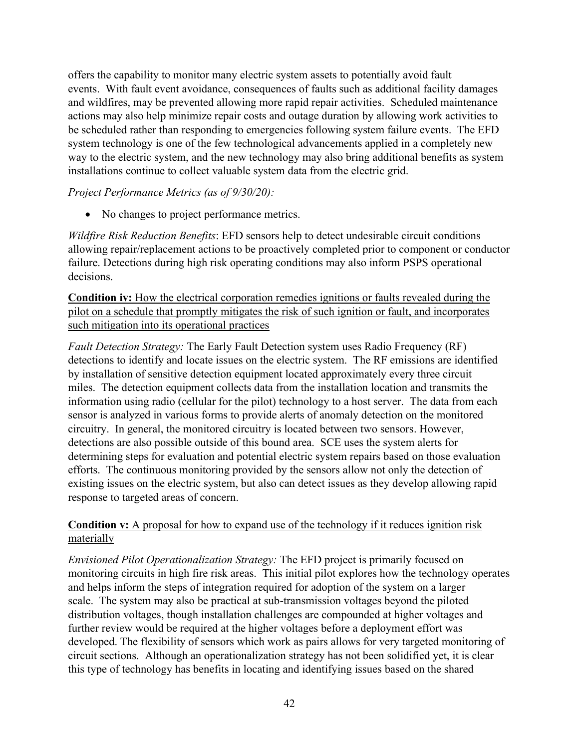offers the capability to monitor many electric system assets to potentially avoid fault events. With fault event avoidance, consequences of faults such as additional facility damages and wildfires, may be prevented allowing more rapid repair activities. Scheduled maintenance actions may also help minimize repair costs and outage duration by allowing work activities to be scheduled rather than responding to emergencies following system failure events. The EFD system technology is one of the few technological advancements applied in a completely new way to the electric system, and the new technology may also bring additional benefits as system installations continue to collect valuable system data from the electric grid.

*Project Performance Metrics (as of 9/30/20):*

- No changes to project performance metrics.

*Wildfire Risk Reduction Benefits*: EFD sensors help to detect undesirable circuit conditions allowing repair/replacement actions to be proactively completed prior to component or conductor failure. Detections during high risk operating conditions may also inform PSPS operational decisions.

**Condition iv:** How the electrical corporation remedies ignitions or faults revealed during the pilot on a schedule that promptly mitigates the risk of such ignition or fault, and incorporates such mitigation into its operational practices

*Fault Detection Strategy:* The Early Fault Detection system uses Radio Frequency (RF) detections to identify and locate issues on the electric system. The RF emissions are identified by installation of sensitive detection equipment located approximately every three circuit miles. The detection equipment collects data from the installation location and transmits the information using radio (cellular for the pilot) technology to a host server. The data from each sensor is analyzed in various forms to provide alerts of anomaly detection on the monitored circuitry. In general, the monitored circuitry is located between two sensors. However, detections are also possible outside of this bound area. SCE uses the system alerts for determining steps for evaluation and potential electric system repairs based on those evaluation efforts. The continuous monitoring provided by the sensors allow not only the detection of existing issues on the electric system, but also can detect issues as they develop allowing rapid response to targeted areas of concern.

**Condition v:** A proposal for how to expand use of the technology if it reduces ignition risk materially

*Envisioned Pilot Operationalization Strategy:* The EFD project is primarily focused on monitoring circuits in high fire risk areas. This initial pilot explores how the technology operates and helps inform the steps of integration required for adoption of the system on a larger scale. The system may also be practical at sub-transmission voltages beyond the piloted distribution voltages, though installation challenges are compounded at higher voltages and further review would be required at the higher voltages before a deployment effort was developed. The flexibility of sensors which work as pairs allows for very targeted monitoring of circuit sections. Although an operationalization strategy has not been solidified yet, it is clear this type of technology has benefits in locating and identifying issues based on the shared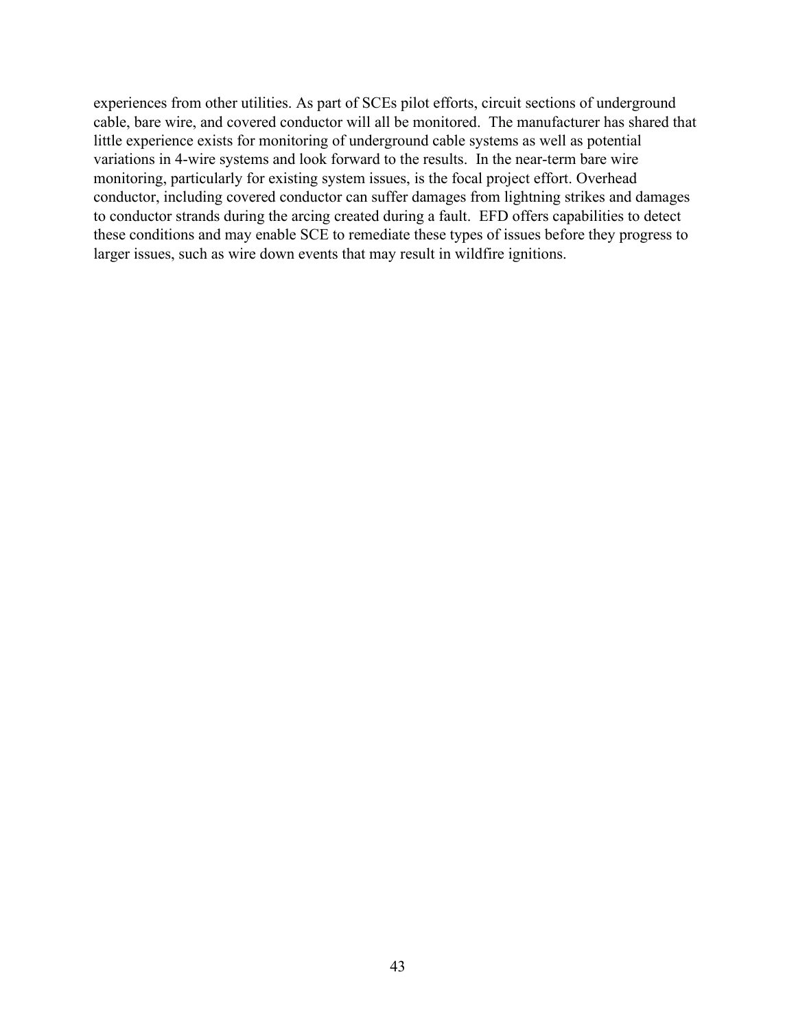experiences from other utilities. As part of SCEs pilot efforts, circuit sections of underground cable, bare wire, and covered conductor will all be monitored. The manufacturer has shared that little experience exists for monitoring of underground cable systems as well as potential variations in 4-wire systems and look forward to the results. In the near-term bare wire monitoring, particularly for existing system issues, is the focal project effort. Overhead conductor, including covered conductor can suffer damages from lightning strikes and damages to conductor strands during the arcing created during a fault. EFD offers capabilities to detect these conditions and may enable SCE to remediate these types of issues before they progress to larger issues, such as wire down events that may result in wildfire ignitions.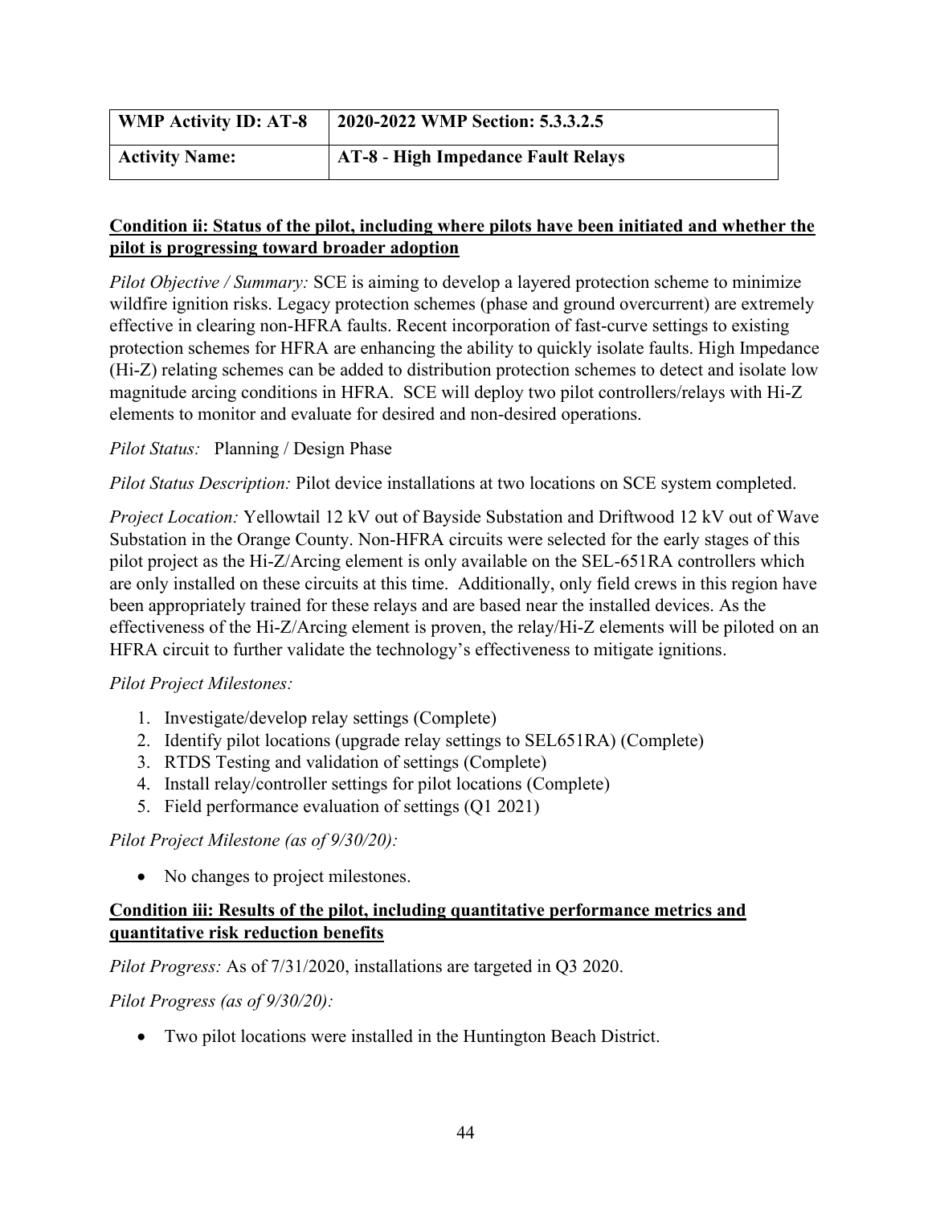| WMP Activity ID: AT-8 | 2020-2022 WMP Section: 5.3.3.2.5 |
|---|---|
| **Activity Name:** | **AT-8 - High Impedance Fault Relays** |

**Condition ii: Status of the pilot, including where pilots have been initiated and whether the pilot is progressing toward broader adoption**

*Pilot Objective / Summary:* SCE is aiming to develop a layered protection scheme to minimize wildfire ignition risks. Legacy protection schemes (phase and ground overcurrent) are extremely effective in clearing non-HFRA faults. Recent incorporation of fast-curve settings to existing protection schemes for HFRA are enhancing the ability to quickly isolate faults. High Impedance (Hi-Z) relating schemes can be added to distribution protection schemes to detect and isolate low magnitude arcing conditions in HFRA. SCE will deploy two pilot controllers/relays with Hi-Z elements to monitor and evaluate for desired and non-desired operations.

*Pilot Status:* Planning / Design Phase

*Pilot Status Description:* Pilot device installations at two locations on SCE system completed.

*Project Location:* Yellowtail 12 kV out of Bayside Substation and Driftwood 12 kV out of Wave Substation in the Orange County. Non-HFRA circuits were selected for the early stages of this pilot project as the Hi-Z/Arcing element is only available on the SEL-651RA controllers which are only installed on these circuits at this time. Additionally, only field crews in this region have been appropriately trained for these relays and are based near the installed devices. As the effectiveness of the Hi-Z/Arcing element is proven, the relay/Hi-Z elements will be piloted on an HFRA circuit to further validate the technology's effectiveness to mitigate ignitions.

*Pilot Project Milestones:*

1. Investigate/develop relay settings (Complete)
2. Identify pilot locations (upgrade relay settings to SEL651RA) (Complete)
3. RTDS Testing and validation of settings (Complete)
4. Install relay/controller settings for pilot locations (Complete)
5. Field performance evaluation of settings (Q1 2021)

*Pilot Project Milestone (as of 9/30/20):*

- No changes to project milestones.

**Condition iii: Results of the pilot, including quantitative performance metrics and quantitative risk reduction benefits**

*Pilot Progress:* As of 7/31/2020, installations are targeted in Q3 2020.

*Pilot Progress (as of 9/30/20):*

- Two pilot locations were installed in the Huntington Beach District.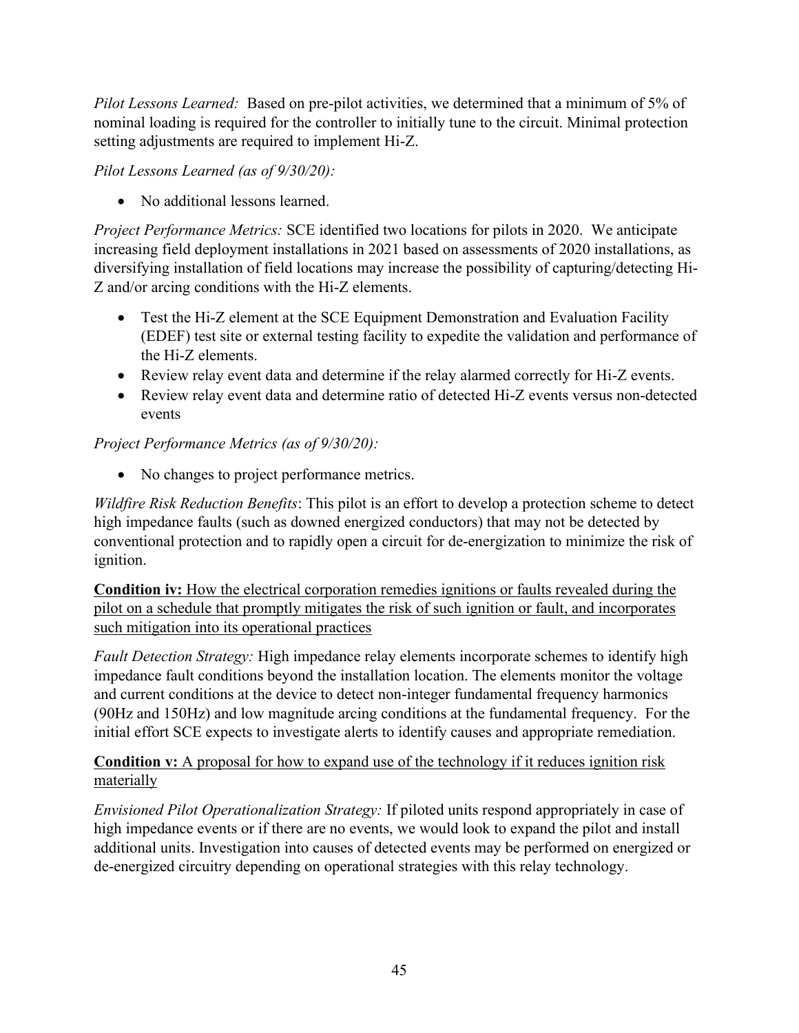*Pilot Lessons Learned:* Based on pre-pilot activities, we determined that a minimum of 5% of nominal loading is required for the controller to initially tune to the circuit. Minimal protection setting adjustments are required to implement Hi-Z.

*Pilot Lessons Learned (as of 9/30/20):*

- No additional lessons learned.

*Project Performance Metrics:* SCE identified two locations for pilots in 2020. We anticipate increasing field deployment installations in 2021 based on assessments of 2020 installations, as diversifying installation of field locations may increase the possibility of capturing/detecting Hi-Z and/or arcing conditions with the Hi-Z elements.

- Test the Hi-Z element at the SCE Equipment Demonstration and Evaluation Facility (EDEF) test site or external testing facility to expedite the validation and performance of the Hi-Z elements.
- Review relay event data and determine if the relay alarmed correctly for Hi-Z events.
- Review relay event data and determine ratio of detected Hi-Z events versus non-detected events

*Project Performance Metrics (as of 9/30/20):*

- No changes to project performance metrics.

*Wildfire Risk Reduction Benefits*: This pilot is an effort to develop a protection scheme to detect high impedance faults (such as downed energized conductors) that may not be detected by conventional protection and to rapidly open a circuit for de-energization to minimize the risk of ignition.

**Condition iv:** How the electrical corporation remedies ignitions or faults revealed during the pilot on a schedule that promptly mitigates the risk of such ignition or fault, and incorporates such mitigation into its operational practices

*Fault Detection Strategy:* High impedance relay elements incorporate schemes to identify high impedance fault conditions beyond the installation location. The elements monitor the voltage and current conditions at the device to detect non-integer fundamental frequency harmonics (90Hz and 150Hz) and low magnitude arcing conditions at the fundamental frequency. For the initial effort SCE expects to investigate alerts to identify causes and appropriate remediation.

**Condition v:** A proposal for how to expand use of the technology if it reduces ignition risk materially

*Envisioned Pilot Operationalization Strategy:* If piloted units respond appropriately in case of high impedance events or if there are no events, we would look to expand the pilot and install additional units. Investigation into causes of detected events may be performed on energized or de-energized circuitry depending on operational strategies with this relay technology.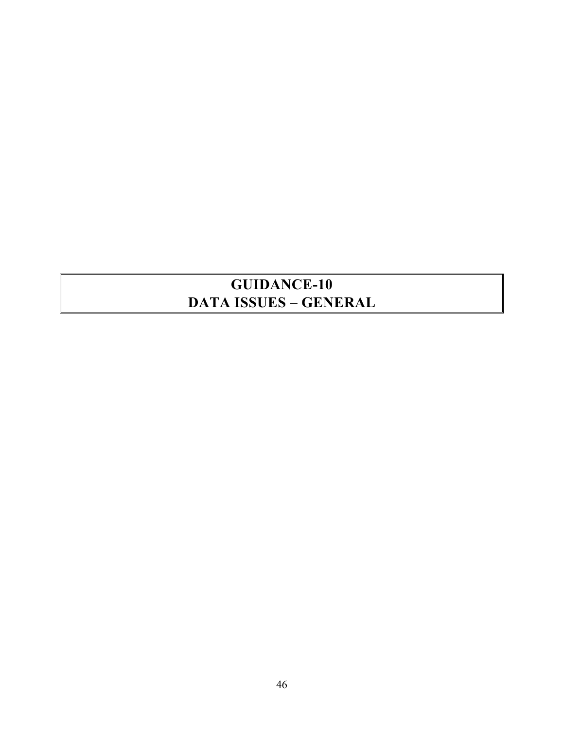# GUIDANCE-10
# DATA ISSUES – GENERAL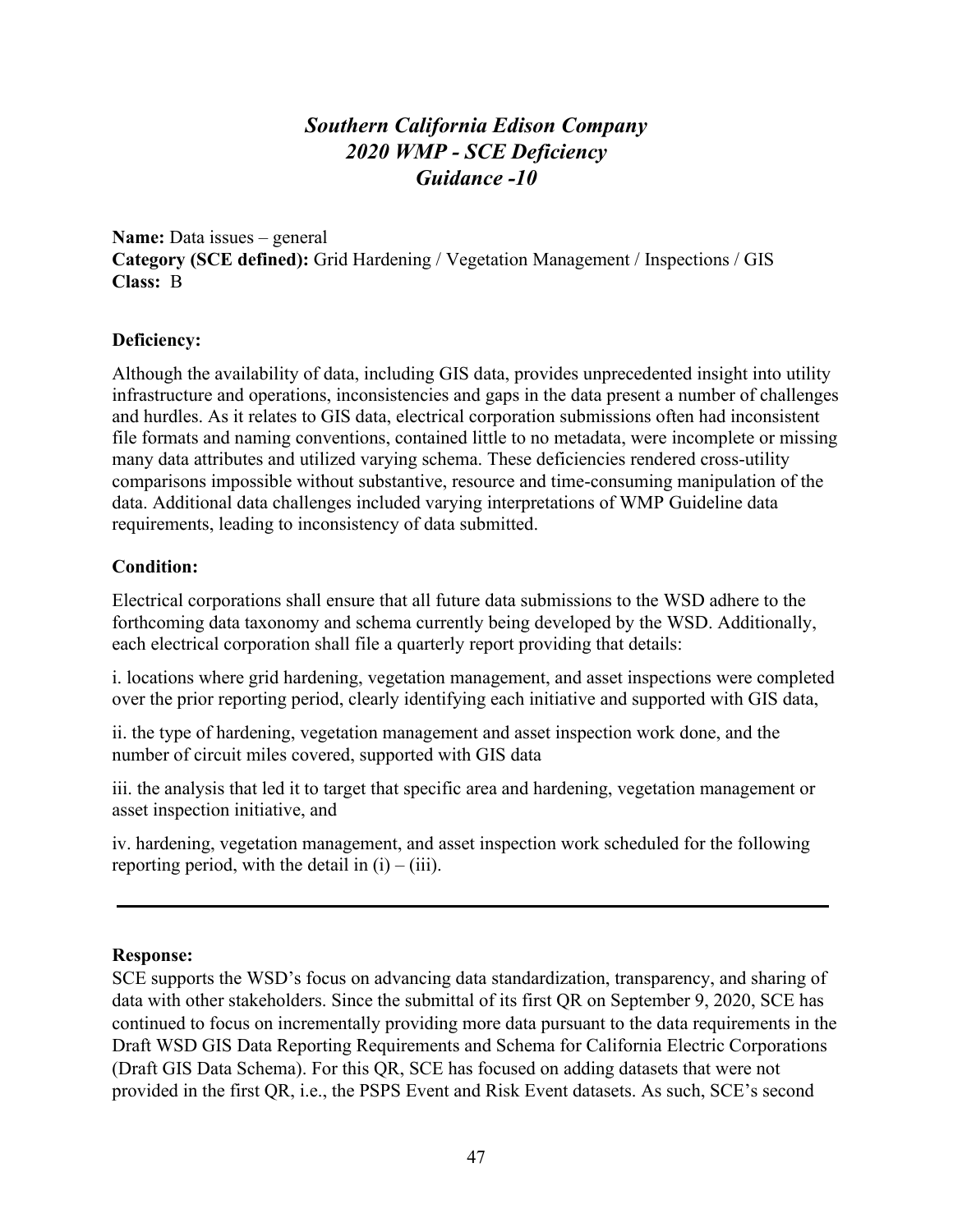# *Southern California Edison Company*
# *2020 WMP - SCE Deficiency*
# *Guidance -10*

**Name:** Data issues – general
**Category (SCE defined):** Grid Hardening / Vegetation Management / Inspections / GIS
**Class:** B

**Deficiency:**

Although the availability of data, including GIS data, provides unprecedented insight into utility infrastructure and operations, inconsistencies and gaps in the data present a number of challenges and hurdles. As it relates to GIS data, electrical corporation submissions often had inconsistent file formats and naming conventions, contained little to no metadata, were incomplete or missing many data attributes and utilized varying schema. These deficiencies rendered cross-utility comparisons impossible without substantive, resource and time-consuming manipulation of the data. Additional data challenges included varying interpretations of WMP Guideline data requirements, leading to inconsistency of data submitted.

**Condition:**

Electrical corporations shall ensure that all future data submissions to the WSD adhere to the forthcoming data taxonomy and schema currently being developed by the WSD. Additionally, each electrical corporation shall file a quarterly report providing that details:

i. locations where grid hardening, vegetation management, and asset inspections were completed over the prior reporting period, clearly identifying each initiative and supported with GIS data,

ii. the type of hardening, vegetation management and asset inspection work done, and the number of circuit miles covered, supported with GIS data

iii. the analysis that led it to target that specific area and hardening, vegetation management or asset inspection initiative, and

iv. hardening, vegetation management, and asset inspection work scheduled for the following reporting period, with the detail in (i) – (iii).

---

**Response:**

SCE supports the WSD's focus on advancing data standardization, transparency, and sharing of data with other stakeholders. Since the submittal of its first QR on September 9, 2020, SCE has continued to focus on incrementally providing more data pursuant to the data requirements in the Draft WSD GIS Data Reporting Requirements and Schema for California Electric Corporations (Draft GIS Data Schema). For this QR, SCE has focused on adding datasets that were not provided in the first QR, i.e., the PSPS Event and Risk Event datasets. As such, SCE's second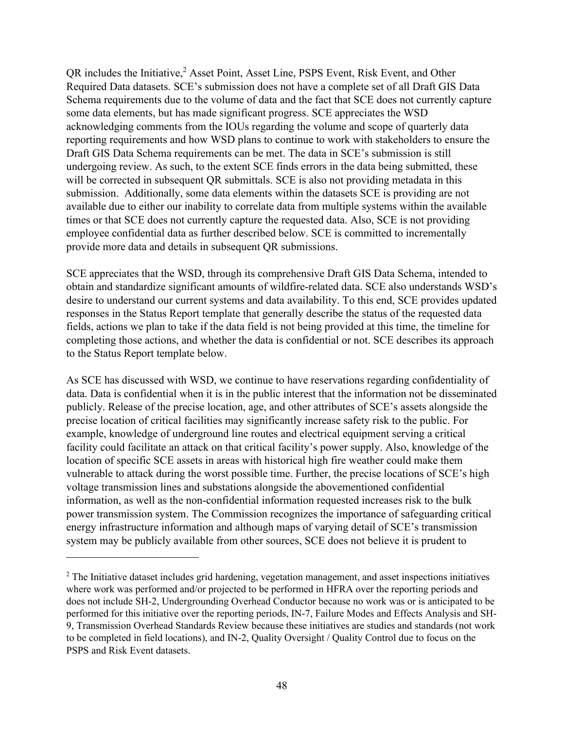QR includes the Initiative,[2] Asset Point, Asset Line, PSPS Event, Risk Event, and Other Required Data datasets. SCE's submission does not have a complete set of all Draft GIS Data Schema requirements due to the volume of data and the fact that SCE does not currently capture some data elements, but has made significant progress. SCE appreciates the WSD acknowledging comments from the IOUs regarding the volume and scope of quarterly data reporting requirements and how WSD plans to continue to work with stakeholders to ensure the Draft GIS Data Schema requirements can be met. The data in SCE's submission is still undergoing review. As such, to the extent SCE finds errors in the data being submitted, these will be corrected in subsequent QR submittals. SCE is also not providing metadata in this submission. Additionally, some data elements within the datasets SCE is providing are not available due to either our inability to correlate data from multiple systems within the available times or that SCE does not currently capture the requested data. Also, SCE is not providing employee confidential data as further described below. SCE is committed to incrementally provide more data and details in subsequent QR submissions.

SCE appreciates that the WSD, through its comprehensive Draft GIS Data Schema, intended to obtain and standardize significant amounts of wildfire-related data. SCE also understands WSD's desire to understand our current systems and data availability. To this end, SCE provides updated responses in the Status Report template that generally describe the status of the requested data fields, actions we plan to take if the data field is not being provided at this time, the timeline for completing those actions, and whether the data is confidential or not. SCE describes its approach to the Status Report template below.

As SCE has discussed with WSD, we continue to have reservations regarding confidentiality of data. Data is confidential when it is in the public interest that the information not be disseminated publicly. Release of the precise location, age, and other attributes of SCE's assets alongside the precise location of critical facilities may significantly increase safety risk to the public. For example, knowledge of underground line routes and electrical equipment serving a critical facility could facilitate an attack on that critical facility's power supply. Also, knowledge of the location of specific SCE assets in areas with historical high fire weather could make them vulnerable to attack during the worst possible time. Further, the precise locations of SCE's high voltage transmission lines and substations alongside the abovementioned confidential information, as well as the non-confidential information requested increases risk to the bulk power transmission system. The Commission recognizes the importance of safeguarding critical energy infrastructure information and although maps of varying detail of SCE's transmission system may be publicly available from other sources, SCE does not believe it is prudent to

---

[2] The Initiative dataset includes grid hardening, vegetation management, and asset inspections initiatives where work was performed and/or projected to be performed in HFRA over the reporting periods and does not include SH-2, Undergrounding Overhead Conductor because no work was or is anticipated to be performed for this initiative over the reporting periods, IN-7, Failure Modes and Effects Analysis and SH-9, Transmission Overhead Standards Review because these initiatives are studies and standards (not work to be completed in field locations), and IN-2, Quality Oversight / Quality Control due to focus on the PSPS and Risk Event datasets.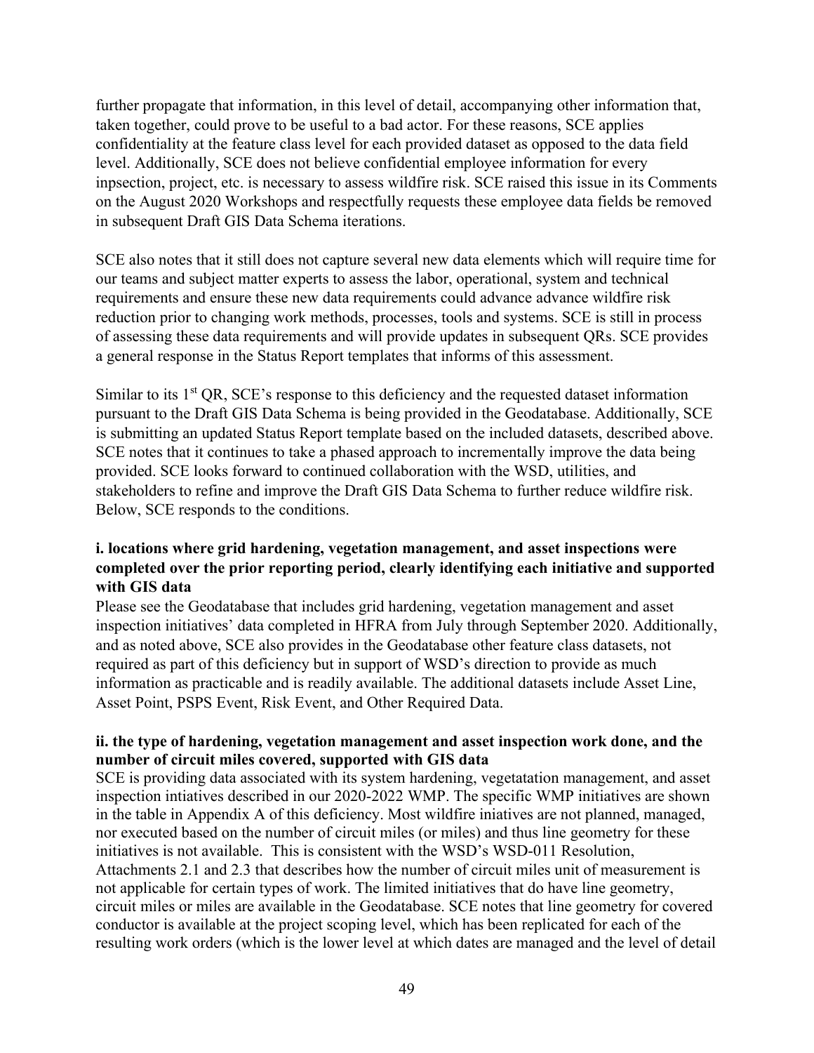further propagate that information, in this level of detail, accompanying other information that, taken together, could prove to be useful to a bad actor. For these reasons, SCE applies confidentiality at the feature class level for each provided dataset as opposed to the data field level. Additionally, SCE does not believe confidential employee information for every inpsection, project, etc. is necessary to assess wildfire risk. SCE raised this issue in its Comments on the August 2020 Workshops and respectfully requests these employee data fields be removed in subsequent Draft GIS Data Schema iterations.

SCE also notes that it still does not capture several new data elements which will require time for our teams and subject matter experts to assess the labor, operational, system and technical requirements and ensure these new data requirements could advance advance wildfire risk reduction prior to changing work methods, processes, tools and systems. SCE is still in process of assessing these data requirements and will provide updates in subsequent QRs. SCE provides a general response in the Status Report templates that informs of this assessment.

Similar to its 1st QR, SCE's response to this deficiency and the requested dataset information pursuant to the Draft GIS Data Schema is being provided in the Geodatabase. Additionally, SCE is submitting an updated Status Report template based on the included datasets, described above. SCE notes that it continues to take a phased approach to incrementally improve the data being provided. SCE looks forward to continued collaboration with the WSD, utilities, and stakeholders to refine and improve the Draft GIS Data Schema to further reduce wildfire risk. Below, SCE responds to the conditions.

**i. locations where grid hardening, vegetation management, and asset inspections were completed over the prior reporting period, clearly identifying each initiative and supported with GIS data**

Please see the Geodatabase that includes grid hardening, vegetation management and asset inspection initiatives' data completed in HFRA from July through September 2020. Additionally, and as noted above, SCE also provides in the Geodatabase other feature class datasets, not required as part of this deficiency but in support of WSD's direction to provide as much information as practicable and is readily available. The additional datasets include Asset Line, Asset Point, PSPS Event, Risk Event, and Other Required Data.

**ii. the type of hardening, vegetation management and asset inspection work done, and the number of circuit miles covered, supported with GIS data**

SCE is providing data associated with its system hardening, vegetatation management, and asset inspection intiatives described in our 2020-2022 WMP. The specific WMP initiatives are shown in the table in Appendix A of this deficiency. Most wildfire iniatives are not planned, managed, nor executed based on the number of circuit miles (or miles) and thus line geometry for these initiatives is not available. This is consistent with the WSD's WSD-011 Resolution, Attachments 2.1 and 2.3 that describes how the number of circuit miles unit of measurement is not applicable for certain types of work. The limited initiatives that do have line geometry, circuit miles or miles are available in the Geodatabase. SCE notes that line geometry for covered conductor is available at the project scoping level, which has been replicated for each of the resulting work orders (which is the lower level at which dates are managed and the level of detail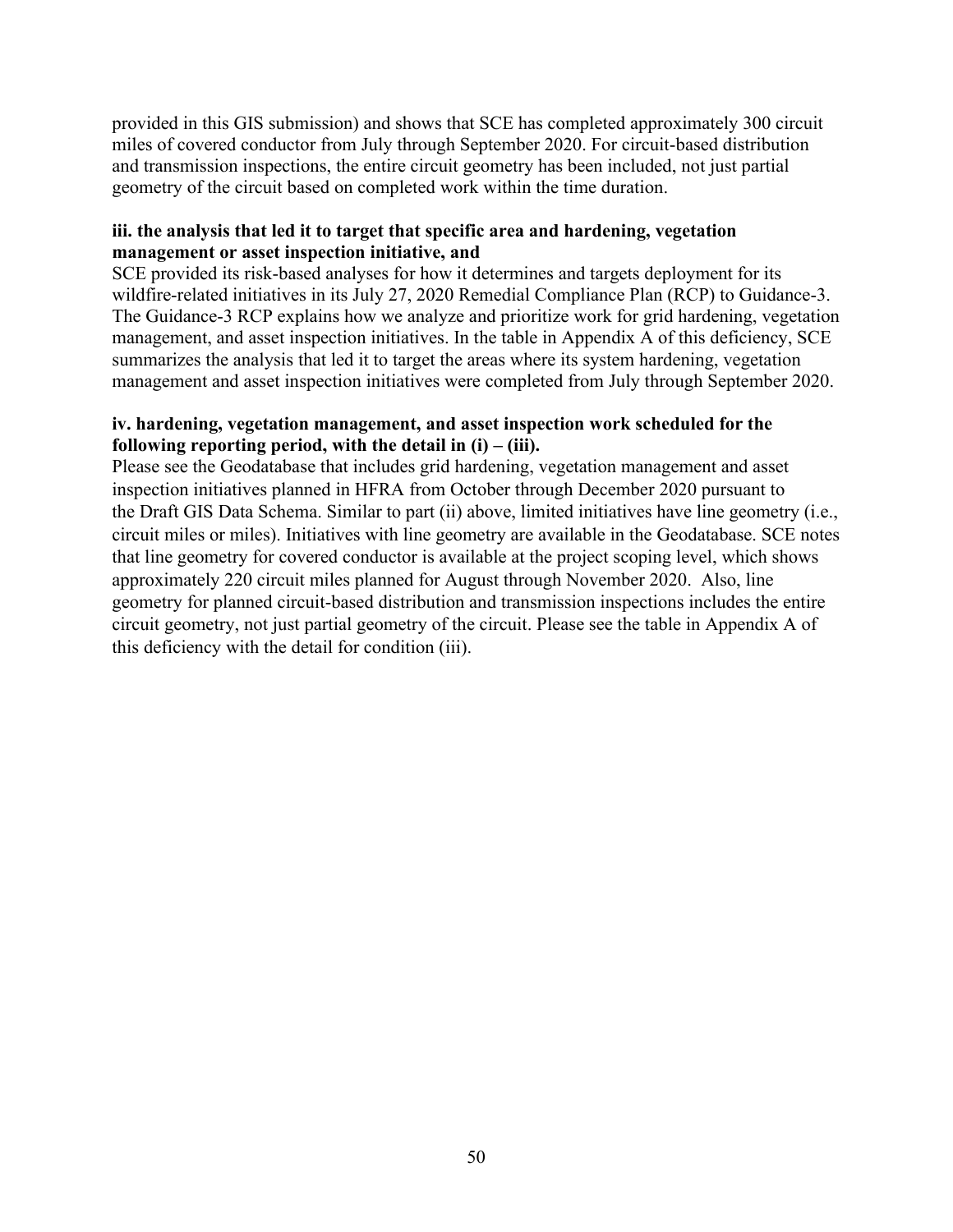provided in this GIS submission) and shows that SCE has completed approximately 300 circuit miles of covered conductor from July through September 2020. For circuit-based distribution and transmission inspections, the entire circuit geometry has been included, not just partial geometry of the circuit based on completed work within the time duration.

**iii. the analysis that led it to target that specific area and hardening, vegetation management or asset inspection initiative, and**

SCE provided its risk-based analyses for how it determines and targets deployment for its wildfire-related initiatives in its July 27, 2020 Remedial Compliance Plan (RCP) to Guidance-3. The Guidance-3 RCP explains how we analyze and prioritize work for grid hardening, vegetation management, and asset inspection initiatives. In the table in Appendix A of this deficiency, SCE summarizes the analysis that led it to target the areas where its system hardening, vegetation management and asset inspection initiatives were completed from July through September 2020.

**iv. hardening, vegetation management, and asset inspection work scheduled for the following reporting period, with the detail in (i) – (iii).**

Please see the Geodatabase that includes grid hardening, vegetation management and asset inspection initiatives planned in HFRA from October through December 2020 pursuant to the Draft GIS Data Schema. Similar to part (ii) above, limited initiatives have line geometry (i.e., circuit miles or miles). Initiatives with line geometry are available in the Geodatabase. SCE notes that line geometry for covered conductor is available at the project scoping level, which shows approximately 220 circuit miles planned for August through November 2020. Also, line geometry for planned circuit-based distribution and transmission inspections includes the entire circuit geometry, not just partial geometry of the circuit. Please see the table in Appendix A of this deficiency with the detail for condition (iii).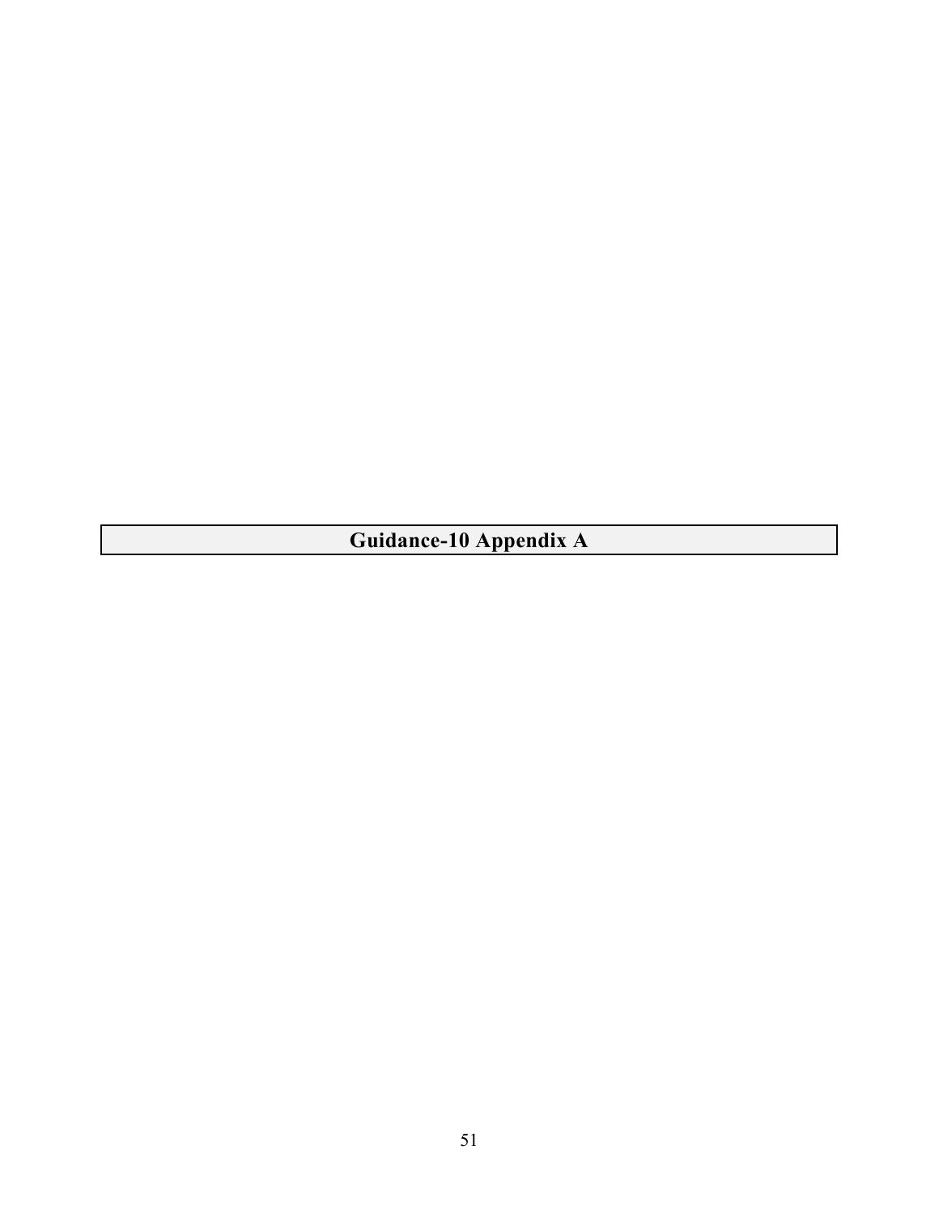# Guidance-10 Appendix A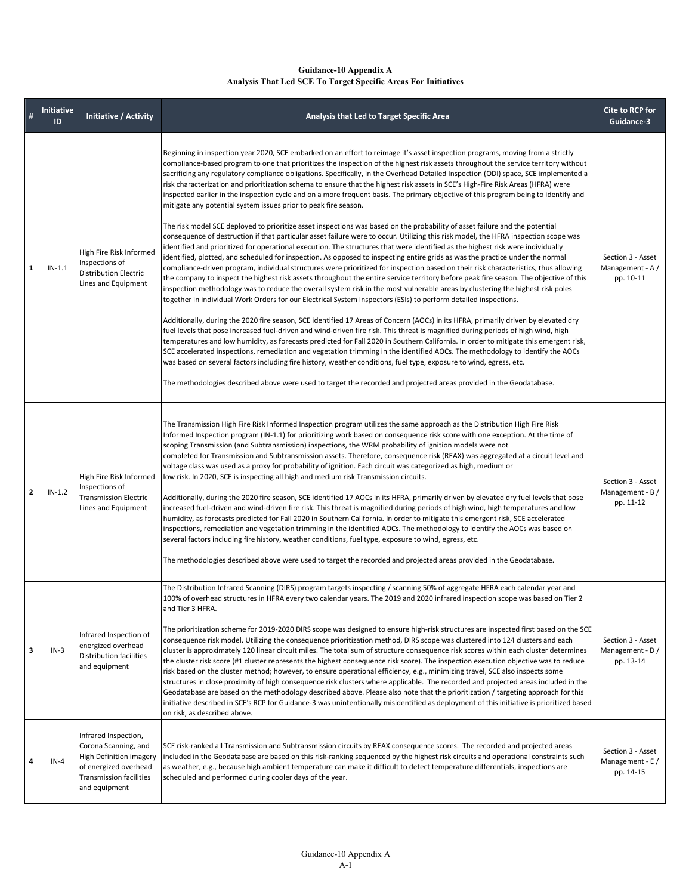**Guidance-10 Appendix A**
**Analysis That Led SCE To Target Specific Areas For Initiatives**

| # | Initiative ID | Initiative / Activity | Analysis that Led to Target Specific Area | Cite to RCP for Guidance-3 |
|---|---|---|---|---|
| 1 | IN-1.1 | High Fire Risk Informed Inspections of Distribution Electric Lines and Equipment | Beginning in inspection year 2020, SCE embarked on an effort to reimage it's asset inspection programs, moving from a strictly compliance-based program to one that prioritizes the inspection of the highest risk assets throughout the service territory without sacrificing any regulatory compliance obligations. Specifically, in the Overhead Detailed Inspection (ODI) space, SCE implemented a risk characterization and prioritization schema to ensure that the highest risk assets in SCE's High-Fire Risk Areas (HFRA) were inspected earlier in the inspection cycle and on a more frequent basis. The primary objective of this program being to identify and mitigate any potential system issues prior to peak fire season.<br><br>The risk model SCE deployed to prioritize asset inspections was based on the probability of asset failure and the potential consequence of destruction if that particular asset failure were to occur. Utilizing this risk model, the HFRA inspection scope was identified and prioritized for operational execution. The structures that were identified as the highest risk were individually identified, plotted, and scheduled for inspection. As opposed to inspecting entire grids as was the practice under the normal compliance-driven program, individual structures were prioritized for inspection based on their risk characteristics, thus allowing the company to inspect the highest risk assets throughout the entire service territory before peak fire season. The objective of this inspection methodology was to reduce the overall system risk in the most vulnerable areas by clustering the highest risk poles together in individual Work Orders for our Electrical System Inspectors (ESIs) to perform detailed inspections.<br><br>Additionally, during the 2020 fire season, SCE identified 17 Areas of Concern (AOCs) in its HFRA, primarily driven by elevated dry fuel levels that pose increased fuel-driven and wind-driven fire risk. This threat is magnified during periods of high wind, high temperatures and low humidity, as forecasts predicted for Fall 2020 in Southern California. In order to mitigate this emergent risk, SCE accelerated inspections, remediation and vegetation trimming in the identified AOCs. The methodology to identify the AOCs was based on several factors including fire history, weather conditions, fuel type, exposure to wind, egress, etc.<br><br>The methodologies described above were used to target the recorded and projected areas provided in the Geodatabase. | Section 3 - Asset Management - A / pp. 10-11 |
| 2 | IN-1.2 | High Fire Risk Informed Inspections of Transmission Electric Lines and Equipment | The Transmission High Fire Risk Informed Inspection program utilizes the same approach as the Distribution High Fire Risk Informed Inspection program (IN-1.1) for prioritizing work based on consequence risk score with one exception. At the time of scoping Transmission (and Subtransmission) inspections, the WRM probability of ignition models were not completed for Transmission and Subtransmission assets. Therefore, consequence risk (REAX) was aggregated at a circuit level and voltage class was used as a proxy for probability of ignition. Each circuit was categorized as high, medium or low risk. In 2020, SCE is inspecting all high and medium risk Transmission circuits.<br><br>Additionally, during the 2020 fire season, SCE identified 17 AOCs in its HFRA, primarily driven by elevated dry fuel levels that pose increased fuel-driven and wind-driven fire risk. This threat is magnified during periods of high wind, high temperatures and low humidity, as forecasts predicted for Fall 2020 in Southern California. In order to mitigate this emergent risk, SCE accelerated inspections, remediation and vegetation trimming in the identified AOCs. The methodology to identify the AOCs was based on several factors including fire history, weather conditions, fuel type, exposure to wind, egress, etc.<br><br>The methodologies described above were used to target the recorded and projected areas provided in the Geodatabase. | Section 3 - Asset Management - B / pp. 11-12 |
| 3 | IN-3 | Infrared Inspection of energized overhead Distribution facilities and equipment | The Distribution Infrared Scanning (DIRS) program targets inspecting / scanning 50% of aggregate HFRA each calendar year and 100% of overhead structures in HFRA every two calendar years. The 2019 and 2020 infrared inspection scope was based on Tier 2 and Tier 3 HFRA.<br><br>The prioritization scheme for 2019-2020 DIRS scope was designed to ensure high-risk structures are inspected first based on the SCE consequence risk model. Utilizing the consequence prioritization method, DIRS scope was clustered into 124 clusters and each cluster is approximately 120 linear circuit miles. The total sum of structure consequence risk scores within each cluster determines the cluster risk score (#1 cluster represents the highest consequence risk score). The inspection execution objective was to reduce risk based on the cluster method; however, to ensure operational efficiency, e.g., minimizing travel, SCE also inspects some structures in close proximity of high consequence risk clusters where applicable. The recorded and projected areas included in the Geodatabase are based on the methodology described above. Please also note that the prioritization / targeting approach for this initiative described in SCE's RCP for Guidance-3 was unintentionally misidentified as deployment of this initiative is prioritized based on risk, as described above. | Section 3 - Asset Management - D / pp. 13-14 |
| 4 | IN-4 | Infrared Inspection, Corona Scanning, and High Definition imagery of energized overhead Transmission facilities and equipment | SCE risk-ranked all Transmission and Subtransmission circuits by REAX consequence scores. The recorded and projected areas included in the Geodatabase are based on this risk-ranking sequenced by the highest risk circuits and operational constraints such as weather, e.g., because high ambient temperature can make it difficult to detect temperature differentials, inspections are scheduled and performed during cooler days of the year. | Section 3 - Asset Management - E / pp. 14-15 |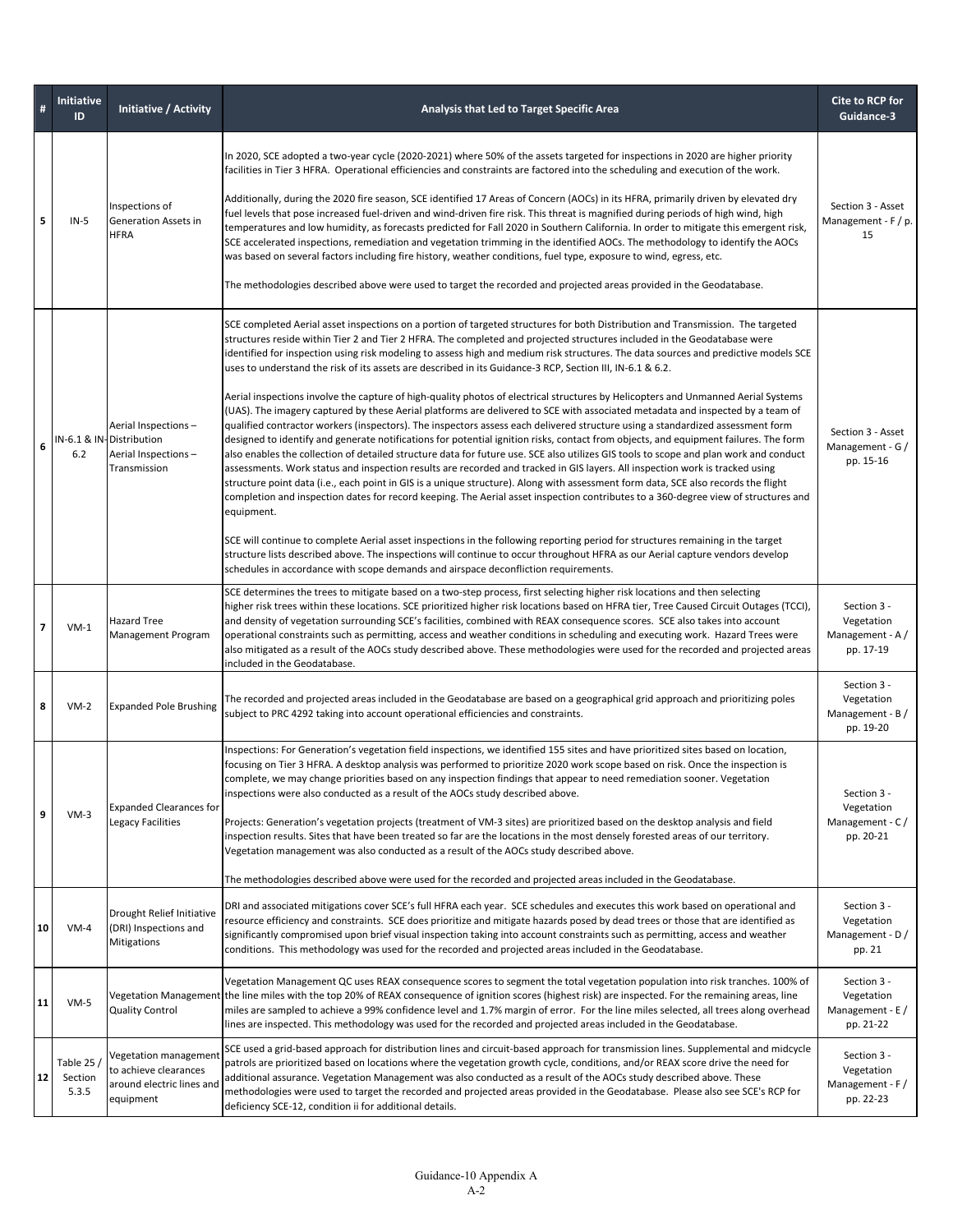| # | Initiative ID | Initiative / Activity | Analysis that Led to Target Specific Area | Cite to RCP for Guidance-3 |
|---|---|---|---|---|
| 5 | IN-5 | Inspections of Generation Assets in HFRA | In 2020, SCE adopted a two-year cycle (2020-2021) where 50% of the assets targeted for inspections in 2020 are higher priority facilities in Tier 3 HFRA. Operational efficiencies and constraints are factored into the scheduling and execution of the work.<br><br>Additionally, during the 2020 fire season, SCE identified 17 Areas of Concern (AOCs) in its HFRA, primarily driven by elevated dry fuel levels that pose increased fuel-driven and wind-driven fire risk. This threat is magnified during periods of high wind, high temperatures and low humidity, as forecasts predicted for Fall 2020 in Southern California. In order to mitigate this emergent risk, SCE accelerated inspections, remediation and vegetation trimming in the identified AOCs. The methodology to identify the AOCs was based on several factors including fire history, weather conditions, fuel type, exposure to wind, egress, etc.<br><br>The methodologies described above were used to target the recorded and projected areas provided in the Geodatabase. | Section 3 - Asset Management - F / p. 15 |
| 6 | IN-6.1 & IN-6.2 | Aerial Inspections – Distribution<br>Aerial Inspections – Transmission | SCE completed Aerial asset inspections on a portion of targeted structures for both Distribution and Transmission. The targeted structures reside within Tier 2 and Tier 2 HFRA. The completed and projected structures included in the Geodatabase were identified for inspection using risk modeling to assess high and medium risk structures. The data sources and predictive models SCE uses to understand the risk of its assets are described in its Guidance-3 RCP, Section III, IN-6.1 & 6.2.<br><br>Aerial inspections involve the capture of high-quality photos of electrical structures by Helicopters and Unmanned Aerial Systems (UAS). The imagery captured by these Aerial platforms are delivered to SCE with associated metadata and inspected by a team of qualified contractor workers (inspectors). The inspectors assess each delivered structure using a standardized assessment form designed to identify and generate notifications for potential ignition risks, contact from objects, and equipment failures. The form also enables the collection of detailed structure data for future use. SCE also utilizes GIS tools to scope and plan work and conduct assessments. Work status and inspection results are recorded and tracked in GIS layers. All inspection work is tracked using structure point data (i.e., each point in GIS is a unique structure). Along with assessment form data, SCE also records the flight completion and inspection dates for record keeping. The Aerial asset inspection contributes to a 360-degree view of structures and equipment.<br><br>SCE will continue to complete Aerial asset inspections in the following reporting period for structures remaining in the target structure lists described above. The inspections will continue to occur throughout HFRA as our Aerial capture vendors develop schedules in accordance with scope demands and airspace deconfliction requirements. | Section 3 - Asset Management - G / pp. 15-16 |
| 7 | VM-1 | Hazard Tree Management Program | SCE determines the trees to mitigate based on a two-step process, first selecting higher risk locations and then selecting higher risk trees within these locations. SCE prioritized higher risk locations based on HFRA tier, Tree Caused Circuit Outages (TCCI), and density of vegetation surrounding SCE's facilities, combined with REAX consequence scores. SCE also takes into account operational constraints such as permitting, access and weather conditions in scheduling and executing work. Hazard Trees were also mitigated as a result of the AOCs study described above. These methodologies were used for the recorded and projected areas included in the Geodatabase. | Section 3 - Vegetation Management - A / pp. 17-19 |
| 8 | VM-2 | Expanded Pole Brushing | The recorded and projected areas included in the Geodatabase are based on a geographical grid approach and prioritizing poles subject to PRC 4292 taking into account operational efficiencies and constraints. | Section 3 - Vegetation Management - B / pp. 19-20 |
| 9 | VM-3 | Expanded Clearances for Legacy Facilities | Inspections: For Generation's vegetation field inspections, we identified 155 sites and have prioritized sites based on location, focusing on Tier 3 HFRA. A desktop analysis was performed to prioritize 2020 work scope based on risk. Once the inspection is complete, we may change priorities based on any inspection findings that appear to need remediation sooner. Vegetation inspections were also conducted as a result of the AOCs study described above.<br><br>Projects: Generation's vegetation projects (treatment of VM-3 sites) are prioritized based on the desktop analysis and field inspection results. Sites that have been treated so far are the locations in the most densely forested areas of our territory. Vegetation management was also conducted as a result of the AOCs study described above.<br><br>The methodologies described above were used for the recorded and projected areas included in the Geodatabase. | Section 3 - Vegetation Management - C / pp. 20-21 |
| 10 | VM-4 | Drought Relief Initiative (DRI) Inspections and Mitigations | DRI and associated mitigations cover SCE's full HFRA each year. SCE schedules and executes this work based on operational and resource efficiency and constraints. SCE does prioritize and mitigate hazards posed by dead trees or those that are identified as significantly compromised upon brief visual inspection taking into account constraints such as permitting, access and weather conditions. This methodology was used for the recorded and projected areas included in the Geodatabase. | Section 3 - Vegetation Management - D / pp. 21 |
| 11 | VM-5 | Vegetation Management Quality Control | Vegetation Management QC uses REAX consequence scores to segment the total vegetation population into risk tranches. 100% of the line miles with the top 20% of REAX consequence of ignition scores (highest risk) are inspected. For the remaining areas, line miles are sampled to achieve a 99% confidence level and 1.7% margin of error. For the line miles selected, all trees along overhead lines are inspected. This methodology was used for the recorded and projected areas included in the Geodatabase. | Section 3 - Vegetation Management - E / pp. 21-22 |
| 12 | Table 25 / Section 5.3.5 | Vegetation management to achieve clearances around electric lines and equipment | SCE used a grid-based approach for distribution lines and circuit-based approach for transmission lines. Supplemental and midcycle patrols are prioritized based on locations where the vegetation growth cycle, conditions, and/or REAX score drive the need for additional assurance. Vegetation Management was also conducted as a result of the AOCs study described above. These methodologies were used to target the recorded and projected areas provided in the Geodatabase. Please also see SCE's RCP for deficiency SCE-12, condition ii for additional details. | Section 3 - Vegetation Management - F / pp. 22-23 |

Guidance-10 Appendix A
A-2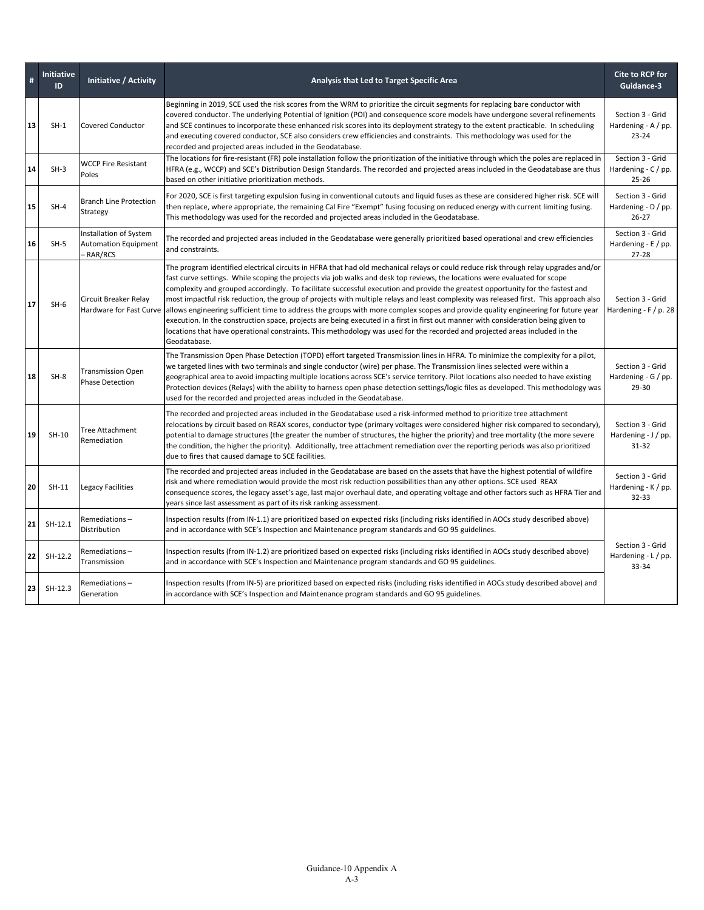| # | Initiative ID | Initiative / Activity | Analysis that Led to Target Specific Area | Cite to RCP for Guidance-3 |
|---|---|---|---|---|
| 13 | SH-1 | Covered Conductor | Beginning in 2019, SCE used the risk scores from the WRM to prioritize the circuit segments for replacing bare conductor with covered conductor. The underlying Potential of Ignition (POI) and consequence score models have undergone several refinements and SCE continues to incorporate these enhanced risk scores into its deployment strategy to the extent practicable. In scheduling and executing covered conductor, SCE also considers crew efficiencies and constraints. This methodology was used for the recorded and projected areas included in the Geodatabase. | Section 3 - Grid Hardening - A / pp. 23-24 |
| 14 | SH-3 | WCCP Fire Resistant Poles | The locations for fire-resistant (FR) pole installation follow the prioritization of the initiative through which the poles are replaced in HFRA (e.g., WCCP) and SCE's Distribution Design Standards. The recorded and projected areas included in the Geodatabase are thus based on other initiative prioritization methods. | Section 3 - Grid Hardening - C / pp. 25-26 |
| 15 | SH-4 | Branch Line Protection Strategy | For 2020, SCE is first targeting expulsion fusing in conventional cutouts and liquid fuses as these are considered higher risk. SCE will then replace, where appropriate, the remaining Cal Fire "Exempt" fusing focusing on reduced energy with current limiting fusing. This methodology was used for the recorded and projected areas included in the Geodatabase. | Section 3 - Grid Hardening - D / pp. 26-27 |
| 16 | SH-5 | Installation of System Automation Equipment – RAR/RCS | The recorded and projected areas included in the Geodatabase were generally prioritized based operational and crew efficiencies and constraints. | Section 3 - Grid Hardening - E / pp. 27-28 |
| 17 | SH-6 | Circuit Breaker Relay Hardware for Fast Curve | The program identified electrical circuits in HFRA that had old mechanical relays or could reduce risk through relay upgrades and/or fast curve settings. While scoping the projects via job walks and desk top reviews, the locations were evaluated for scope complexity and grouped accordingly. To facilitate successful execution and provide the greatest opportunity for the fastest and most impactful risk reduction, the group of projects with multiple relays and least complexity was released first. This approach also allows engineering sufficient time to address the groups with more complex scopes and provide quality engineering for future year execution. In the construction space, projects are being executed in a first in first out manner with consideration being given to locations that have operational constraints. This methodology was used for the recorded and projected areas included in the Geodatabase. | Section 3 - Grid Hardening - F / p. 28 |
| 18 | SH-8 | Transmission Open Phase Detection | The Transmission Open Phase Detection (TOPD) effort targeted Transmission lines in HFRA. To minimize the complexity for a pilot, we targeted lines with two terminals and single conductor (wire) per phase. The Transmission lines selected were within a geographical area to avoid impacting multiple locations across SCE's service territory. Pilot locations also needed to have existing Protection devices (Relays) with the ability to harness open phase detection settings/logic files as developed. This methodology was used for the recorded and projected areas included in the Geodatabase. | Section 3 - Grid Hardening - G / pp. 29-30 |
| 19 | SH-10 | Tree Attachment Remediation | The recorded and projected areas included in the Geodatabase used a risk-informed method to prioritize tree attachment relocations by circuit based on REAX scores, conductor type (primary voltages were considered higher risk compared to secondary), potential to damage structures (the greater the number of structures, the higher the priority) and tree mortality (the more severe the condition, the higher the priority). Additionally, tree attachment remediation over the reporting periods was also prioritized due to fires that caused damage to SCE facilities. | Section 3 - Grid Hardening - J / pp. 31-32 |
| 20 | SH-11 | Legacy Facilities | The recorded and projected areas included in the Geodatabase are based on the assets that have the highest potential of wildfire risk and where remediation would provide the most risk reduction possibilities than any other options. SCE used REAX consequence scores, the legacy asset's age, last major overhaul date, and operating voltage and other factors such as HFRA Tier and years since last assessment as part of its risk ranking assessment. | Section 3 - Grid Hardening - K / pp. 32-33 |
| 21 | SH-12.1 | Remediations – Distribution | Inspection results (from IN-1.1) are prioritized based on expected risks (including risks identified in AOCs study described above) and in accordance with SCE's Inspection and Maintenance program standards and GO 95 guidelines. | Section 3 - Grid Hardening - L / pp. 33-34 |
| 22 | SH-12.2 | Remediations – Transmission | Inspection results (from IN-1.2) are prioritized based on expected risks (including risks identified in AOCs study described above) and in accordance with SCE's Inspection and Maintenance program standards and GO 95 guidelines. | |
| 23 | SH-12.3 | Remediations – Generation | Inspection results (from IN-5) are prioritized based on expected risks (including risks identified in AOCs study described above) and in accordance with SCE's Inspection and Maintenance program standards and GO 95 guidelines. | |

Guidance-10 Appendix A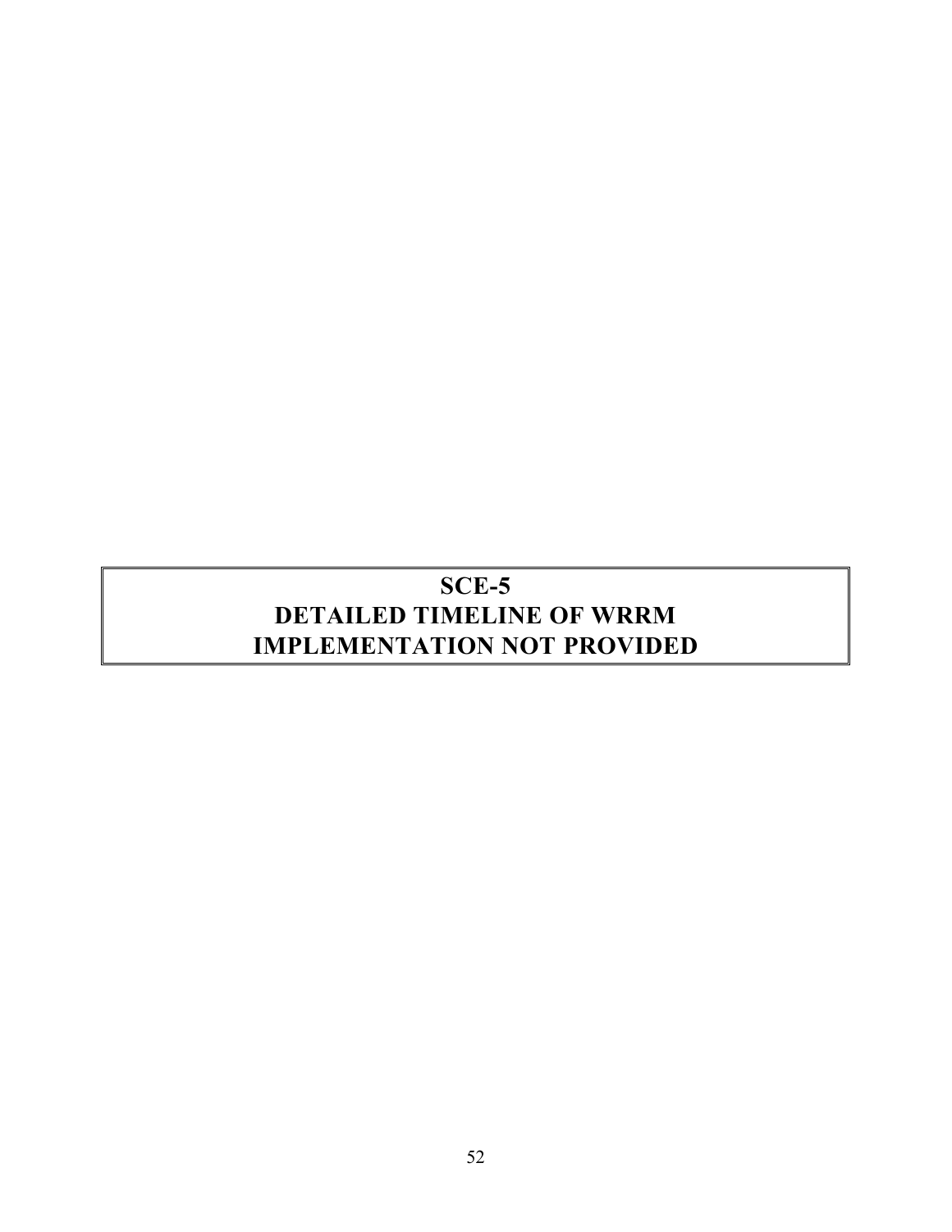# SCE-5
# DETAILED TIMELINE OF WRRM IMPLEMENTATION NOT PROVIDED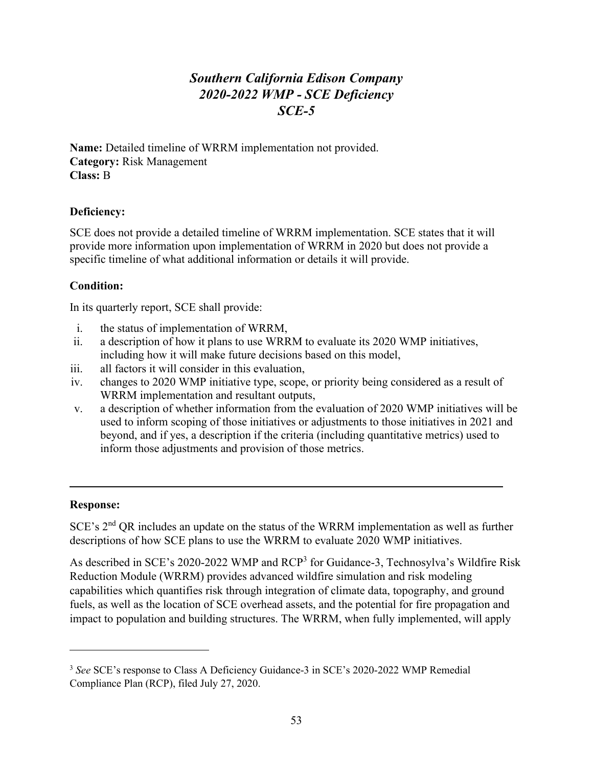# *Southern California Edison Company*
# *2020-2022 WMP - SCE Deficiency*
# *SCE-5*

**Name:** Detailed timeline of WRRM implementation not provided.
**Category:** Risk Management
**Class:** B

**Deficiency:**

SCE does not provide a detailed timeline of WRRM implementation. SCE states that it will provide more information upon implementation of WRRM in 2020 but does not provide a specific timeline of what additional information or details it will provide.

**Condition:**

In its quarterly report, SCE shall provide:

i. the status of implementation of WRRM,
ii. a description of how it plans to use WRRM to evaluate its 2020 WMP initiatives, including how it will make future decisions based on this model,
iii. all factors it will consider in this evaluation,
iv. changes to 2020 WMP initiative type, scope, or priority being considered as a result of WRRM implementation and resultant outputs,
v. a description of whether information from the evaluation of 2020 WMP initiatives will be used to inform scoping of those initiatives or adjustments to those initiatives in 2021 and beyond, and if yes, a description if the criteria (including quantitative metrics) used to inform those adjustments and provision of those metrics.

---

**Response:**

SCE's 2nd QR includes an update on the status of the WRRM implementation as well as further descriptions of how SCE plans to use the WRRM to evaluate 2020 WMP initiatives.

As described in SCE's 2020-2022 WMP and RCP[3] for Guidance-3, Technosylva's Wildfire Risk Reduction Module (WRRM) provides advanced wildfire simulation and risk modeling capabilities which quantifies risk through integration of climate data, topography, and ground fuels, as well as the location of SCE overhead assets, and the potential for fire propagation and impact to population and building structures. The WRRM, when fully implemented, will apply

[3] *See* SCE's response to Class A Deficiency Guidance-3 in SCE's 2020-2022 WMP Remedial Compliance Plan (RCP), filed July 27, 2020.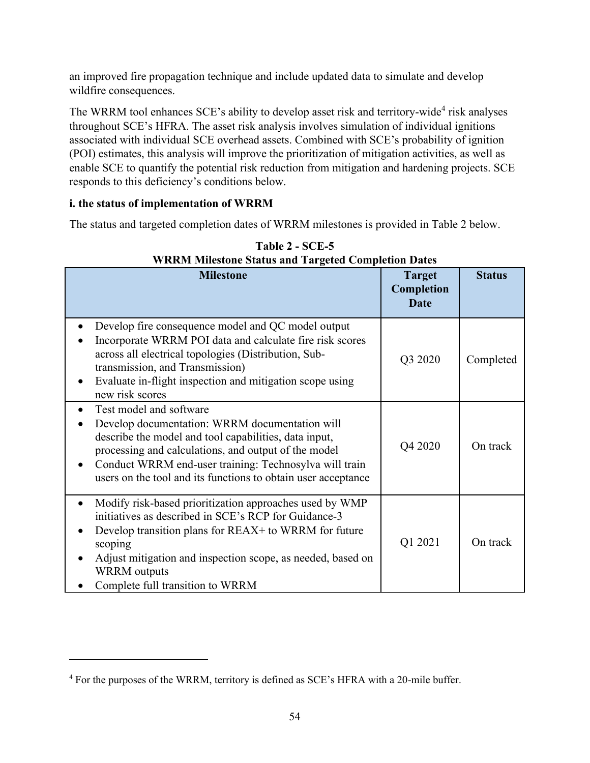an improved fire propagation technique and include updated data to simulate and develop wildfire consequences.

The WRRM tool enhances SCE's ability to develop asset risk and territory-wide[4] risk analyses throughout SCE's HFRA. The asset risk analysis involves simulation of individual ignitions associated with individual SCE overhead assets. Combined with SCE's probability of ignition (POI) estimates, this analysis will improve the prioritization of mitigation activities, as well as enable SCE to quantify the potential risk reduction from mitigation and hardening projects. SCE responds to this deficiency's conditions below.

**i. the status of implementation of WRRM**

The status and targeted completion dates of WRRM milestones is provided in Table 2 below.

**Table 2 - SCE-5**
**WRRM Milestone Status and Targeted Completion Dates**

| Milestone | Target Completion Date | Status |
|---|---|---|
| • Develop fire consequence model and QC model output<br>• Incorporate WRRM POI data and calculate fire risk scores across all electrical topologies (Distribution, Sub-transmission, and Transmission)<br>• Evaluate in-flight inspection and mitigation scope using new risk scores | Q3 2020 | Completed |
| • Test model and software<br>• Develop documentation: WRRM documentation will describe the model and tool capabilities, data input, processing and calculations, and output of the model<br>• Conduct WRRM end-user training: Technosylva will train users on the tool and its functions to obtain user acceptance | Q4 2020 | On track |
| • Modify risk-based prioritization approaches used by WMP initiatives as described in SCE's RCP for Guidance-3<br>• Develop transition plans for REAX+ to WRRM for future scoping<br>• Adjust mitigation and inspection scope, as needed, based on WRRM outputs<br>• Complete full transition to WRRM | Q1 2021 | On track |

[4] For the purposes of the WRRM, territory is defined as SCE's HFRA with a 20-mile buffer.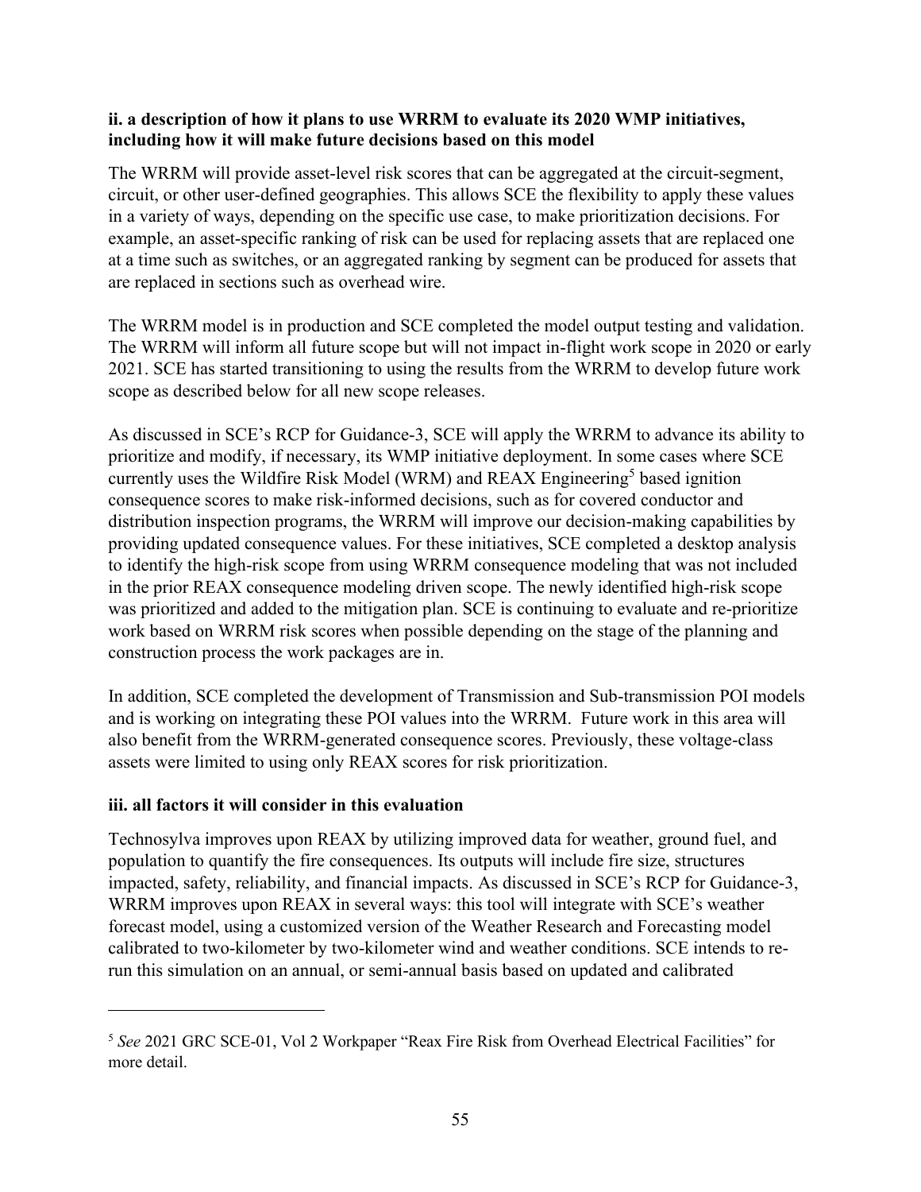**ii. a description of how it plans to use WRRM to evaluate its 2020 WMP initiatives, including how it will make future decisions based on this model**

The WRRM will provide asset-level risk scores that can be aggregated at the circuit-segment, circuit, or other user-defined geographies. This allows SCE the flexibility to apply these values in a variety of ways, depending on the specific use case, to make prioritization decisions. For example, an asset-specific ranking of risk can be used for replacing assets that are replaced one at a time such as switches, or an aggregated ranking by segment can be produced for assets that are replaced in sections such as overhead wire.

The WRRM model is in production and SCE completed the model output testing and validation. The WRRM will inform all future scope but will not impact in-flight work scope in 2020 or early 2021. SCE has started transitioning to using the results from the WRRM to develop future work scope as described below for all new scope releases.

As discussed in SCE's RCP for Guidance-3, SCE will apply the WRRM to advance its ability to prioritize and modify, if necessary, its WMP initiative deployment. In some cases where SCE currently uses the Wildfire Risk Model (WRM) and REAX Engineering[5] based ignition consequence scores to make risk-informed decisions, such as for covered conductor and distribution inspection programs, the WRRM will improve our decision-making capabilities by providing updated consequence values. For these initiatives, SCE completed a desktop analysis to identify the high-risk scope from using WRRM consequence modeling that was not included in the prior REAX consequence modeling driven scope. The newly identified high-risk scope was prioritized and added to the mitigation plan. SCE is continuing to evaluate and re-prioritize work based on WRRM risk scores when possible depending on the stage of the planning and construction process the work packages are in.

In addition, SCE completed the development of Transmission and Sub-transmission POI models and is working on integrating these POI values into the WRRM. Future work in this area will also benefit from the WRRM-generated consequence scores. Previously, these voltage-class assets were limited to using only REAX scores for risk prioritization.

**iii. all factors it will consider in this evaluation**

Technosylva improves upon REAX by utilizing improved data for weather, ground fuel, and population to quantify the fire consequences. Its outputs will include fire size, structures impacted, safety, reliability, and financial impacts. As discussed in SCE's RCP for Guidance-3, WRRM improves upon REAX in several ways: this tool will integrate with SCE's weather forecast model, using a customized version of the Weather Research and Forecasting model calibrated to two-kilometer by two-kilometer wind and weather conditions. SCE intends to re-run this simulation on an annual, or semi-annual basis based on updated and calibrated

---

[5] *See* 2021 GRC SCE-01, Vol 2 Workpaper "Reax Fire Risk from Overhead Electrical Facilities" for more detail.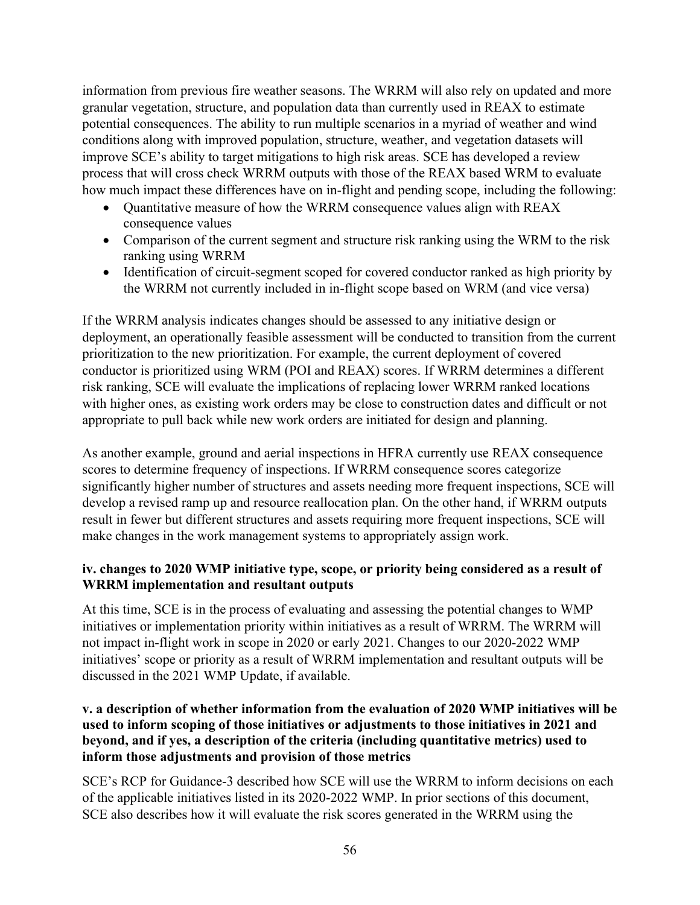information from previous fire weather seasons. The WRRM will also rely on updated and more granular vegetation, structure, and population data than currently used in REAX to estimate potential consequences. The ability to run multiple scenarios in a myriad of weather and wind conditions along with improved population, structure, weather, and vegetation datasets will improve SCE's ability to target mitigations to high risk areas. SCE has developed a review process that will cross check WRRM outputs with those of the REAX based WRM to evaluate how much impact these differences have on in-flight and pending scope, including the following:

- Quantitative measure of how the WRRM consequence values align with REAX consequence values
- Comparison of the current segment and structure risk ranking using the WRM to the risk ranking using WRRM
- Identification of circuit-segment scoped for covered conductor ranked as high priority by the WRRM not currently included in in-flight scope based on WRM (and vice versa)

If the WRRM analysis indicates changes should be assessed to any initiative design or deployment, an operationally feasible assessment will be conducted to transition from the current prioritization to the new prioritization. For example, the current deployment of covered conductor is prioritized using WRM (POI and REAX) scores. If WRRM determines a different risk ranking, SCE will evaluate the implications of replacing lower WRRM ranked locations with higher ones, as existing work orders may be close to construction dates and difficult or not appropriate to pull back while new work orders are initiated for design and planning.

As another example, ground and aerial inspections in HFRA currently use REAX consequence scores to determine frequency of inspections. If WRRM consequence scores categorize significantly higher number of structures and assets needing more frequent inspections, SCE will develop a revised ramp up and resource reallocation plan. On the other hand, if WRRM outputs result in fewer but different structures and assets requiring more frequent inspections, SCE will make changes in the work management systems to appropriately assign work.

**iv. changes to 2020 WMP initiative type, scope, or priority being considered as a result of WRRM implementation and resultant outputs**

At this time, SCE is in the process of evaluating and assessing the potential changes to WMP initiatives or implementation priority within initiatives as a result of WRRM. The WRRM will not impact in-flight work in scope in 2020 or early 2021. Changes to our 2020-2022 WMP initiatives' scope or priority as a result of WRRM implementation and resultant outputs will be discussed in the 2021 WMP Update, if available.

**v. a description of whether information from the evaluation of 2020 WMP initiatives will be used to inform scoping of those initiatives or adjustments to those initiatives in 2021 and beyond, and if yes, a description of the criteria (including quantitative metrics) used to inform those adjustments and provision of those metrics**

SCE's RCP for Guidance-3 described how SCE will use the WRRM to inform decisions on each of the applicable initiatives listed in its 2020-2022 WMP. In prior sections of this document, SCE also describes how it will evaluate the risk scores generated in the WRRM using the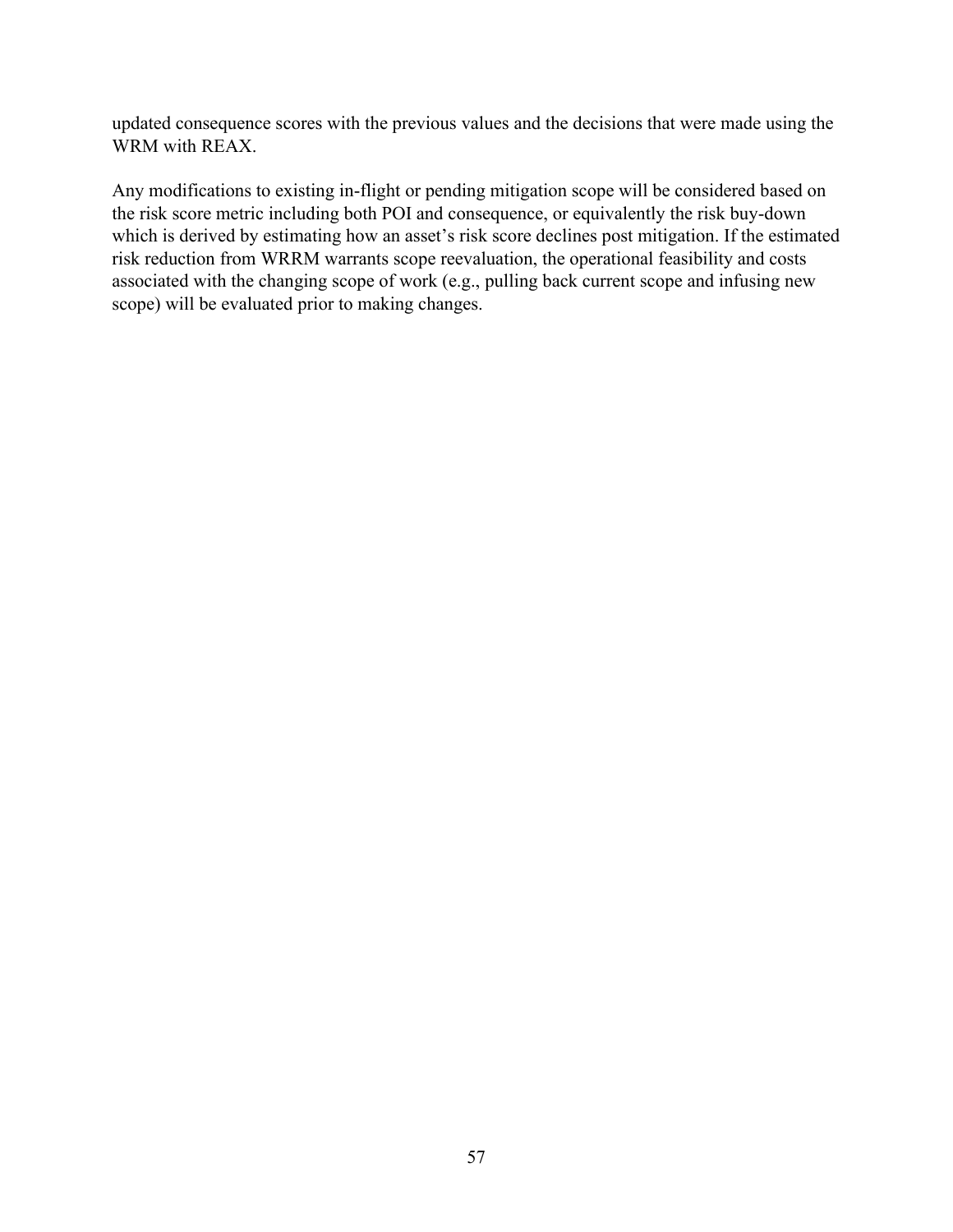updated consequence scores with the previous values and the decisions that were made using the WRM with REAX.

Any modifications to existing in-flight or pending mitigation scope will be considered based on the risk score metric including both POI and consequence, or equivalently the risk buy-down which is derived by estimating how an asset's risk score declines post mitigation. If the estimated risk reduction from WRRM warrants scope reevaluation, the operational feasibility and costs associated with the changing scope of work (e.g., pulling back current scope and infusing new scope) will be evaluated prior to making changes.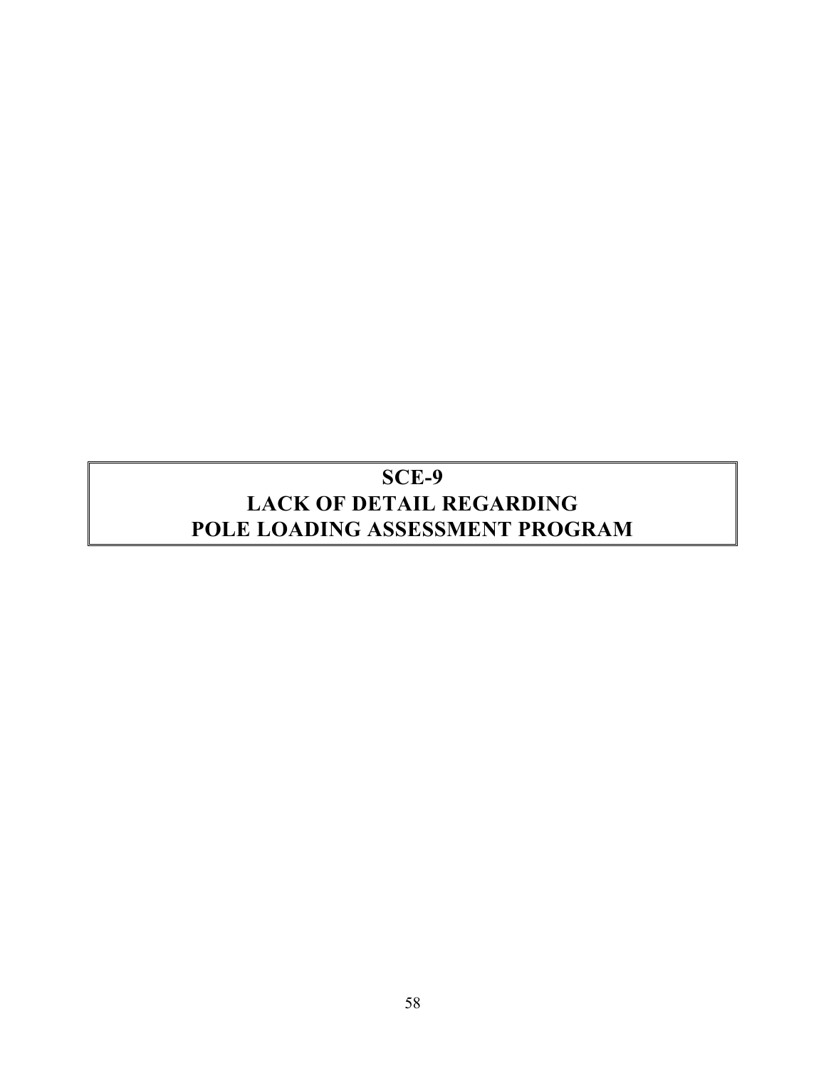# SCE-9
# LACK OF DETAIL REGARDING POLE LOADING ASSESSMENT PROGRAM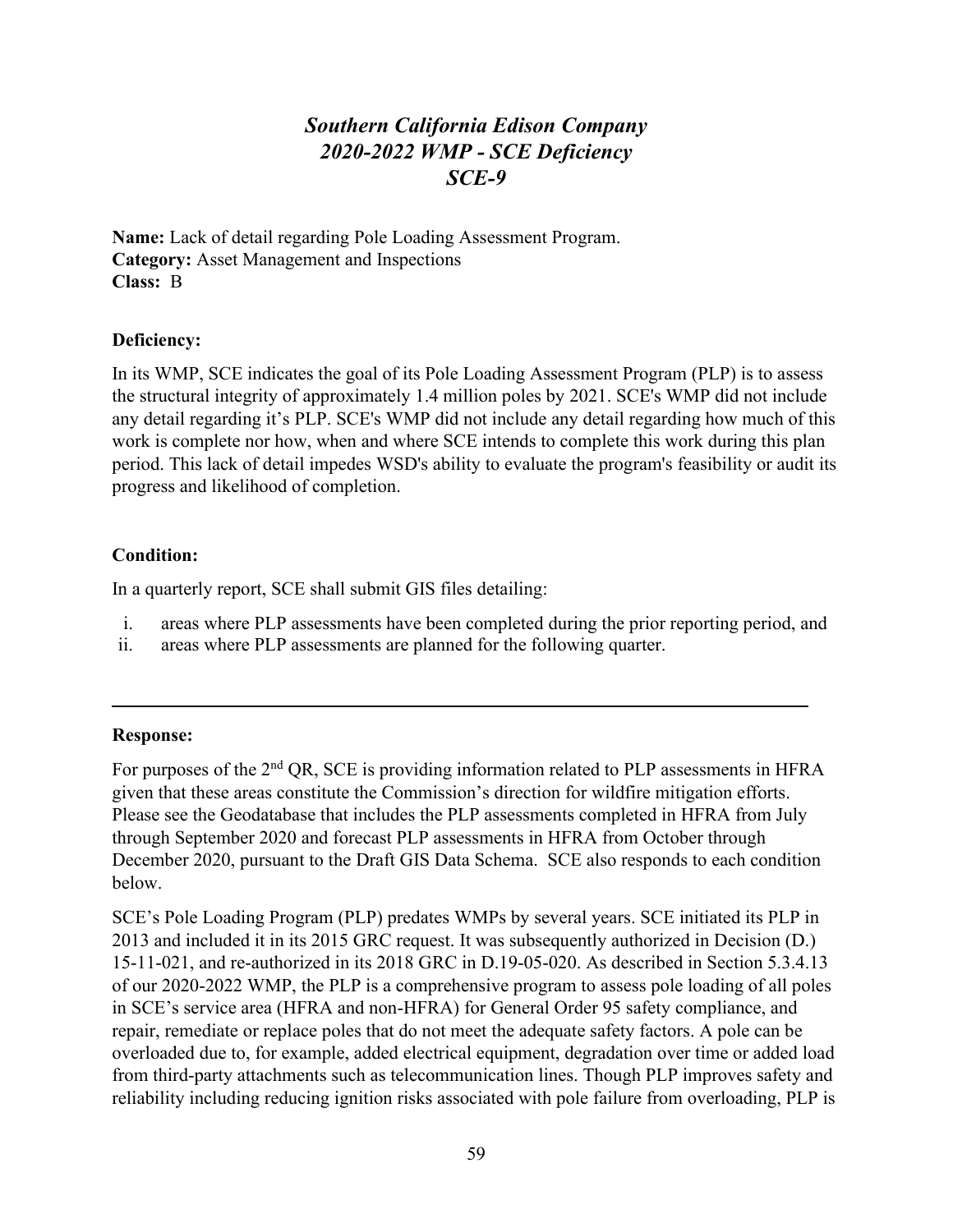# *Southern California Edison Company*
# *2020-2022 WMP - SCE Deficiency*
# *SCE-9*

**Name:** Lack of detail regarding Pole Loading Assessment Program.
**Category:** Asset Management and Inspections
**Class:** B

**Deficiency:**

In its WMP, SCE indicates the goal of its Pole Loading Assessment Program (PLP) is to assess the structural integrity of approximately 1.4 million poles by 2021. SCE's WMP did not include any detail regarding it's PLP. SCE's WMP did not include any detail regarding how much of this work is complete nor how, when and where SCE intends to complete this work during this plan period. This lack of detail impedes WSD's ability to evaluate the program's feasibility or audit its progress and likelihood of completion.

**Condition:**

In a quarterly report, SCE shall submit GIS files detailing:

i. areas where PLP assessments have been completed during the prior reporting period, and
ii. areas where PLP assessments are planned for the following quarter.

---

**Response:**

For purposes of the 2nd QR, SCE is providing information related to PLP assessments in HFRA given that these areas constitute the Commission's direction for wildfire mitigation efforts. Please see the Geodatabase that includes the PLP assessments completed in HFRA from July through September 2020 and forecast PLP assessments in HFRA from October through December 2020, pursuant to the Draft GIS Data Schema. SCE also responds to each condition below.

SCE's Pole Loading Program (PLP) predates WMPs by several years. SCE initiated its PLP in 2013 and included it in its 2015 GRC request. It was subsequently authorized in Decision (D.) 15-11-021, and re-authorized in its 2018 GRC in D.19-05-020. As described in Section 5.3.4.13 of our 2020-2022 WMP, the PLP is a comprehensive program to assess pole loading of all poles in SCE's service area (HFRA and non-HFRA) for General Order 95 safety compliance, and repair, remediate or replace poles that do not meet the adequate safety factors. A pole can be overloaded due to, for example, added electrical equipment, degradation over time or added load from third-party attachments such as telecommunication lines. Though PLP improves safety and reliability including reducing ignition risks associated with pole failure from overloading, PLP is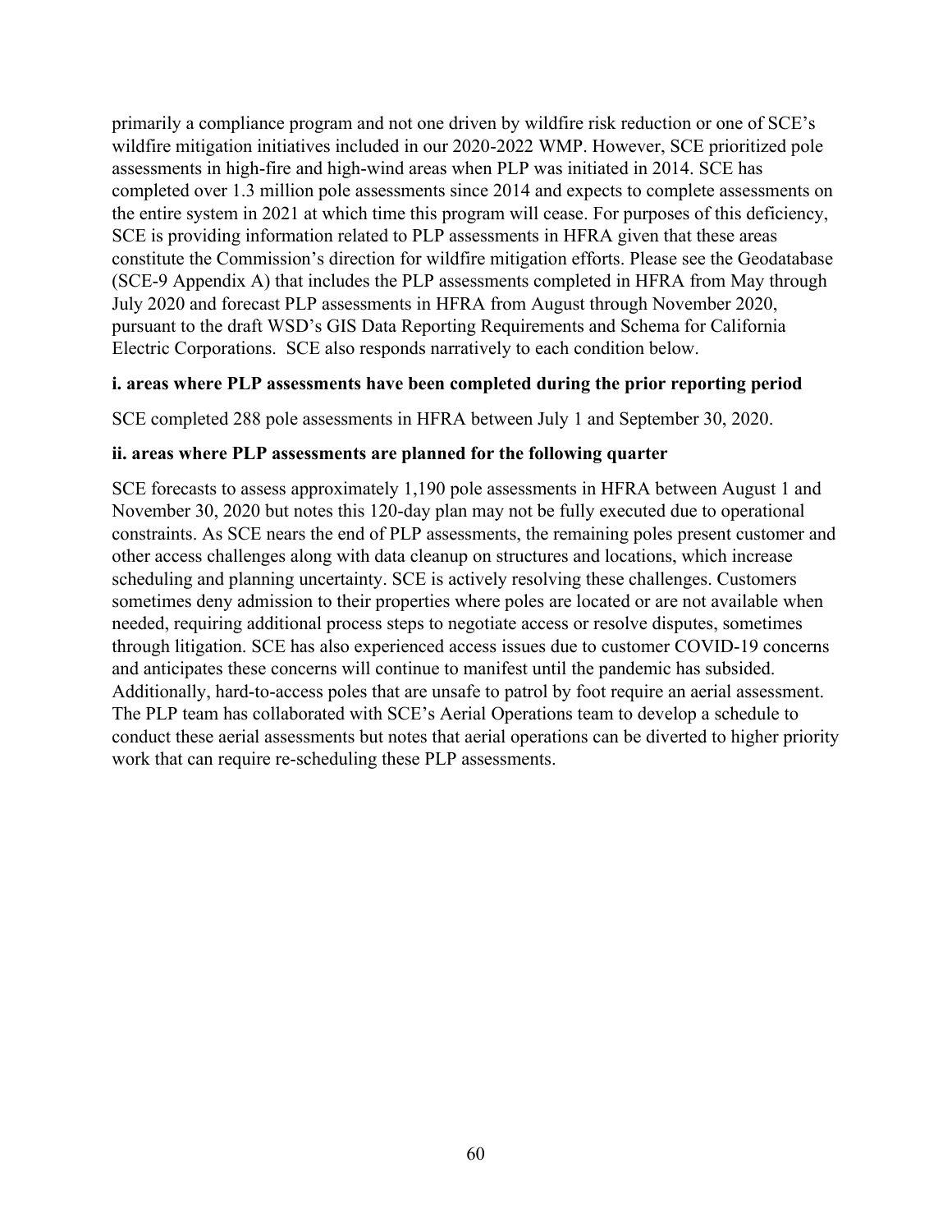primarily a compliance program and not one driven by wildfire risk reduction or one of SCE's wildfire mitigation initiatives included in our 2020-2022 WMP. However, SCE prioritized pole assessments in high-fire and high-wind areas when PLP was initiated in 2014. SCE has completed over 1.3 million pole assessments since 2014 and expects to complete assessments on the entire system in 2021 at which time this program will cease. For purposes of this deficiency, SCE is providing information related to PLP assessments in HFRA given that these areas constitute the Commission's direction for wildfire mitigation efforts. Please see the Geodatabase (SCE-9 Appendix A) that includes the PLP assessments completed in HFRA from May through July 2020 and forecast PLP assessments in HFRA from August through November 2020, pursuant to the draft WSD's GIS Data Reporting Requirements and Schema for California Electric Corporations. SCE also responds narratively to each condition below.

**i. areas where PLP assessments have been completed during the prior reporting period**

SCE completed 288 pole assessments in HFRA between July 1 and September 30, 2020.

**ii. areas where PLP assessments are planned for the following quarter**

SCE forecasts to assess approximately 1,190 pole assessments in HFRA between August 1 and November 30, 2020 but notes this 120-day plan may not be fully executed due to operational constraints. As SCE nears the end of PLP assessments, the remaining poles present customer and other access challenges along with data cleanup on structures and locations, which increase scheduling and planning uncertainty. SCE is actively resolving these challenges. Customers sometimes deny admission to their properties where poles are located or are not available when needed, requiring additional process steps to negotiate access or resolve disputes, sometimes through litigation. SCE has also experienced access issues due to customer COVID-19 concerns and anticipates these concerns will continue to manifest until the pandemic has subsided. Additionally, hard-to-access poles that are unsafe to patrol by foot require an aerial assessment. The PLP team has collaborated with SCE's Aerial Operations team to develop a schedule to conduct these aerial assessments but notes that aerial operations can be diverted to higher priority work that can require re-scheduling these PLP assessments.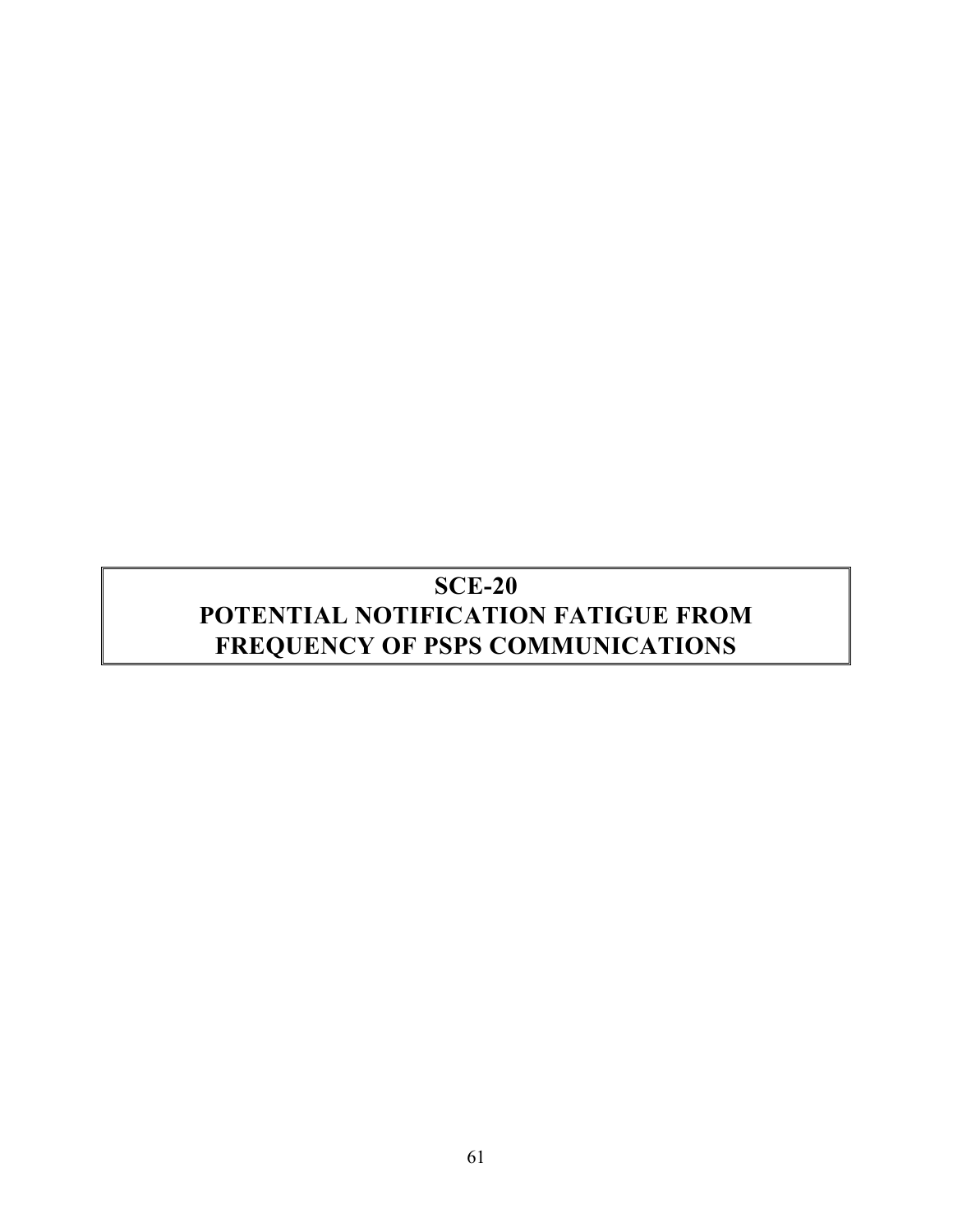# SCE-20
# POTENTIAL NOTIFICATION FATIGUE FROM FREQUENCY OF PSPS COMMUNICATIONS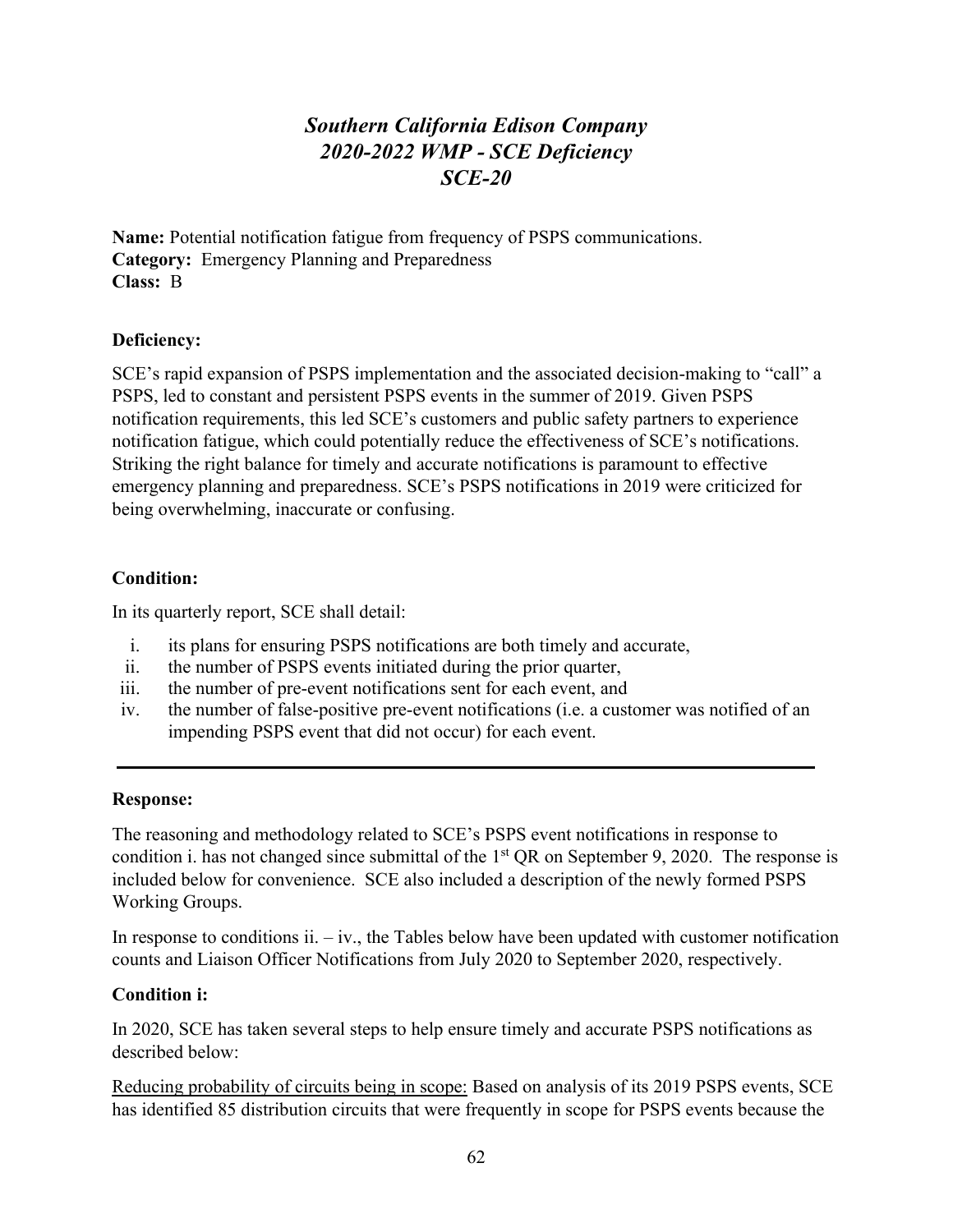# *Southern California Edison Company*
# *2020-2022 WMP - SCE Deficiency*
# *SCE-20*

**Name:** Potential notification fatigue from frequency of PSPS communications.
**Category:** Emergency Planning and Preparedness
**Class:** B

**Deficiency:**

SCE's rapid expansion of PSPS implementation and the associated decision-making to "call" a PSPS, led to constant and persistent PSPS events in the summer of 2019. Given PSPS notification requirements, this led SCE's customers and public safety partners to experience notification fatigue, which could potentially reduce the effectiveness of SCE's notifications. Striking the right balance for timely and accurate notifications is paramount to effective emergency planning and preparedness. SCE's PSPS notifications in 2019 were criticized for being overwhelming, inaccurate or confusing.

**Condition:**

In its quarterly report, SCE shall detail:

i. its plans for ensuring PSPS notifications are both timely and accurate,
ii. the number of PSPS events initiated during the prior quarter,
iii. the number of pre-event notifications sent for each event, and
iv. the number of false-positive pre-event notifications (i.e. a customer was notified of an impending PSPS event that did not occur) for each event.

---

**Response:**

The reasoning and methodology related to SCE's PSPS event notifications in response to condition i. has not changed since submittal of the 1st QR on September 9, 2020. The response is included below for convenience. SCE also included a description of the newly formed PSPS Working Groups.

In response to conditions ii. – iv., the Tables below have been updated with customer notification counts and Liaison Officer Notifications from July 2020 to September 2020, respectively.

**Condition i:**

In 2020, SCE has taken several steps to help ensure timely and accurate PSPS notifications as described below:

Reducing probability of circuits being in scope: Based on analysis of its 2019 PSPS events, SCE has identified 85 distribution circuits that were frequently in scope for PSPS events because the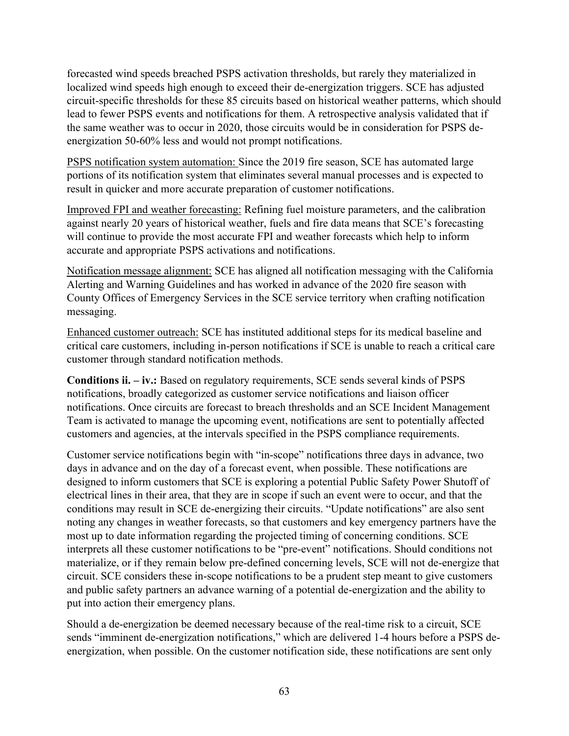forecasted wind speeds breached PSPS activation thresholds, but rarely they materialized in localized wind speeds high enough to exceed their de-energization triggers. SCE has adjusted circuit-specific thresholds for these 85 circuits based on historical weather patterns, which should lead to fewer PSPS events and notifications for them. A retrospective analysis validated that if the same weather was to occur in 2020, those circuits would be in consideration for PSPS de-energization 50-60% less and would not prompt notifications.

PSPS notification system automation: Since the 2019 fire season, SCE has automated large portions of its notification system that eliminates several manual processes and is expected to result in quicker and more accurate preparation of customer notifications.

Improved FPI and weather forecasting: Refining fuel moisture parameters, and the calibration against nearly 20 years of historical weather, fuels and fire data means that SCE's forecasting will continue to provide the most accurate FPI and weather forecasts which help to inform accurate and appropriate PSPS activations and notifications.

Notification message alignment: SCE has aligned all notification messaging with the California Alerting and Warning Guidelines and has worked in advance of the 2020 fire season with County Offices of Emergency Services in the SCE service territory when crafting notification messaging.

Enhanced customer outreach: SCE has instituted additional steps for its medical baseline and critical care customers, including in-person notifications if SCE is unable to reach a critical care customer through standard notification methods.

**Conditions ii. – iv.:** Based on regulatory requirements, SCE sends several kinds of PSPS notifications, broadly categorized as customer service notifications and liaison officer notifications. Once circuits are forecast to breach thresholds and an SCE Incident Management Team is activated to manage the upcoming event, notifications are sent to potentially affected customers and agencies, at the intervals specified in the PSPS compliance requirements.

Customer service notifications begin with "in-scope" notifications three days in advance, two days in advance and on the day of a forecast event, when possible. These notifications are designed to inform customers that SCE is exploring a potential Public Safety Power Shutoff of electrical lines in their area, that they are in scope if such an event were to occur, and that the conditions may result in SCE de-energizing their circuits. "Update notifications" are also sent noting any changes in weather forecasts, so that customers and key emergency partners have the most up to date information regarding the projected timing of concerning conditions. SCE interprets all these customer notifications to be "pre-event" notifications. Should conditions not materialize, or if they remain below pre-defined concerning levels, SCE will not de-energize that circuit. SCE considers these in-scope notifications to be a prudent step meant to give customers and public safety partners an advance warning of a potential de-energization and the ability to put into action their emergency plans.

Should a de-energization be deemed necessary because of the real-time risk to a circuit, SCE sends "imminent de-energization notifications," which are delivered 1-4 hours before a PSPS de-energization, when possible. On the customer notification side, these notifications are sent only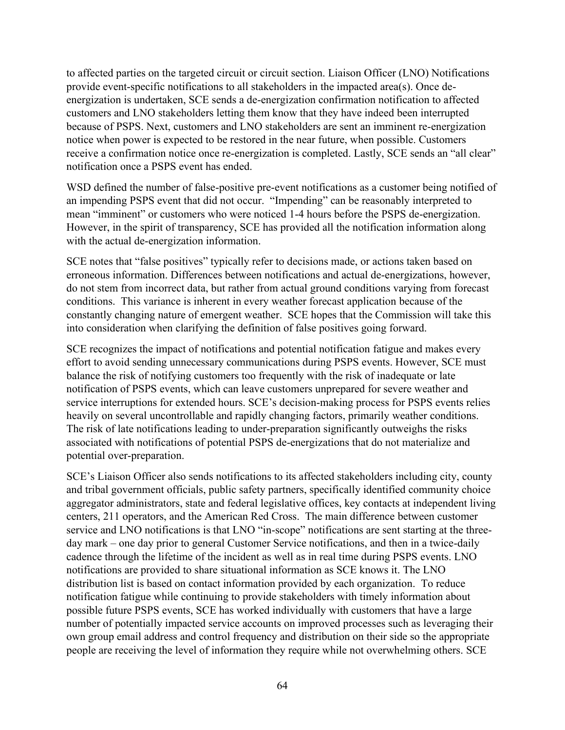to affected parties on the targeted circuit or circuit section. Liaison Officer (LNO) Notifications provide event-specific notifications to all stakeholders in the impacted area(s). Once de-energization is undertaken, SCE sends a de-energization confirmation notification to affected customers and LNO stakeholders letting them know that they have indeed been interrupted because of PSPS. Next, customers and LNO stakeholders are sent an imminent re-energization notice when power is expected to be restored in the near future, when possible. Customers receive a confirmation notice once re-energization is completed. Lastly, SCE sends an "all clear" notification once a PSPS event has ended.

WSD defined the number of false-positive pre-event notifications as a customer being notified of an impending PSPS event that did not occur. "Impending" can be reasonably interpreted to mean "imminent" or customers who were noticed 1-4 hours before the PSPS de-energization. However, in the spirit of transparency, SCE has provided all the notification information along with the actual de-energization information.

SCE notes that "false positives" typically refer to decisions made, or actions taken based on erroneous information. Differences between notifications and actual de-energizations, however, do not stem from incorrect data, but rather from actual ground conditions varying from forecast conditions. This variance is inherent in every weather forecast application because of the constantly changing nature of emergent weather. SCE hopes that the Commission will take this into consideration when clarifying the definition of false positives going forward.

SCE recognizes the impact of notifications and potential notification fatigue and makes every effort to avoid sending unnecessary communications during PSPS events. However, SCE must balance the risk of notifying customers too frequently with the risk of inadequate or late notification of PSPS events, which can leave customers unprepared for severe weather and service interruptions for extended hours. SCE's decision-making process for PSPS events relies heavily on several uncontrollable and rapidly changing factors, primarily weather conditions. The risk of late notifications leading to under-preparation significantly outweighs the risks associated with notifications of potential PSPS de-energizations that do not materialize and potential over-preparation.

SCE's Liaison Officer also sends notifications to its affected stakeholders including city, county and tribal government officials, public safety partners, specifically identified community choice aggregator administrators, state and federal legislative offices, key contacts at independent living centers, 211 operators, and the American Red Cross. The main difference between customer service and LNO notifications is that LNO "in-scope" notifications are sent starting at the three-day mark – one day prior to general Customer Service notifications, and then in a twice-daily cadence through the lifetime of the incident as well as in real time during PSPS events. LNO notifications are provided to share situational information as SCE knows it. The LNO distribution list is based on contact information provided by each organization. To reduce notification fatigue while continuing to provide stakeholders with timely information about possible future PSPS events, SCE has worked individually with customers that have a large number of potentially impacted service accounts on improved processes such as leveraging their own group email address and control frequency and distribution on their side so the appropriate people are receiving the level of information they require while not overwhelming others. SCE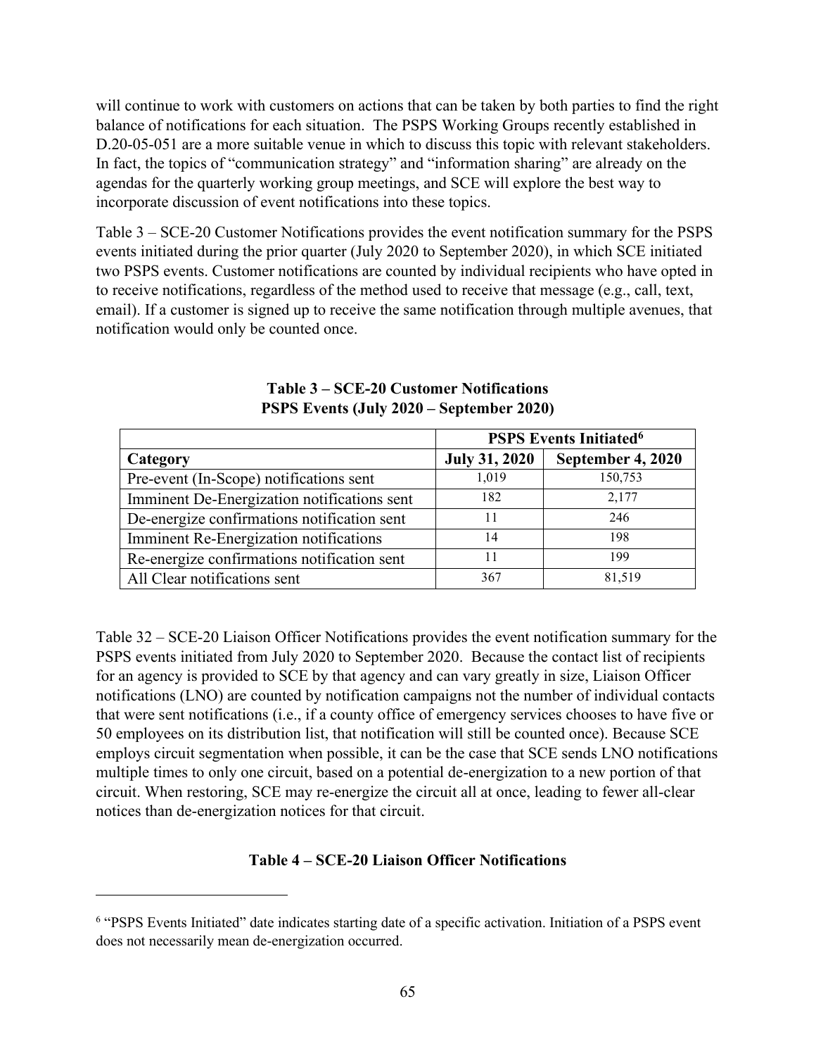will continue to work with customers on actions that can be taken by both parties to find the right balance of notifications for each situation. The PSPS Working Groups recently established in D.20-05-051 are a more suitable venue in which to discuss this topic with relevant stakeholders. In fact, the topics of "communication strategy" and "information sharing" are already on the agendas for the quarterly working group meetings, and SCE will explore the best way to incorporate discussion of event notifications into these topics.

Table 3 – SCE-20 Customer Notifications provides the event notification summary for the PSPS events initiated during the prior quarter (July 2020 to September 2020), in which SCE initiated two PSPS events. Customer notifications are counted by individual recipients who have opted in to receive notifications, regardless of the method used to receive that message (e.g., call, text, email). If a customer is signed up to receive the same notification through multiple avenues, that notification would only be counted once.

**Table 3 – SCE-20 Customer Notifications**
**PSPS Events (July 2020 – September 2020)**

| | PSPS Events Initiated[6] | |
|---|---|---|
| **Category** | **July 31, 2020** | **September 4, 2020** |
| Pre-event (In-Scope) notifications sent | 1,019 | 150,753 |
| Imminent De-Energization notifications sent | 182 | 2,177 |
| De-energize confirmations notification sent | 11 | 246 |
| Imminent Re-Energization notifications | 14 | 198 |
| Re-energize confirmations notification sent | 11 | 199 |
| All Clear notifications sent | 367 | 81,519 |

Table 32 – SCE-20 Liaison Officer Notifications provides the event notification summary for the PSPS events initiated from July 2020 to September 2020. Because the contact list of recipients for an agency is provided to SCE by that agency and can vary greatly in size, Liaison Officer notifications (LNO) are counted by notification campaigns not the number of individual contacts that were sent notifications (i.e., if a county office of emergency services chooses to have five or 50 employees on its distribution list, that notification will still be counted once). Because SCE employs circuit segmentation when possible, it can be the case that SCE sends LNO notifications multiple times to only one circuit, based on a potential de-energization to a new portion of that circuit. When restoring, SCE may re-energize the circuit all at once, leading to fewer all-clear notices than de-energization notices for that circuit.

**Table 4 – SCE-20 Liaison Officer Notifications**

[6] "PSPS Events Initiated" date indicates starting date of a specific activation. Initiation of a PSPS event does not necessarily mean de-energization occurred.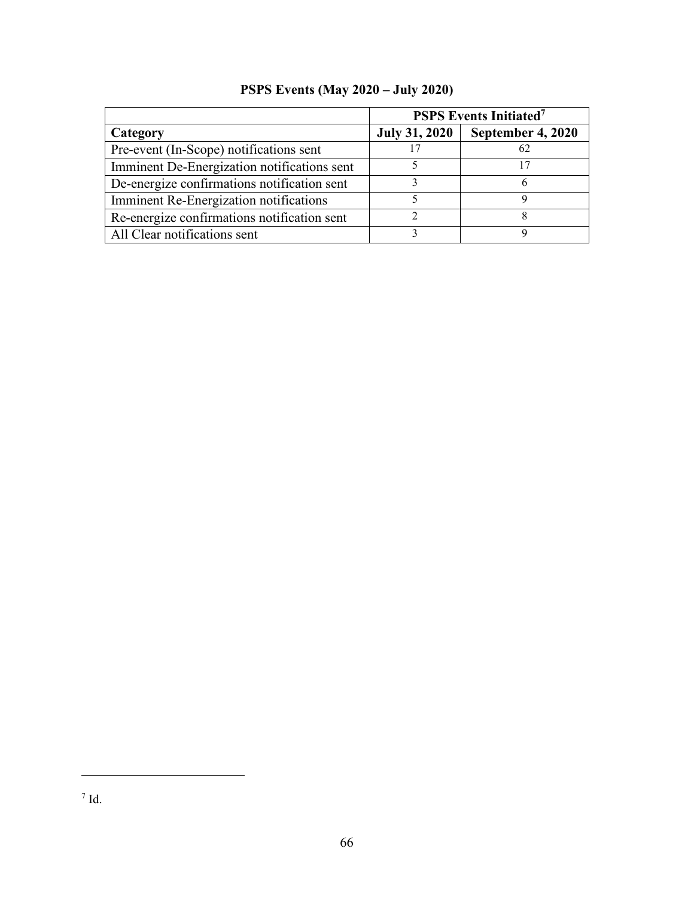**PSPS Events (May 2020 – July 2020)**

| | PSPS Events Initiated[7] | |
|---|---|---|
| **Category** | **July 31, 2020** | **September 4, 2020** |
| Pre-event (In-Scope) notifications sent | 17 | 62 |
| Imminent De-Energization notifications sent | 5 | 17 |
| De-energize confirmations notification sent | 3 | 6 |
| Imminent Re-Energization notifications | 5 | 9 |
| Re-energize confirmations notification sent | 2 | 8 |
| All Clear notifications sent | 3 | 9 |

[7] Id.